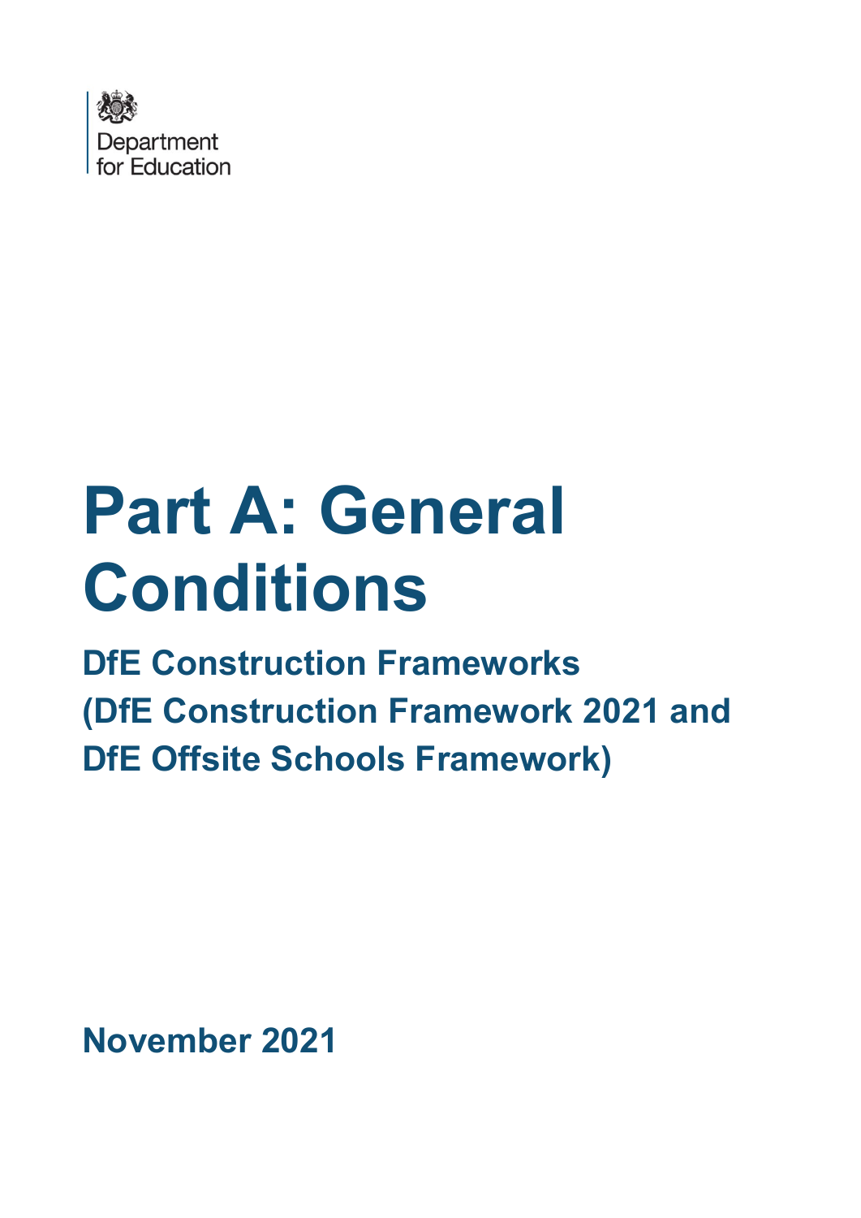Department for Education

# Part A: General Conditions

## DfE Construction Frameworks (DfE Construction Framework 2021 and DfE Offsite Schools Framework)

**November 2021**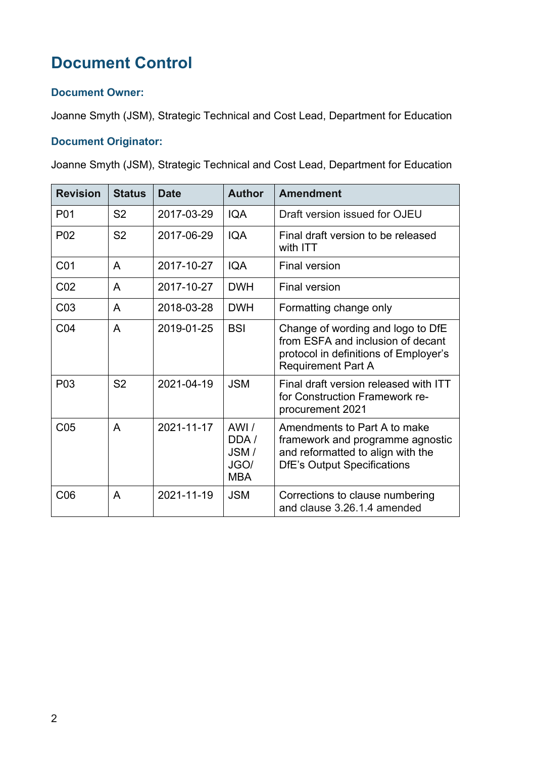# Document Control

### Document Owner:

Joanne Smyth (JSM), Strategic Technical and Cost Lead, Department for Education

### Document Originator:

Joanne Smyth (JSM), Strategic Technical and Cost Lead, Department for Education

| Revision | Status | Date | Author | Amendment |
|---|---|---|---|---|
| P01 | S2 | 2017-03-29 | IQA | Draft version issued for OJEU |
| P02 | S2 | 2017-06-29 | IQA | Final draft version to be released with ITT |
| C01 | A | 2017-10-27 | IQA | Final version |
| C02 | A | 2017-10-27 | DWH | Final version |
| C03 | A | 2018-03-28 | DWH | Formatting change only |
| C04 | A | 2019-01-25 | BSI | Change of wording and logo to DfE from ESFA and inclusion of decant protocol in definitions of Employer's Requirement Part A |
| P03 | S2 | 2021-04-19 | JSM | Final draft version released with ITT for Construction Framework re-procurement 2021 |
| C05 | A | 2021-11-17 | AWI / DDA / JSM / JGO/ MBA | Amendments to Part A to make framework and programme agnostic and reformatted to align with the DfE's Output Specifications |
| C06 | A | 2021-11-19 | JSM | Corrections to clause numbering and clause 3.26.1.4 amended |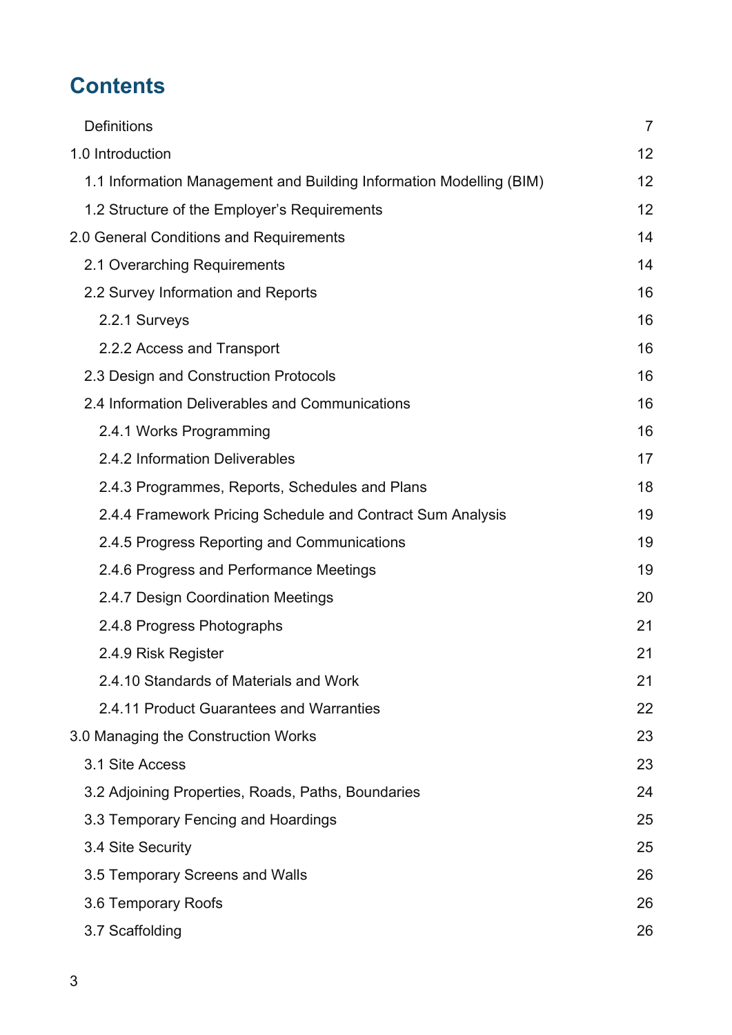# Contents

| | |
|---|---|
| Definitions | 7 |
| 1.0 Introduction | 12 |
| 1.1 Information Management and Building Information Modelling (BIM) | 12 |
| 1.2 Structure of the Employer's Requirements | 12 |
| 2.0 General Conditions and Requirements | 14 |
| 2.1 Overarching Requirements | 14 |
| 2.2 Survey Information and Reports | 16 |
| 2.2.1 Surveys | 16 |
| 2.2.2 Access and Transport | 16 |
| 2.3 Design and Construction Protocols | 16 |
| 2.4 Information Deliverables and Communications | 16 |
| 2.4.1 Works Programming | 16 |
| 2.4.2 Information Deliverables | 17 |
| 2.4.3 Programmes, Reports, Schedules and Plans | 18 |
| 2.4.4 Framework Pricing Schedule and Contract Sum Analysis | 19 |
| 2.4.5 Progress Reporting and Communications | 19 |
| 2.4.6 Progress and Performance Meetings | 19 |
| 2.4.7 Design Coordination Meetings | 20 |
| 2.4.8 Progress Photographs | 21 |
| 2.4.9 Risk Register | 21 |
| 2.4.10 Standards of Materials and Work | 21 |
| 2.4.11 Product Guarantees and Warranties | 22 |
| 3.0 Managing the Construction Works | 23 |
| 3.1 Site Access | 23 |
| 3.2 Adjoining Properties, Roads, Paths, Boundaries | 24 |
| 3.3 Temporary Fencing and Hoardings | 25 |
| 3.4 Site Security | 25 |
| 3.5 Temporary Screens and Walls | 26 |
| 3.6 Temporary Roofs | 26 |
| 3.7 Scaffolding | 26 |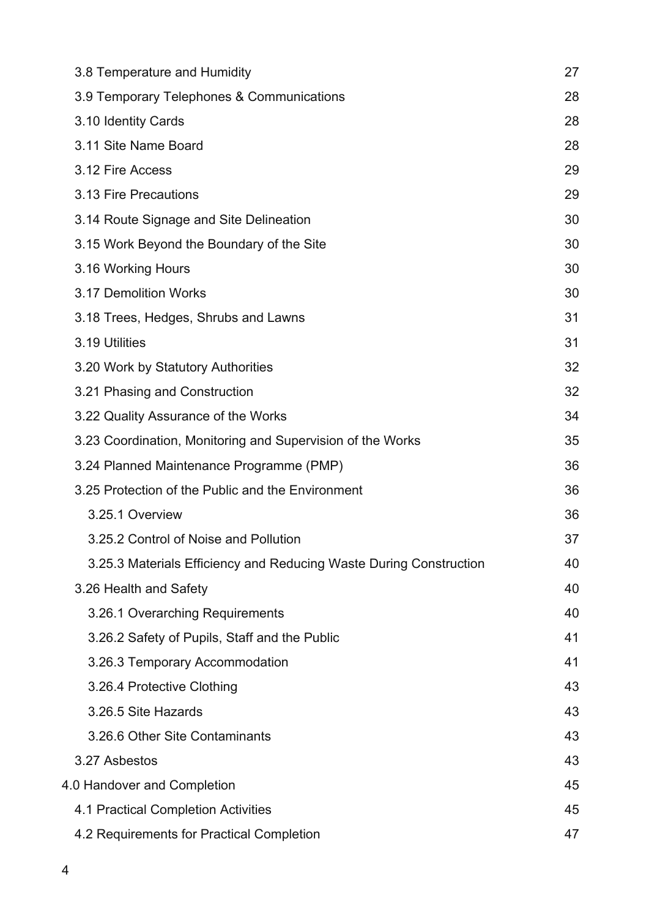- 3.8 Temperature and Humidity 27
- 3.9 Temporary Telephones & Communications 28
- 3.10 Identity Cards 28
- 3.11 Site Name Board 28
- 3.12 Fire Access 29
- 3.13 Fire Precautions 29
- 3.14 Route Signage and Site Delineation 30
- 3.15 Work Beyond the Boundary of the Site 30
- 3.16 Working Hours 30
- 3.17 Demolition Works 30
- 3.18 Trees, Hedges, Shrubs and Lawns 31
- 3.19 Utilities 31
- 3.20 Work by Statutory Authorities 32
- 3.21 Phasing and Construction 32
- 3.22 Quality Assurance of the Works 34
- 3.23 Coordination, Monitoring and Supervision of the Works 35
- 3.24 Planned Maintenance Programme (PMP) 36
- 3.25 Protection of the Public and the Environment 36
  - 3.25.1 Overview 36
  - 3.25.2 Control of Noise and Pollution 37
  - 3.25.3 Materials Efficiency and Reducing Waste During Construction 40
- 3.26 Health and Safety 40
  - 3.26.1 Overarching Requirements 40
  - 3.26.2 Safety of Pupils, Staff and the Public 41
  - 3.26.3 Temporary Accommodation 41
  - 3.26.4 Protective Clothing 43
  - 3.26.5 Site Hazards 43
  - 3.26.6 Other Site Contaminants 43
- 3.27 Asbestos 43

4.0 Handover and Completion 45

- 4.1 Practical Completion Activities 45
- 4.2 Requirements for Practical Completion 47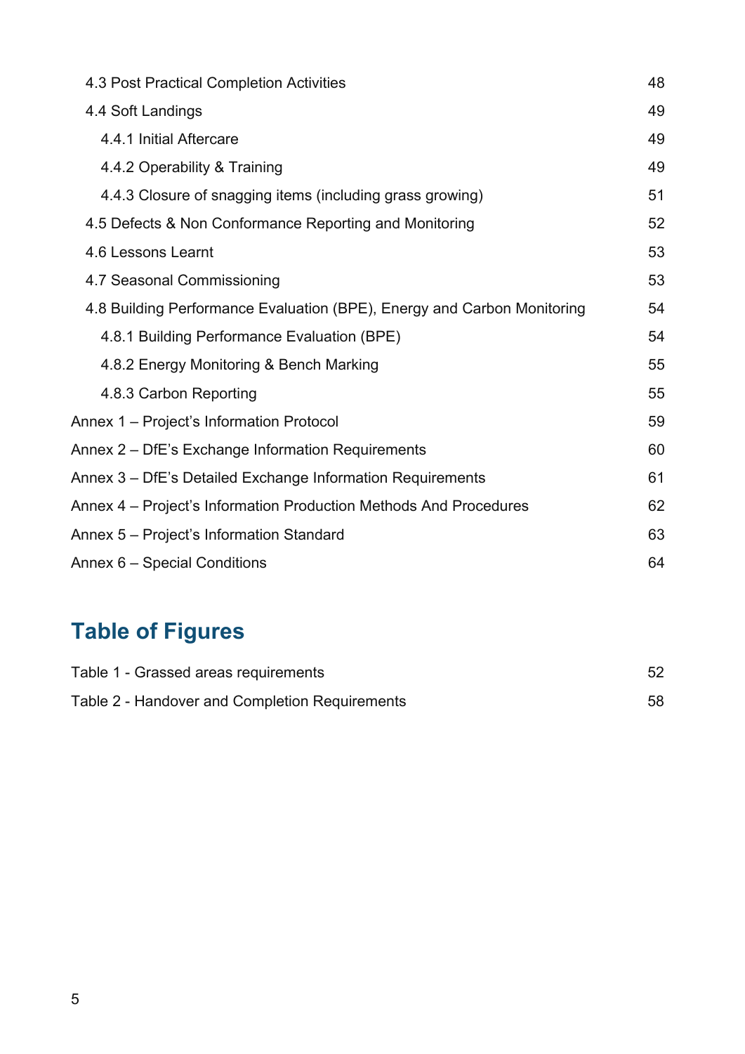- 4.3 Post Practical Completion Activities 48
- 4.4 Soft Landings 49
  - 4.4.1 Initial Aftercare 49
  - 4.4.2 Operability & Training 49
  - 4.4.3 Closure of snagging items (including grass growing) 51
- 4.5 Defects & Non Conformance Reporting and Monitoring 52
- 4.6 Lessons Learnt 53
- 4.7 Seasonal Commissioning 53
- 4.8 Building Performance Evaluation (BPE), Energy and Carbon Monitoring 54
  - 4.8.1 Building Performance Evaluation (BPE) 54
  - 4.8.2 Energy Monitoring & Bench Marking 55
  - 4.8.3 Carbon Reporting 55

Annex 1 – Project's Information Protocol 59

Annex 2 – DfE's Exchange Information Requirements 60

Annex 3 – DfE's Detailed Exchange Information Requirements 61

Annex 4 – Project's Information Production Methods And Procedures 62

Annex 5 – Project's Information Standard 63

Annex 6 – Special Conditions 64

## Table of Figures

Table 1 - Grassed areas requirements 52

Table 2 - Handover and Completion Requirements 58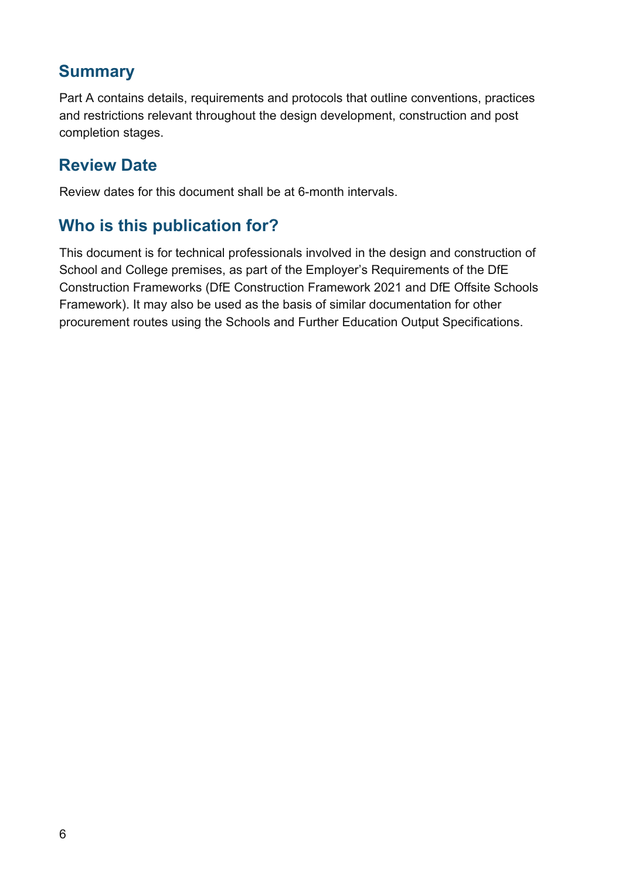## Summary

Part A contains details, requirements and protocols that outline conventions, practices and restrictions relevant throughout the design development, construction and post completion stages.

## Review Date

Review dates for this document shall be at 6-month intervals.

## Who is this publication for?

This document is for technical professionals involved in the design and construction of School and College premises, as part of the Employer's Requirements of the DfE Construction Frameworks (DfE Construction Framework 2021 and DfE Offsite Schools Framework). It may also be used as the basis of similar documentation for other procurement routes using the Schools and Further Education Output Specifications.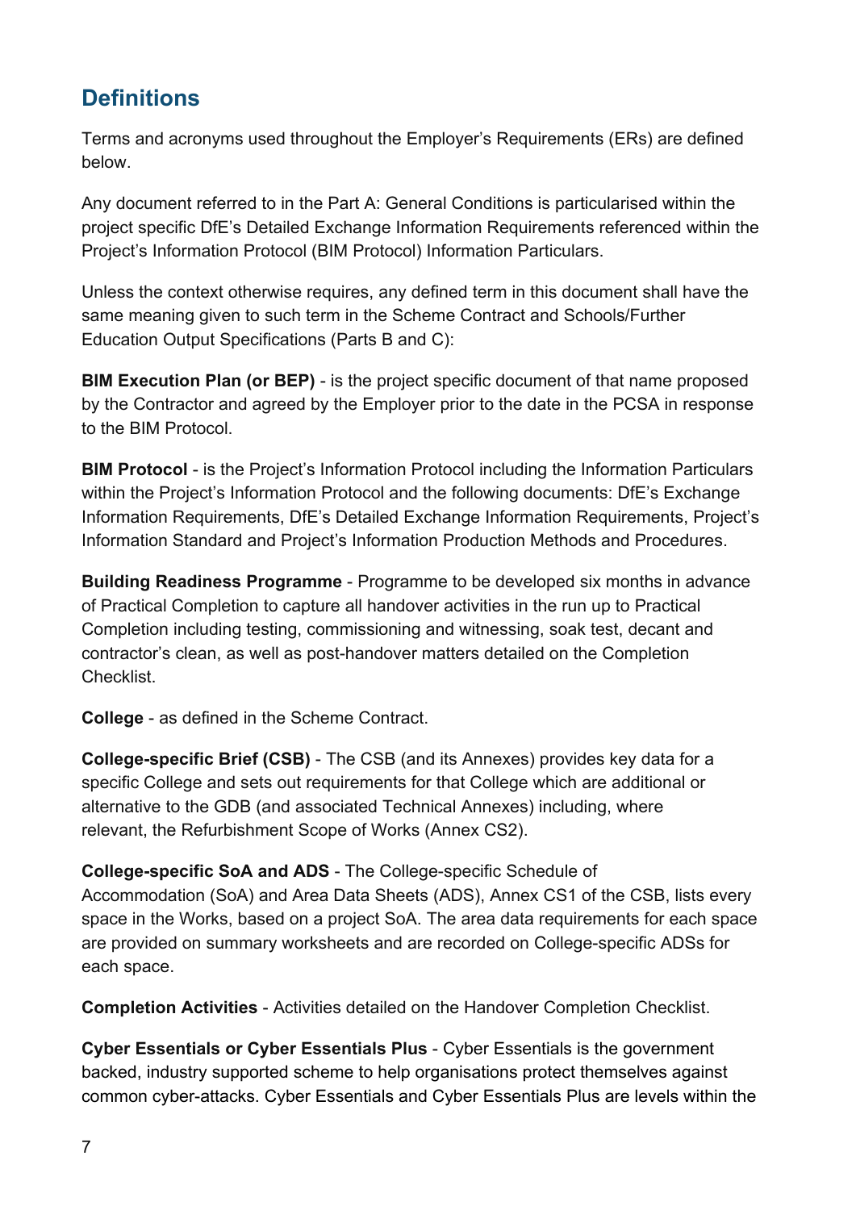## Definitions

Terms and acronyms used throughout the Employer's Requirements (ERs) are defined below.

Any document referred to in the Part A: General Conditions is particularised within the project specific DfE's Detailed Exchange Information Requirements referenced within the Project's Information Protocol (BIM Protocol) Information Particulars.

Unless the context otherwise requires, any defined term in this document shall have the same meaning given to such term in the Scheme Contract and Schools/Further Education Output Specifications (Parts B and C):

**BIM Execution Plan (or BEP)** - is the project specific document of that name proposed by the Contractor and agreed by the Employer prior to the date in the PCSA in response to the BIM Protocol.

**BIM Protocol** - is the Project's Information Protocol including the Information Particulars within the Project's Information Protocol and the following documents: DfE's Exchange Information Requirements, DfE's Detailed Exchange Information Requirements, Project's Information Standard and Project's Information Production Methods and Procedures.

**Building Readiness Programme** - Programme to be developed six months in advance of Practical Completion to capture all handover activities in the run up to Practical Completion including testing, commissioning and witnessing, soak test, decant and contractor's clean, as well as post-handover matters detailed on the Completion Checklist.

**College** - as defined in the Scheme Contract.

**College-specific Brief (CSB)** - The CSB (and its Annexes) provides key data for a specific College and sets out requirements for that College which are additional or alternative to the GDB (and associated Technical Annexes) including, where relevant, the Refurbishment Scope of Works (Annex CS2).

**College-specific SoA and ADS** - The College-specific Schedule of Accommodation (SoA) and Area Data Sheets (ADS), Annex CS1 of the CSB, lists every space in the Works, based on a project SoA. The area data requirements for each space are provided on summary worksheets and are recorded on College-specific ADSs for each space.

**Completion Activities** - Activities detailed on the Handover Completion Checklist.

**Cyber Essentials or Cyber Essentials Plus** - Cyber Essentials is the government backed, industry supported scheme to help organisations protect themselves against common cyber-attacks. Cyber Essentials and Cyber Essentials Plus are levels within the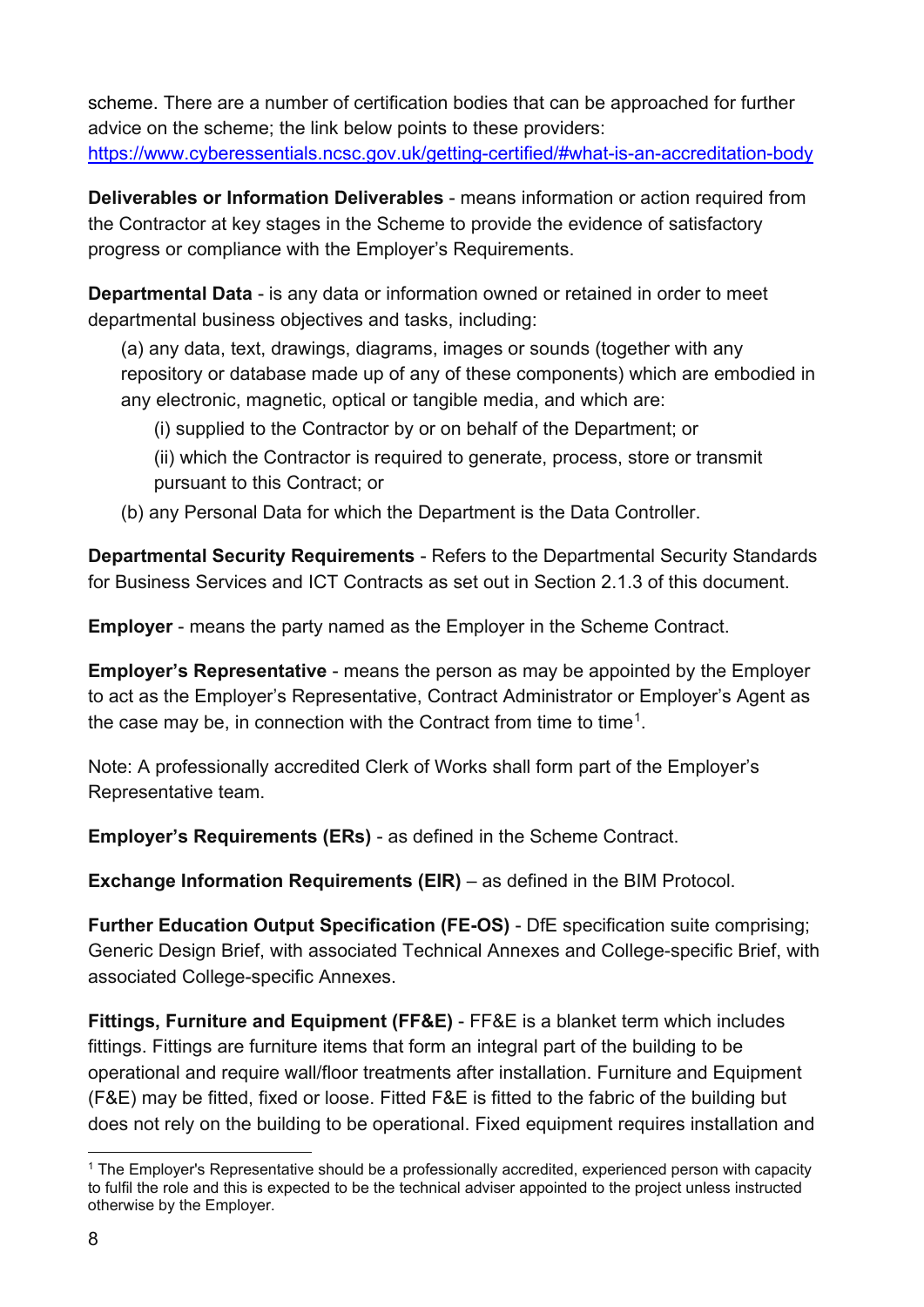scheme. There are a number of certification bodies that can be approached for further advice on the scheme; the link below points to these providers: https://www.cyberessentials.ncsc.gov.uk/getting-certified/#what-is-an-accreditation-body

**Deliverables or Information Deliverables** - means information or action required from the Contractor at key stages in the Scheme to provide the evidence of satisfactory progress or compliance with the Employer's Requirements.

**Departmental Data** - is any data or information owned or retained in order to meet departmental business objectives and tasks, including:

(a) any data, text, drawings, diagrams, images or sounds (together with any repository or database made up of any of these components) which are embodied in any electronic, magnetic, optical or tangible media, and which are:

(i) supplied to the Contractor by or on behalf of the Department; or

(ii) which the Contractor is required to generate, process, store or transmit pursuant to this Contract; or

(b) any Personal Data for which the Department is the Data Controller.

**Departmental Security Requirements** - Refers to the Departmental Security Standards for Business Services and ICT Contracts as set out in Section 2.1.3 of this document.

**Employer** - means the party named as the Employer in the Scheme Contract.

**Employer's Representative** - means the person as may be appointed by the Employer to act as the Employer's Representative, Contract Administrator or Employer's Agent as the case may be, in connection with the Contract from time to time[1].

Note: A professionally accredited Clerk of Works shall form part of the Employer's Representative team.

**Employer's Requirements (ERs)** - as defined in the Scheme Contract.

**Exchange Information Requirements (EIR)** – as defined in the BIM Protocol.

**Further Education Output Specification (FE-OS)** - DfE specification suite comprising; Generic Design Brief, with associated Technical Annexes and College-specific Brief, with associated College-specific Annexes.

**Fittings, Furniture and Equipment (FF&E)** - FF&E is a blanket term which includes fittings. Fittings are furniture items that form an integral part of the building to be operational and require wall/floor treatments after installation. Furniture and Equipment (F&E) may be fitted, fixed or loose. Fitted F&E is fitted to the fabric of the building but does not rely on the building to be operational. Fixed equipment requires installation and

[1] The Employer's Representative should be a professionally accredited, experienced person with capacity to fulfil the role and this is expected to be the technical adviser appointed to the project unless instructed otherwise by the Employer.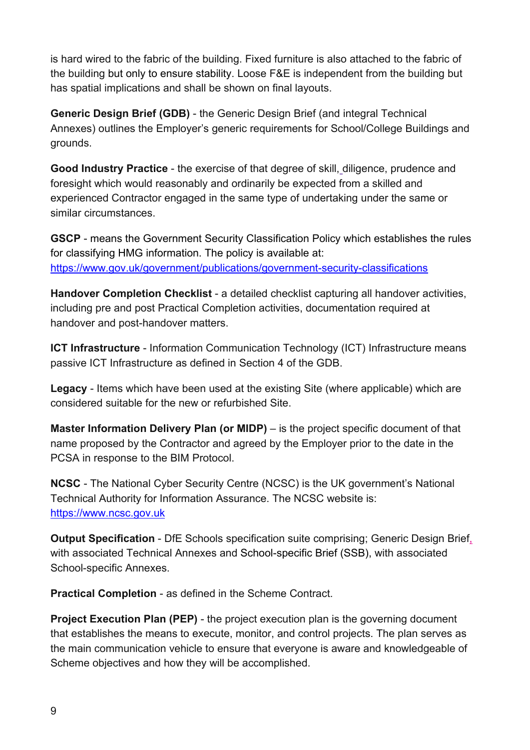is hard wired to the fabric of the building. Fixed furniture is also attached to the fabric of the building but only to ensure stability. Loose F&E is independent from the building but has spatial implications and shall be shown on final layouts.

**Generic Design Brief (GDB)** - the Generic Design Brief (and integral Technical Annexes) outlines the Employer's generic requirements for School/College Buildings and grounds.

**Good Industry Practice** - the exercise of that degree of skill, diligence, prudence and foresight which would reasonably and ordinarily be expected from a skilled and experienced Contractor engaged in the same type of undertaking under the same or similar circumstances.

**GSCP** - means the Government Security Classification Policy which establishes the rules for classifying HMG information. The policy is available at: [https://www.gov.uk/government/publications/government-security-classifications](https://www.gov.uk/government/publications/government-security-classifications)

**Handover Completion Checklist** - a detailed checklist capturing all handover activities, including pre and post Practical Completion activities, documentation required at handover and post-handover matters.

**ICT Infrastructure** - Information Communication Technology (ICT) Infrastructure means passive ICT Infrastructure as defined in Section 4 of the GDB.

**Legacy** - Items which have been used at the existing Site (where applicable) which are considered suitable for the new or refurbished Site.

**Master Information Delivery Plan (or MIDP)** – is the project specific document of that name proposed by the Contractor and agreed by the Employer prior to the date in the PCSA in response to the BIM Protocol.

**NCSC** - The National Cyber Security Centre (NCSC) is the UK government's National Technical Authority for Information Assurance. The NCSC website is: [https://www.ncsc.gov.uk](https://www.ncsc.gov.uk)

**Output Specification** - DfE Schools specification suite comprising; Generic Design Brief, with associated Technical Annexes and School-specific Brief (SSB), with associated School-specific Annexes.

**Practical Completion** - as defined in the Scheme Contract.

**Project Execution Plan (PEP)** - the project execution plan is the governing document that establishes the means to execute, monitor, and control projects. The plan serves as the main communication vehicle to ensure that everyone is aware and knowledgeable of Scheme objectives and how they will be accomplished.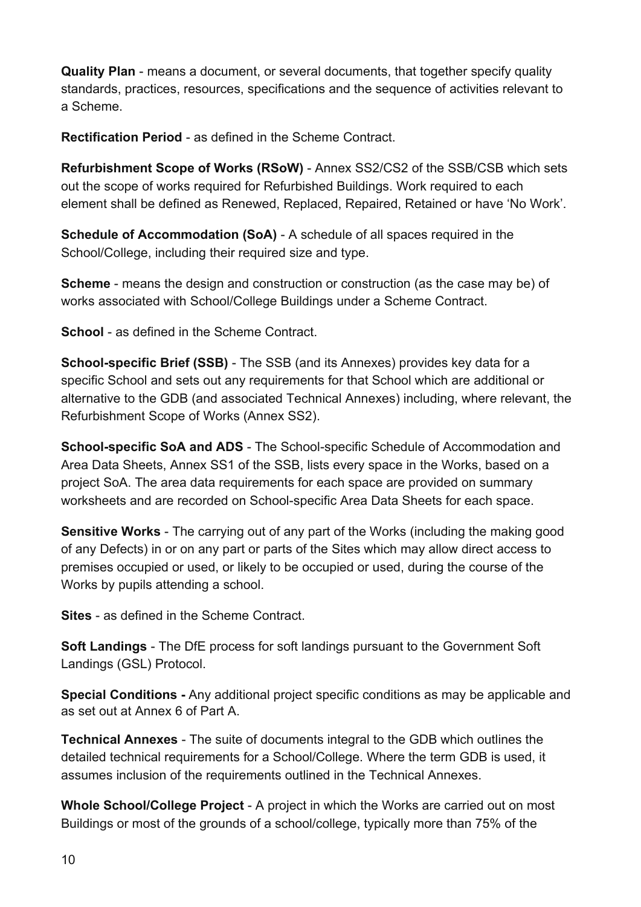**Quality Plan** - means a document, or several documents, that together specify quality standards, practices, resources, specifications and the sequence of activities relevant to a Scheme.

**Rectification Period** - as defined in the Scheme Contract.

**Refurbishment Scope of Works (RSoW)** - Annex SS2/CS2 of the SSB/CSB which sets out the scope of works required for Refurbished Buildings. Work required to each element shall be defined as Renewed, Replaced, Repaired, Retained or have 'No Work'.

**Schedule of Accommodation (SoA)** - A schedule of all spaces required in the School/College, including their required size and type.

**Scheme** - means the design and construction or construction (as the case may be) of works associated with School/College Buildings under a Scheme Contract.

**School** - as defined in the Scheme Contract.

**School-specific Brief (SSB)** - The SSB (and its Annexes) provides key data for a specific School and sets out any requirements for that School which are additional or alternative to the GDB (and associated Technical Annexes) including, where relevant, the Refurbishment Scope of Works (Annex SS2).

**School-specific SoA and ADS** - The School-specific Schedule of Accommodation and Area Data Sheets, Annex SS1 of the SSB, lists every space in the Works, based on a project SoA. The area data requirements for each space are provided on summary worksheets and are recorded on School-specific Area Data Sheets for each space.

**Sensitive Works** - The carrying out of any part of the Works (including the making good of any Defects) in or on any part or parts of the Sites which may allow direct access to premises occupied or used, or likely to be occupied or used, during the course of the Works by pupils attending a school.

**Sites** - as defined in the Scheme Contract.

**Soft Landings** - The DfE process for soft landings pursuant to the Government Soft Landings (GSL) Protocol.

**Special Conditions -** Any additional project specific conditions as may be applicable and as set out at Annex 6 of Part A.

**Technical Annexes** - The suite of documents integral to the GDB which outlines the detailed technical requirements for a School/College. Where the term GDB is used, it assumes inclusion of the requirements outlined in the Technical Annexes.

**Whole School/College Project** - A project in which the Works are carried out on most Buildings or most of the grounds of a school/college, typically more than 75% of the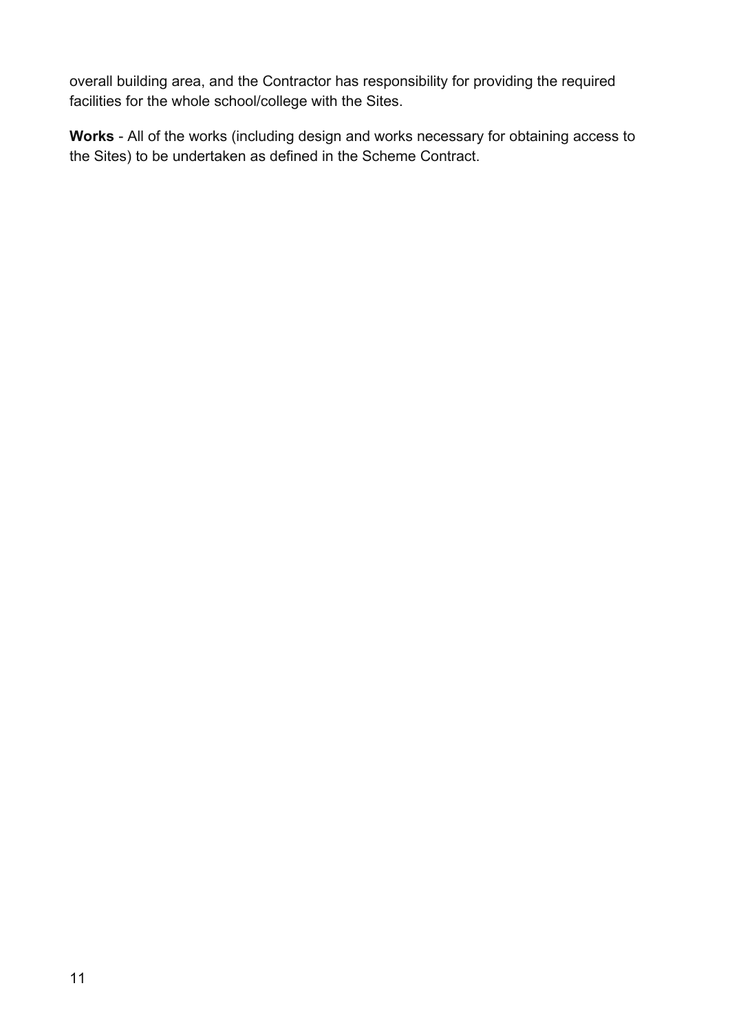overall building area, and the Contractor has responsibility for providing the required facilities for the whole school/college with the Sites.

**Works** - All of the works (including design and works necessary for obtaining access to the Sites) to be undertaken as defined in the Scheme Contract.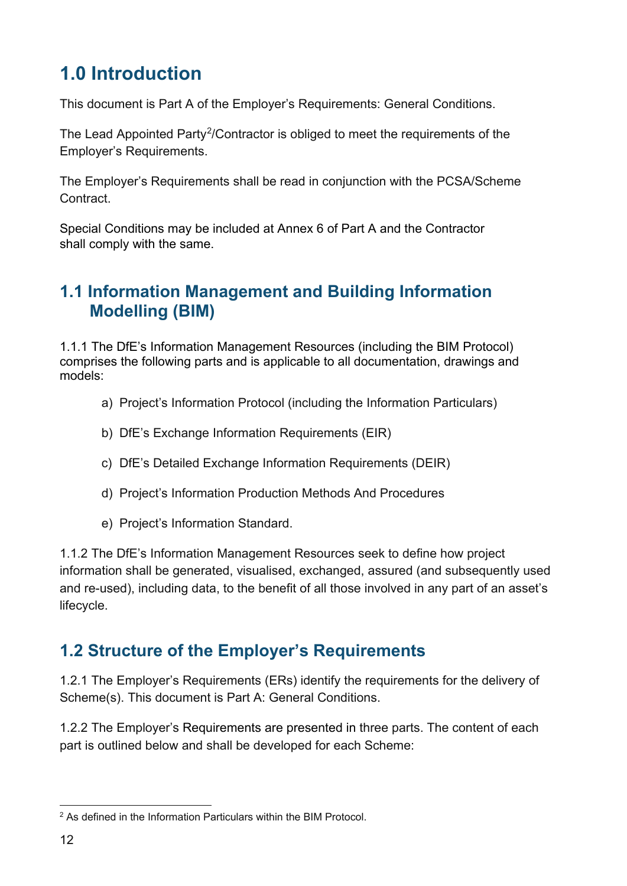# 1.0 Introduction

This document is Part A of the Employer's Requirements: General Conditions.

The Lead Appointed Party[2]/Contractor is obliged to meet the requirements of the Employer's Requirements.

The Employer's Requirements shall be read in conjunction with the PCSA/Scheme Contract.

Special Conditions may be included at Annex 6 of Part A and the Contractor shall comply with the same.

## 1.1 Information Management and Building Information Modelling (BIM)

1.1.1 The DfE's Information Management Resources (including the BIM Protocol) comprises the following parts and is applicable to all documentation, drawings and models:

a) Project's Information Protocol (including the Information Particulars)

b) DfE's Exchange Information Requirements (EIR)

c) DfE's Detailed Exchange Information Requirements (DEIR)

d) Project's Information Production Methods And Procedures

e) Project's Information Standard.

1.1.2 The DfE's Information Management Resources seek to define how project information shall be generated, visualised, exchanged, assured (and subsequently used and re-used), including data, to the benefit of all those involved in any part of an asset's lifecycle.

## 1.2 Structure of the Employer's Requirements

1.2.1 The Employer's Requirements (ERs) identify the requirements for the delivery of Scheme(s). This document is Part A: General Conditions.

1.2.2 The Employer's Requirements are presented in three parts. The content of each part is outlined below and shall be developed for each Scheme:

[2] As defined in the Information Particulars within the BIM Protocol.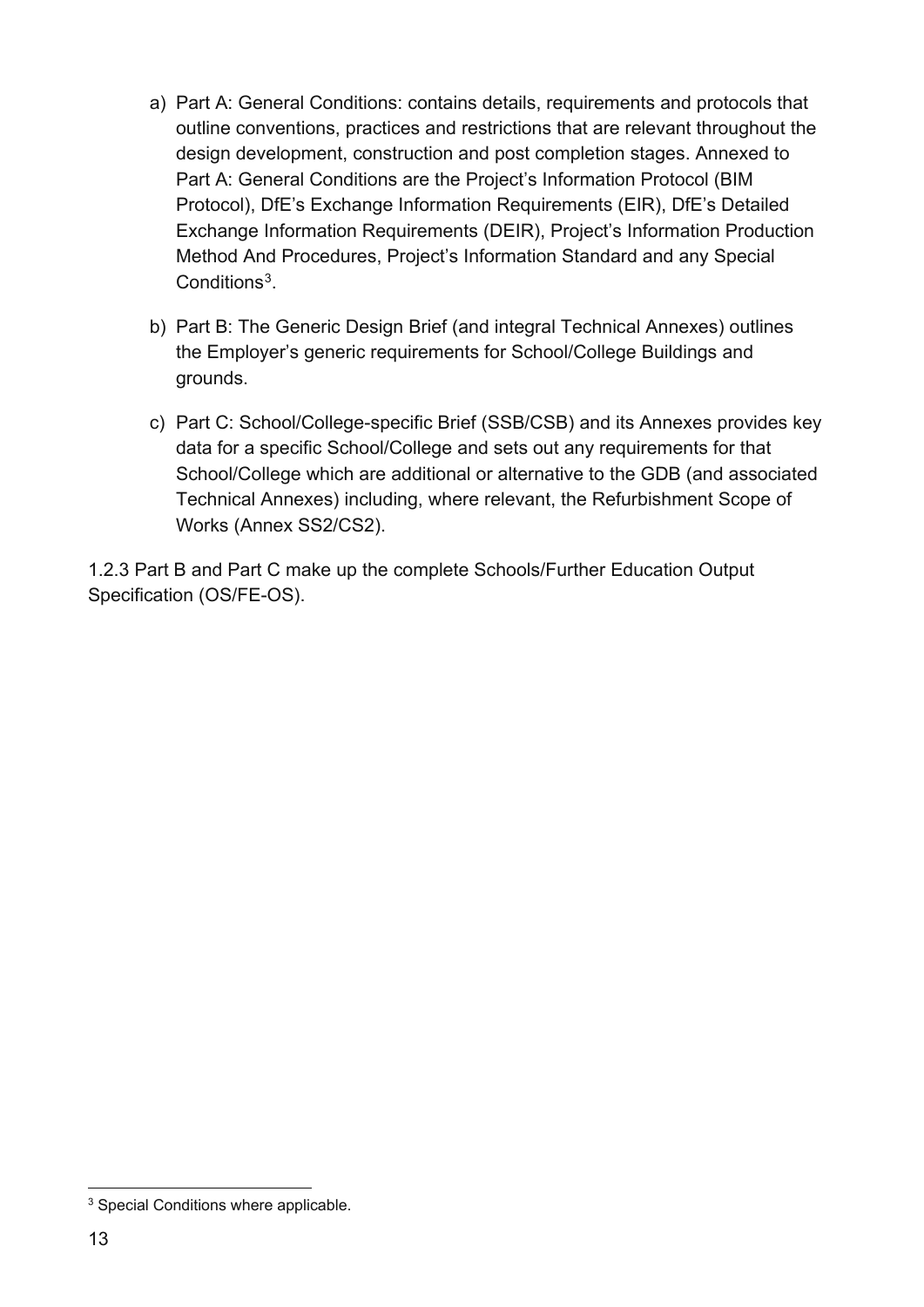a) Part A: General Conditions: contains details, requirements and protocols that outline conventions, practices and restrictions that are relevant throughout the design development, construction and post completion stages. Annexed to Part A: General Conditions are the Project's Information Protocol (BIM Protocol), DfE's Exchange Information Requirements (EIR), DfE's Detailed Exchange Information Requirements (DEIR), Project's Information Production Method And Procedures, Project's Information Standard and any Special Conditions[3].

b) Part B: The Generic Design Brief (and integral Technical Annexes) outlines the Employer's generic requirements for School/College Buildings and grounds.

c) Part C: School/College-specific Brief (SSB/CSB) and its Annexes provides key data for a specific School/College and sets out any requirements for that School/College which are additional or alternative to the GDB (and associated Technical Annexes) including, where relevant, the Refurbishment Scope of Works (Annex SS2/CS2).

1.2.3 Part B and Part C make up the complete Schools/Further Education Output Specification (OS/FE-OS).

[3] Special Conditions where applicable.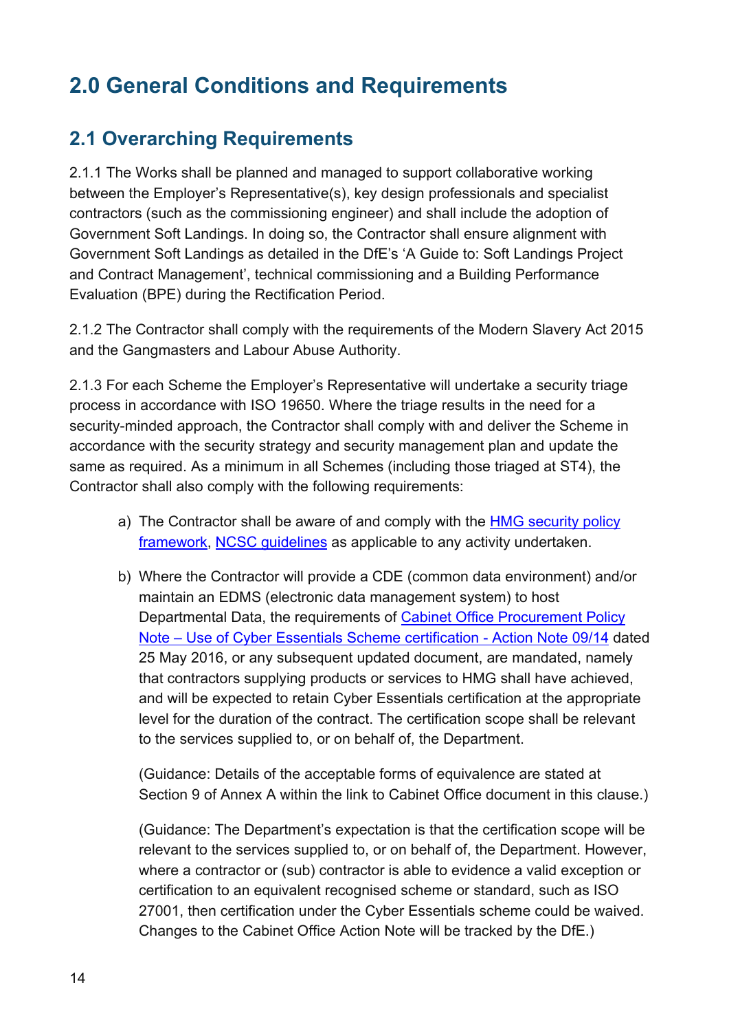# 2.0 General Conditions and Requirements

## 2.1 Overarching Requirements

2.1.1 The Works shall be planned and managed to support collaborative working between the Employer's Representative(s), key design professionals and specialist contractors (such as the commissioning engineer) and shall include the adoption of Government Soft Landings. In doing so, the Contractor shall ensure alignment with Government Soft Landings as detailed in the DfE's 'A Guide to: Soft Landings Project and Contract Management', technical commissioning and a Building Performance Evaluation (BPE) during the Rectification Period.

2.1.2 The Contractor shall comply with the requirements of the Modern Slavery Act 2015 and the Gangmasters and Labour Abuse Authority.

2.1.3 For each Scheme the Employer's Representative will undertake a security triage process in accordance with ISO 19650. Where the triage results in the need for a security-minded approach, the Contractor shall comply with and deliver the Scheme in accordance with the security strategy and security management plan and update the same as required. As a minimum in all Schemes (including those triaged at ST4), the Contractor shall also comply with the following requirements:

a) The Contractor shall be aware of and comply with the HMG security policy framework, NCSC guidelines as applicable to any activity undertaken.

b) Where the Contractor will provide a CDE (common data environment) and/or maintain an EDMS (electronic data management system) to host Departmental Data, the requirements of Cabinet Office Procurement Policy Note – Use of Cyber Essentials Scheme certification - Action Note 09/14 dated 25 May 2016, or any subsequent updated document, are mandated, namely that contractors supplying products or services to HMG shall have achieved, and will be expected to retain Cyber Essentials certification at the appropriate level for the duration of the contract. The certification scope shall be relevant to the services supplied to, or on behalf of, the Department.

   (Guidance: Details of the acceptable forms of equivalence are stated at Section 9 of Annex A within the link to Cabinet Office document in this clause.)

   (Guidance: The Department's expectation is that the certification scope will be relevant to the services supplied to, or on behalf of, the Department. However, where a contractor or (sub) contractor is able to evidence a valid exception or certification to an equivalent recognised scheme or standard, such as ISO 27001, then certification under the Cyber Essentials scheme could be waived. Changes to the Cabinet Office Action Note will be tracked by the DfE.)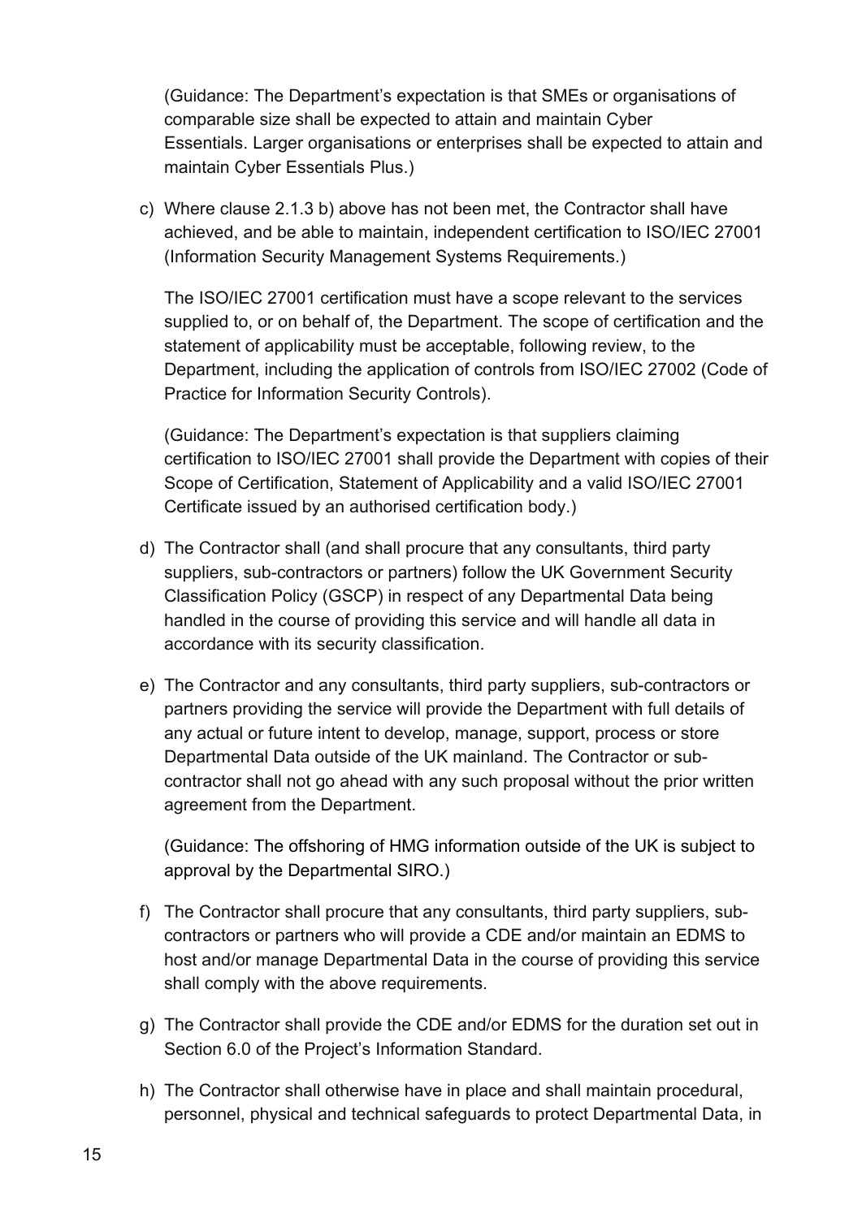(Guidance: The Department's expectation is that SMEs or organisations of comparable size shall be expected to attain and maintain Cyber Essentials. Larger organisations or enterprises shall be expected to attain and maintain Cyber Essentials Plus.)

c) Where clause 2.1.3 b) above has not been met, the Contractor shall have achieved, and be able to maintain, independent certification to ISO/IEC 27001 (Information Security Management Systems Requirements.)

   The ISO/IEC 27001 certification must have a scope relevant to the services supplied to, or on behalf of, the Department. The scope of certification and the statement of applicability must be acceptable, following review, to the Department, including the application of controls from ISO/IEC 27002 (Code of Practice for Information Security Controls).

   (Guidance: The Department's expectation is that suppliers claiming certification to ISO/IEC 27001 shall provide the Department with copies of their Scope of Certification, Statement of Applicability and a valid ISO/IEC 27001 Certificate issued by an authorised certification body.)

d) The Contractor shall (and shall procure that any consultants, third party suppliers, sub-contractors or partners) follow the UK Government Security Classification Policy (GSCP) in respect of any Departmental Data being handled in the course of providing this service and will handle all data in accordance with its security classification.

e) The Contractor and any consultants, third party suppliers, sub-contractors or partners providing the service will provide the Department with full details of any actual or future intent to develop, manage, support, process or store Departmental Data outside of the UK mainland. The Contractor or sub-contractor shall not go ahead with any such proposal without the prior written agreement from the Department.

   (Guidance: The offshoring of HMG information outside of the UK is subject to approval by the Departmental SIRO.)

f) The Contractor shall procure that any consultants, third party suppliers, sub-contractors or partners who will provide a CDE and/or maintain an EDMS to host and/or manage Departmental Data in the course of providing this service shall comply with the above requirements.

g) The Contractor shall provide the CDE and/or EDMS for the duration set out in Section 6.0 of the Project's Information Standard.

h) The Contractor shall otherwise have in place and shall maintain procedural, personnel, physical and technical safeguards to protect Departmental Data, in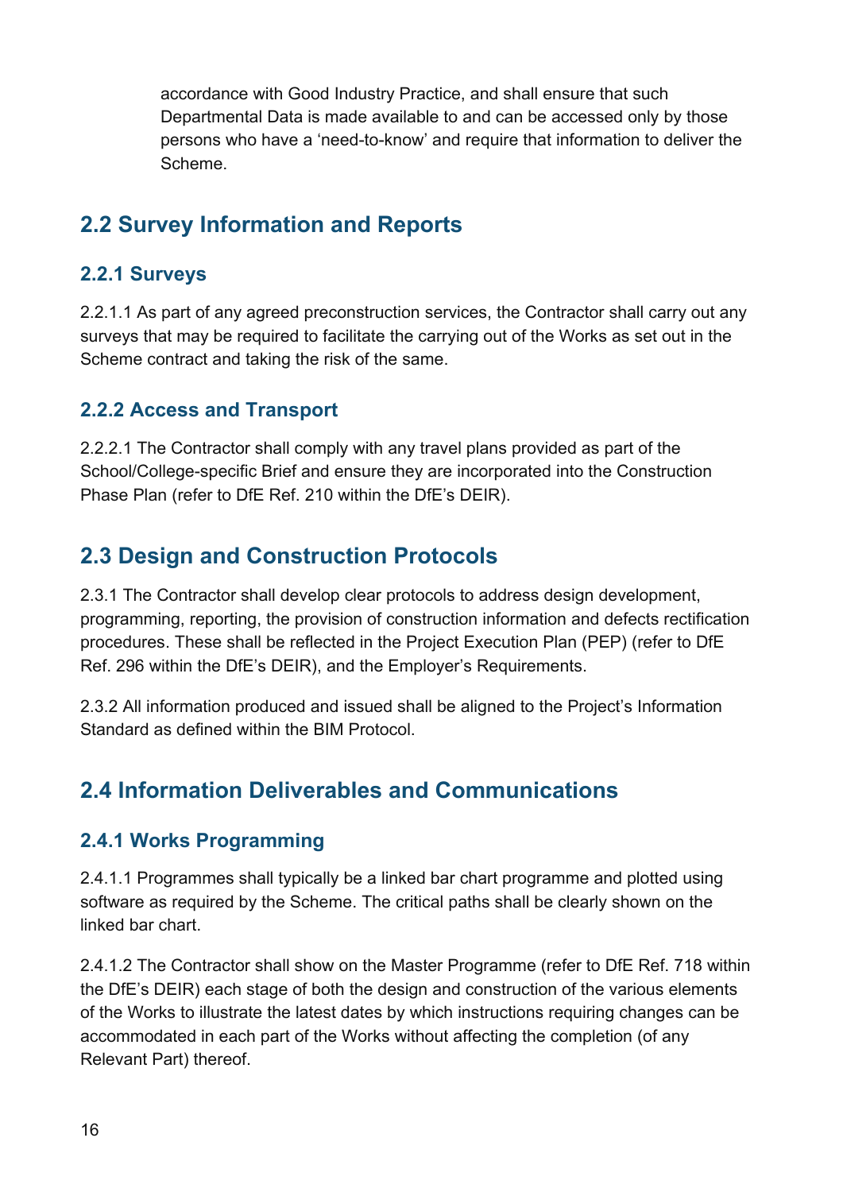accordance with Good Industry Practice, and shall ensure that such Departmental Data is made available to and can be accessed only by those persons who have a 'need-to-know' and require that information to deliver the Scheme.

## 2.2 Survey Information and Reports

### 2.2.1 Surveys

2.2.1.1 As part of any agreed preconstruction services, the Contractor shall carry out any surveys that may be required to facilitate the carrying out of the Works as set out in the Scheme contract and taking the risk of the same.

### 2.2.2 Access and Transport

2.2.2.1 The Contractor shall comply with any travel plans provided as part of the School/College-specific Brief and ensure they are incorporated into the Construction Phase Plan (refer to DfE Ref. 210 within the DfE's DEIR).

## 2.3 Design and Construction Protocols

2.3.1 The Contractor shall develop clear protocols to address design development, programming, reporting, the provision of construction information and defects rectification procedures. These shall be reflected in the Project Execution Plan (PEP) (refer to DfE Ref. 296 within the DfE's DEIR), and the Employer's Requirements.

2.3.2 All information produced and issued shall be aligned to the Project's Information Standard as defined within the BIM Protocol.

## 2.4 Information Deliverables and Communications

### 2.4.1 Works Programming

2.4.1.1 Programmes shall typically be a linked bar chart programme and plotted using software as required by the Scheme. The critical paths shall be clearly shown on the linked bar chart.

2.4.1.2 The Contractor shall show on the Master Programme (refer to DfE Ref. 718 within the DfE's DEIR) each stage of both the design and construction of the various elements of the Works to illustrate the latest dates by which instructions requiring changes can be accommodated in each part of the Works without affecting the completion (of any Relevant Part) thereof.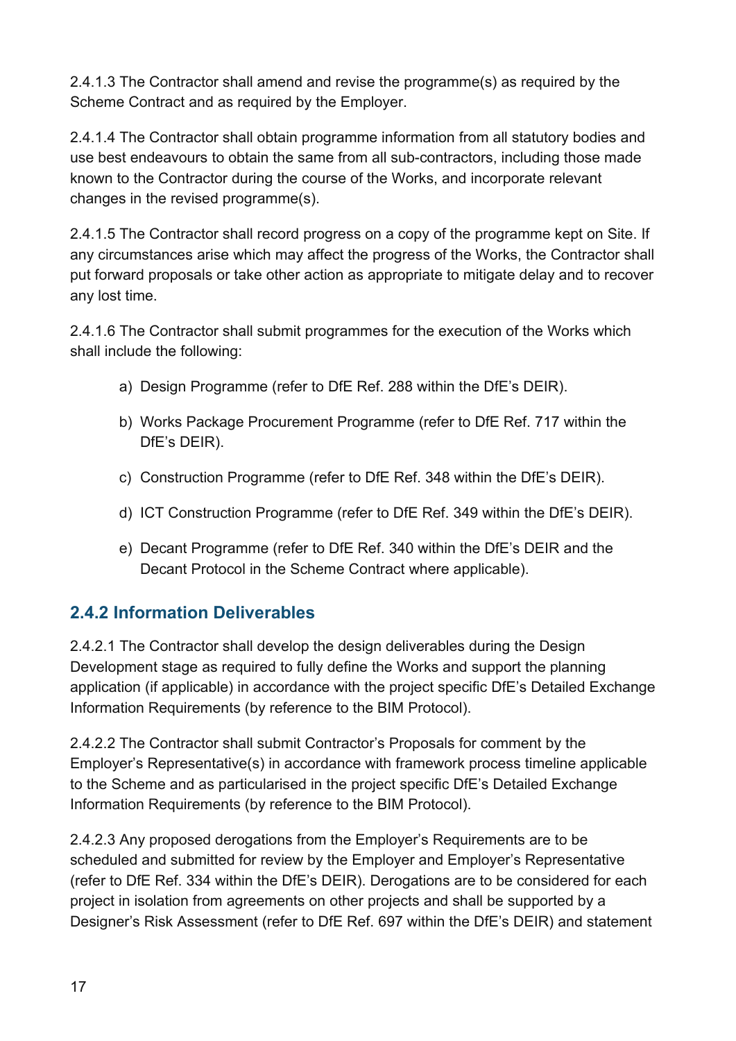2.4.1.3 The Contractor shall amend and revise the programme(s) as required by the Scheme Contract and as required by the Employer.

2.4.1.4 The Contractor shall obtain programme information from all statutory bodies and use best endeavours to obtain the same from all sub-contractors, including those made known to the Contractor during the course of the Works, and incorporate relevant changes in the revised programme(s).

2.4.1.5 The Contractor shall record progress on a copy of the programme kept on Site. If any circumstances arise which may affect the progress of the Works, the Contractor shall put forward proposals or take other action as appropriate to mitigate delay and to recover any lost time.

2.4.1.6 The Contractor shall submit programmes for the execution of the Works which shall include the following:

a) Design Programme (refer to DfE Ref. 288 within the DfE's DEIR).

b) Works Package Procurement Programme (refer to DfE Ref. 717 within the DfE's DEIR).

c) Construction Programme (refer to DfE Ref. 348 within the DfE's DEIR).

d) ICT Construction Programme (refer to DfE Ref. 349 within the DfE's DEIR).

e) Decant Programme (refer to DfE Ref. 340 within the DfE's DEIR and the Decant Protocol in the Scheme Contract where applicable).

### 2.4.2 Information Deliverables

2.4.2.1 The Contractor shall develop the design deliverables during the Design Development stage as required to fully define the Works and support the planning application (if applicable) in accordance with the project specific DfE's Detailed Exchange Information Requirements (by reference to the BIM Protocol).

2.4.2.2 The Contractor shall submit Contractor's Proposals for comment by the Employer's Representative(s) in accordance with framework process timeline applicable to the Scheme and as particularised in the project specific DfE's Detailed Exchange Information Requirements (by reference to the BIM Protocol).

2.4.2.3 Any proposed derogations from the Employer's Requirements are to be scheduled and submitted for review by the Employer and Employer's Representative (refer to DfE Ref. 334 within the DfE's DEIR). Derogations are to be considered for each project in isolation from agreements on other projects and shall be supported by a Designer's Risk Assessment (refer to DfE Ref. 697 within the DfE's DEIR) and statement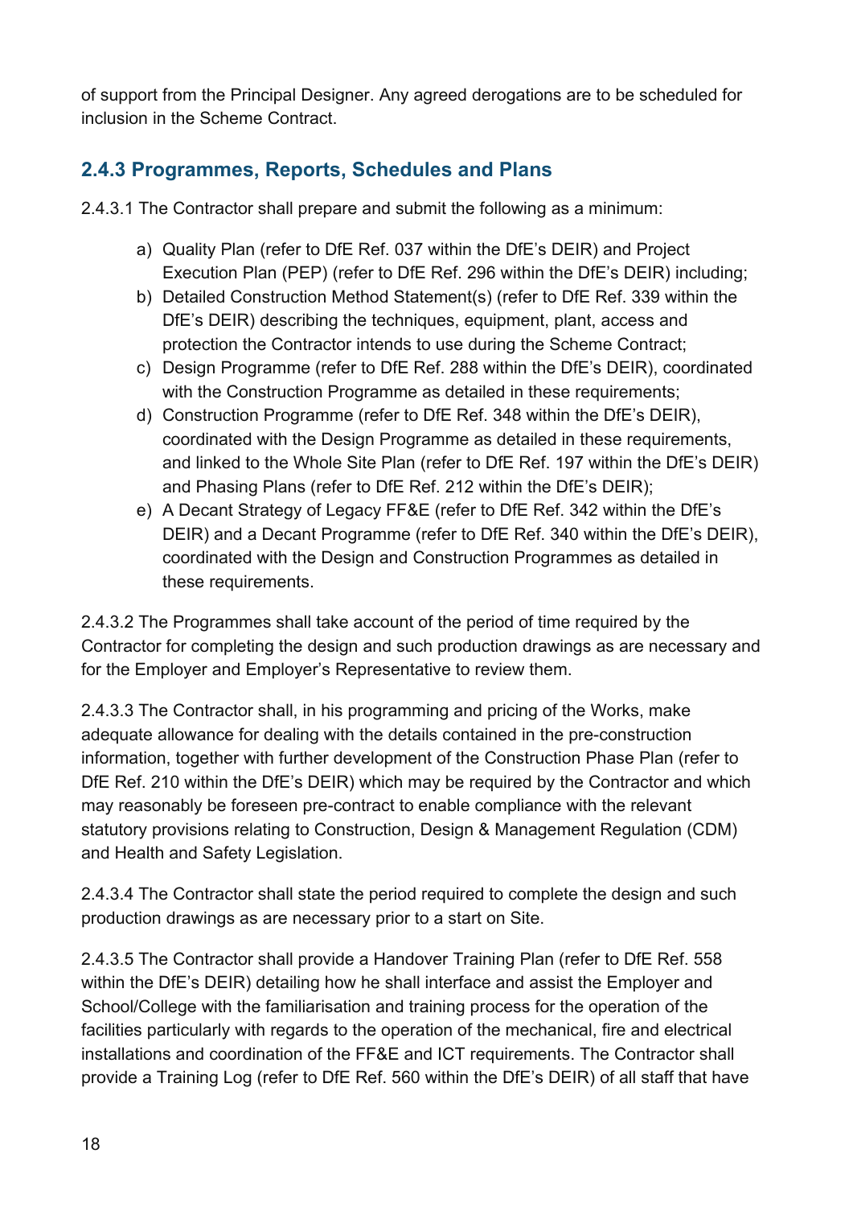of support from the Principal Designer. Any agreed derogations are to be scheduled for inclusion in the Scheme Contract.

### 2.4.3 Programmes, Reports, Schedules and Plans

2.4.3.1 The Contractor shall prepare and submit the following as a minimum:

a) Quality Plan (refer to DfE Ref. 037 within the DfE's DEIR) and Project Execution Plan (PEP) (refer to DfE Ref. 296 within the DfE's DEIR) including;
b) Detailed Construction Method Statement(s) (refer to DfE Ref. 339 within the DfE's DEIR) describing the techniques, equipment, plant, access and protection the Contractor intends to use during the Scheme Contract;
c) Design Programme (refer to DfE Ref. 288 within the DfE's DEIR), coordinated with the Construction Programme as detailed in these requirements;
d) Construction Programme (refer to DfE Ref. 348 within the DfE's DEIR), coordinated with the Design Programme as detailed in these requirements, and linked to the Whole Site Plan (refer to DfE Ref. 197 within the DfE's DEIR) and Phasing Plans (refer to DfE Ref. 212 within the DfE's DEIR);
e) A Decant Strategy of Legacy FF&E (refer to DfE Ref. 342 within the DfE's DEIR) and a Decant Programme (refer to DfE Ref. 340 within the DfE's DEIR), coordinated with the Design and Construction Programmes as detailed in these requirements.

2.4.3.2 The Programmes shall take account of the period of time required by the Contractor for completing the design and such production drawings as are necessary and for the Employer and Employer's Representative to review them.

2.4.3.3 The Contractor shall, in his programming and pricing of the Works, make adequate allowance for dealing with the details contained in the pre-construction information, together with further development of the Construction Phase Plan (refer to DfE Ref. 210 within the DfE's DEIR) which may be required by the Contractor and which may reasonably be foreseen pre-contract to enable compliance with the relevant statutory provisions relating to Construction, Design & Management Regulation (CDM) and Health and Safety Legislation.

2.4.3.4 The Contractor shall state the period required to complete the design and such production drawings as are necessary prior to a start on Site.

2.4.3.5 The Contractor shall provide a Handover Training Plan (refer to DfE Ref. 558 within the DfE's DEIR) detailing how he shall interface and assist the Employer and School/College with the familiarisation and training process for the operation of the facilities particularly with regards to the operation of the mechanical, fire and electrical installations and coordination of the FF&E and ICT requirements. The Contractor shall provide a Training Log (refer to DfE Ref. 560 within the DfE's DEIR) of all staff that have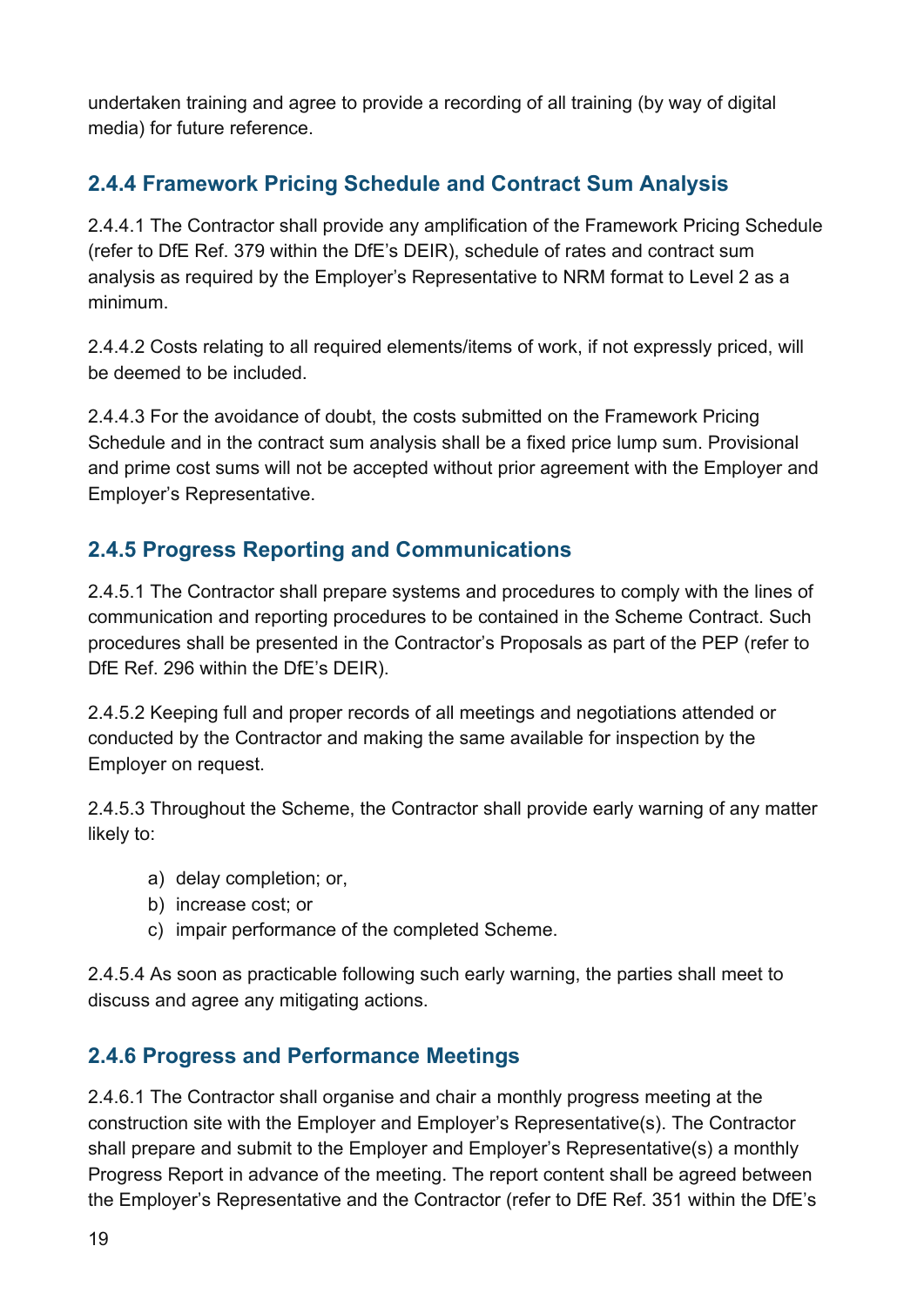undertaken training and agree to provide a recording of all training (by way of digital media) for future reference.

### 2.4.4 Framework Pricing Schedule and Contract Sum Analysis

2.4.4.1 The Contractor shall provide any amplification of the Framework Pricing Schedule (refer to DfE Ref. 379 within the DfE's DEIR), schedule of rates and contract sum analysis as required by the Employer's Representative to NRM format to Level 2 as a minimum.

2.4.4.2 Costs relating to all required elements/items of work, if not expressly priced, will be deemed to be included.

2.4.4.3 For the avoidance of doubt, the costs submitted on the Framework Pricing Schedule and in the contract sum analysis shall be a fixed price lump sum. Provisional and prime cost sums will not be accepted without prior agreement with the Employer and Employer's Representative.

### 2.4.5 Progress Reporting and Communications

2.4.5.1 The Contractor shall prepare systems and procedures to comply with the lines of communication and reporting procedures to be contained in the Scheme Contract. Such procedures shall be presented in the Contractor's Proposals as part of the PEP (refer to DfE Ref. 296 within the DfE's DEIR).

2.4.5.2 Keeping full and proper records of all meetings and negotiations attended or conducted by the Contractor and making the same available for inspection by the Employer on request.

2.4.5.3 Throughout the Scheme, the Contractor shall provide early warning of any matter likely to:

a) delay completion; or,
b) increase cost; or
c) impair performance of the completed Scheme.

2.4.5.4 As soon as practicable following such early warning, the parties shall meet to discuss and agree any mitigating actions.

### 2.4.6 Progress and Performance Meetings

2.4.6.1 The Contractor shall organise and chair a monthly progress meeting at the construction site with the Employer and Employer's Representative(s). The Contractor shall prepare and submit to the Employer and Employer's Representative(s) a monthly Progress Report in advance of the meeting. The report content shall be agreed between the Employer's Representative and the Contractor (refer to DfE Ref. 351 within the DfE's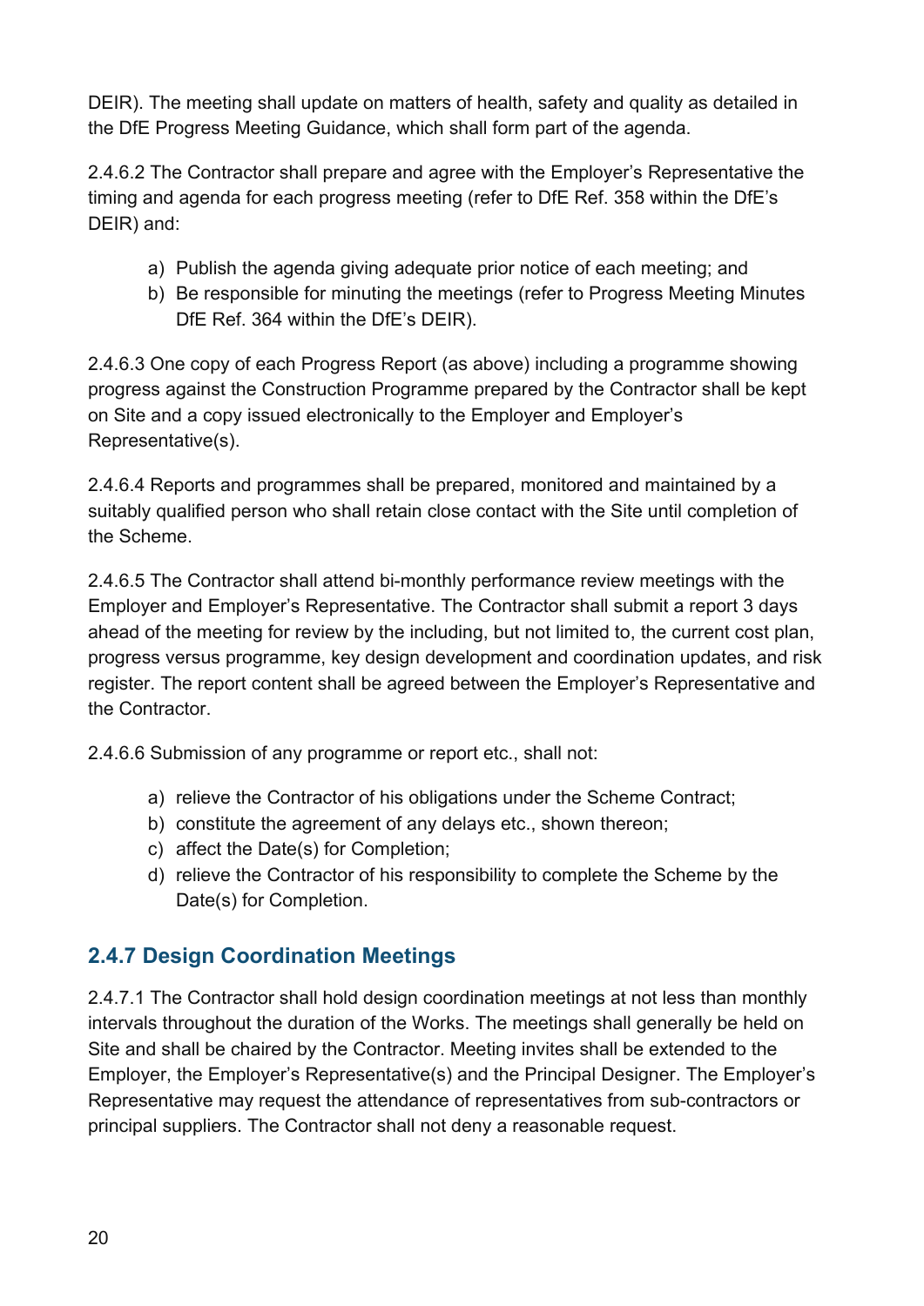DEIR). The meeting shall update on matters of health, safety and quality as detailed in the DfE Progress Meeting Guidance, which shall form part of the agenda.

2.4.6.2 The Contractor shall prepare and agree with the Employer's Representative the timing and agenda for each progress meeting (refer to DfE Ref. 358 within the DfE's DEIR) and:

a) Publish the agenda giving adequate prior notice of each meeting; and
b) Be responsible for minuting the meetings (refer to Progress Meeting Minutes DfE Ref. 364 within the DfE's DEIR).

2.4.6.3 One copy of each Progress Report (as above) including a programme showing progress against the Construction Programme prepared by the Contractor shall be kept on Site and a copy issued electronically to the Employer and Employer's Representative(s).

2.4.6.4 Reports and programmes shall be prepared, monitored and maintained by a suitably qualified person who shall retain close contact with the Site until completion of the Scheme.

2.4.6.5 The Contractor shall attend bi-monthly performance review meetings with the Employer and Employer's Representative. The Contractor shall submit a report 3 days ahead of the meeting for review by the including, but not limited to, the current cost plan, progress versus programme, key design development and coordination updates, and risk register. The report content shall be agreed between the Employer's Representative and the Contractor.

2.4.6.6 Submission of any programme or report etc., shall not:

a) relieve the Contractor of his obligations under the Scheme Contract;
b) constitute the agreement of any delays etc., shown thereon;
c) affect the Date(s) for Completion;
d) relieve the Contractor of his responsibility to complete the Scheme by the Date(s) for Completion.

### 2.4.7 Design Coordination Meetings

2.4.7.1 The Contractor shall hold design coordination meetings at not less than monthly intervals throughout the duration of the Works. The meetings shall generally be held on Site and shall be chaired by the Contractor. Meeting invites shall be extended to the Employer, the Employer's Representative(s) and the Principal Designer. The Employer's Representative may request the attendance of representatives from sub-contractors or principal suppliers. The Contractor shall not deny a reasonable request.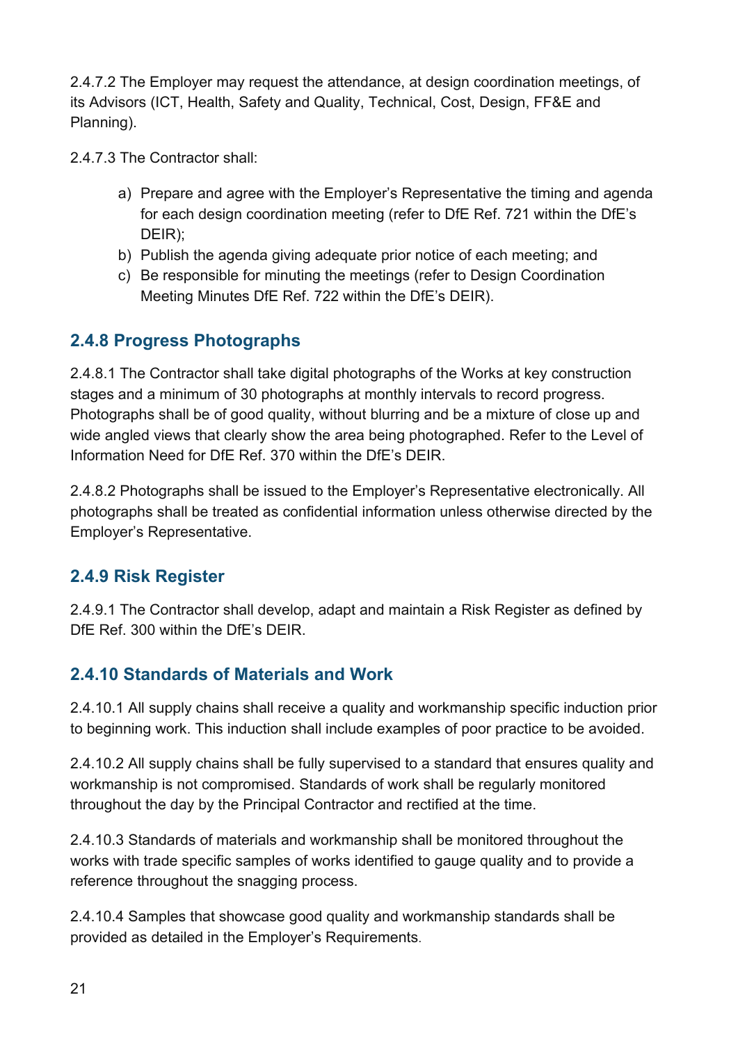2.4.7.2 The Employer may request the attendance, at design coordination meetings, of its Advisors (ICT, Health, Safety and Quality, Technical, Cost, Design, FF&E and Planning).

2.4.7.3 The Contractor shall:

a) Prepare and agree with the Employer's Representative the timing and agenda for each design coordination meeting (refer to DfE Ref. 721 within the DfE's DEIR);
b) Publish the agenda giving adequate prior notice of each meeting; and
c) Be responsible for minuting the meetings (refer to Design Coordination Meeting Minutes DfE Ref. 722 within the DfE's DEIR).

### 2.4.8 Progress Photographs

2.4.8.1 The Contractor shall take digital photographs of the Works at key construction stages and a minimum of 30 photographs at monthly intervals to record progress. Photographs shall be of good quality, without blurring and be a mixture of close up and wide angled views that clearly show the area being photographed. Refer to the Level of Information Need for DfE Ref. 370 within the DfE's DEIR.

2.4.8.2 Photographs shall be issued to the Employer's Representative electronically. All photographs shall be treated as confidential information unless otherwise directed by the Employer's Representative.

### 2.4.9 Risk Register

2.4.9.1 The Contractor shall develop, adapt and maintain a Risk Register as defined by DfE Ref. 300 within the DfE's DEIR.

### 2.4.10 Standards of Materials and Work

2.4.10.1 All supply chains shall receive a quality and workmanship specific induction prior to beginning work. This induction shall include examples of poor practice to be avoided.

2.4.10.2 All supply chains shall be fully supervised to a standard that ensures quality and workmanship is not compromised. Standards of work shall be regularly monitored throughout the day by the Principal Contractor and rectified at the time.

2.4.10.3 Standards of materials and workmanship shall be monitored throughout the works with trade specific samples of works identified to gauge quality and to provide a reference throughout the snagging process.

2.4.10.4 Samples that showcase good quality and workmanship standards shall be provided as detailed in the Employer's Requirements.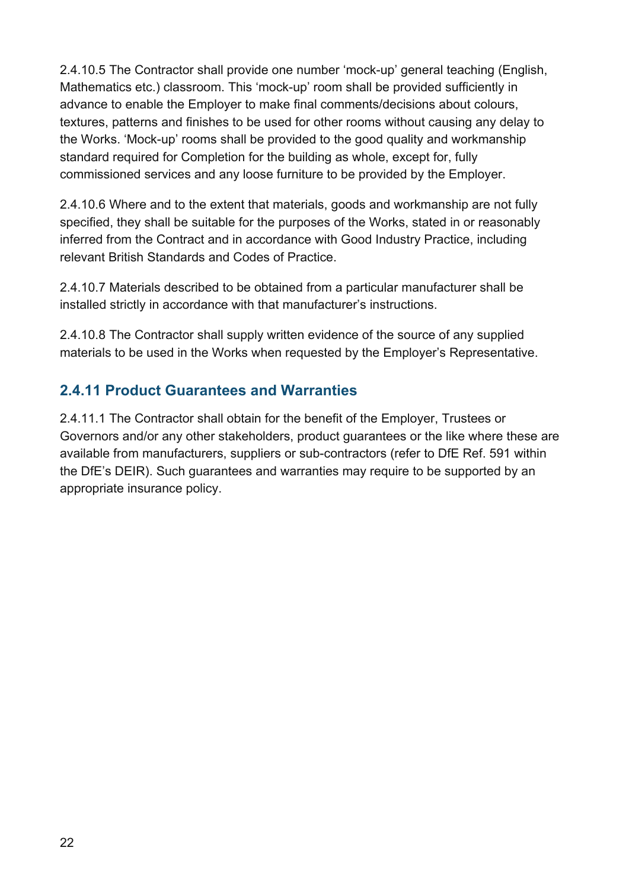2.4.10.5 The Contractor shall provide one number 'mock-up' general teaching (English, Mathematics etc.) classroom. This 'mock-up' room shall be provided sufficiently in advance to enable the Employer to make final comments/decisions about colours, textures, patterns and finishes to be used for other rooms without causing any delay to the Works. 'Mock-up' rooms shall be provided to the good quality and workmanship standard required for Completion for the building as whole, except for, fully commissioned services and any loose furniture to be provided by the Employer.

2.4.10.6 Where and to the extent that materials, goods and workmanship are not fully specified, they shall be suitable for the purposes of the Works, stated in or reasonably inferred from the Contract and in accordance with Good Industry Practice, including relevant British Standards and Codes of Practice.

2.4.10.7 Materials described to be obtained from a particular manufacturer shall be installed strictly in accordance with that manufacturer's instructions.

2.4.10.8 The Contractor shall supply written evidence of the source of any supplied materials to be used in the Works when requested by the Employer's Representative.

### 2.4.11 Product Guarantees and Warranties

2.4.11.1 The Contractor shall obtain for the benefit of the Employer, Trustees or Governors and/or any other stakeholders, product guarantees or the like where these are available from manufacturers, suppliers or sub-contractors (refer to DfE Ref. 591 within the DfE's DEIR). Such guarantees and warranties may require to be supported by an appropriate insurance policy.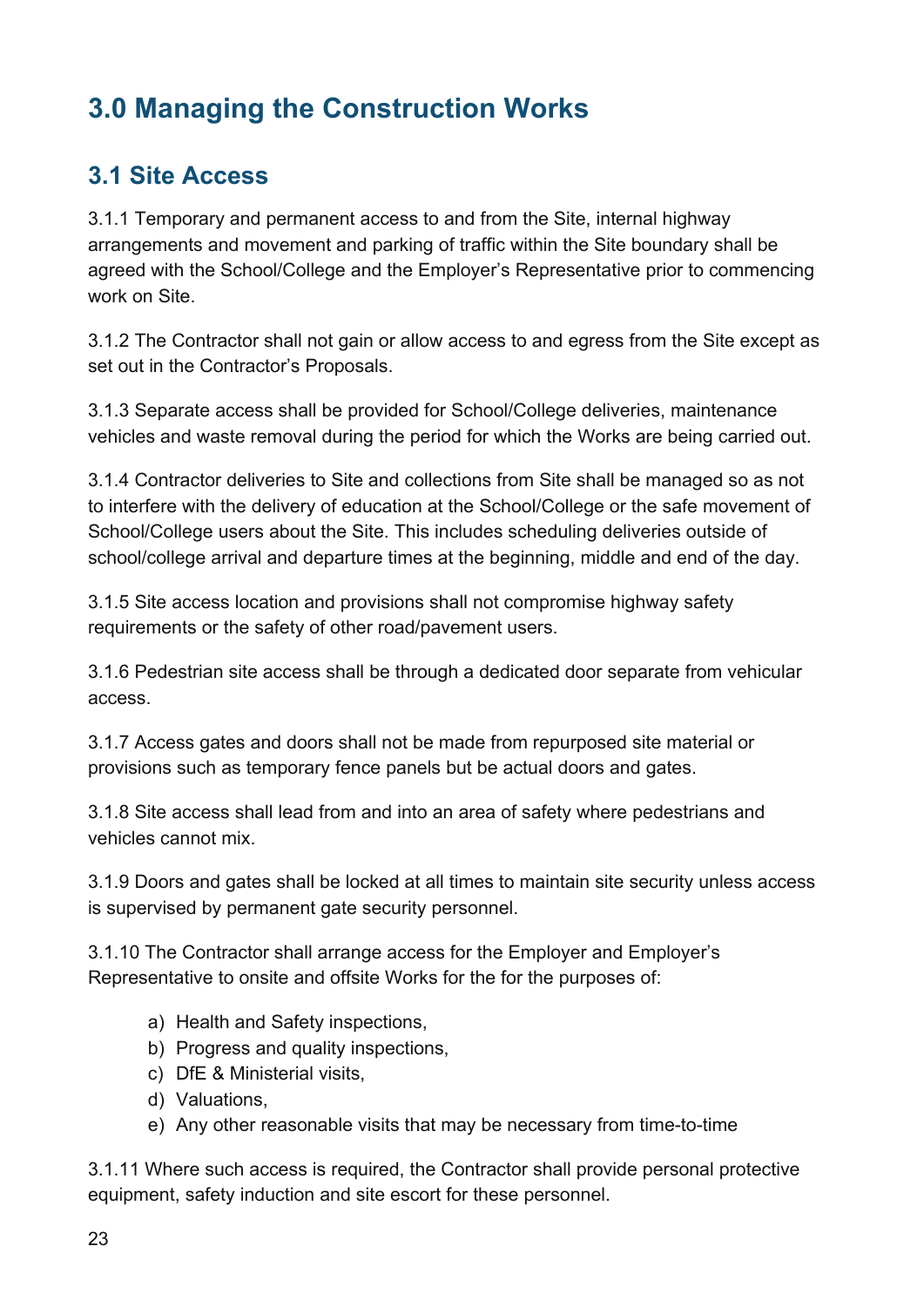# 3.0 Managing the Construction Works

## 3.1 Site Access

3.1.1 Temporary and permanent access to and from the Site, internal highway arrangements and movement and parking of traffic within the Site boundary shall be agreed with the School/College and the Employer's Representative prior to commencing work on Site.

3.1.2 The Contractor shall not gain or allow access to and egress from the Site except as set out in the Contractor's Proposals.

3.1.3 Separate access shall be provided for School/College deliveries, maintenance vehicles and waste removal during the period for which the Works are being carried out.

3.1.4 Contractor deliveries to Site and collections from Site shall be managed so as not to interfere with the delivery of education at the School/College or the safe movement of School/College users about the Site. This includes scheduling deliveries outside of school/college arrival and departure times at the beginning, middle and end of the day.

3.1.5 Site access location and provisions shall not compromise highway safety requirements or the safety of other road/pavement users.

3.1.6 Pedestrian site access shall be through a dedicated door separate from vehicular access.

3.1.7 Access gates and doors shall not be made from repurposed site material or provisions such as temporary fence panels but be actual doors and gates.

3.1.8 Site access shall lead from and into an area of safety where pedestrians and vehicles cannot mix.

3.1.9 Doors and gates shall be locked at all times to maintain site security unless access is supervised by permanent gate security personnel.

3.1.10 The Contractor shall arrange access for the Employer and Employer's Representative to onsite and offsite Works for the for the purposes of:

a) Health and Safety inspections,
b) Progress and quality inspections,
c) DfE & Ministerial visits,
d) Valuations,
e) Any other reasonable visits that may be necessary from time-to-time

3.1.11 Where such access is required, the Contractor shall provide personal protective equipment, safety induction and site escort for these personnel.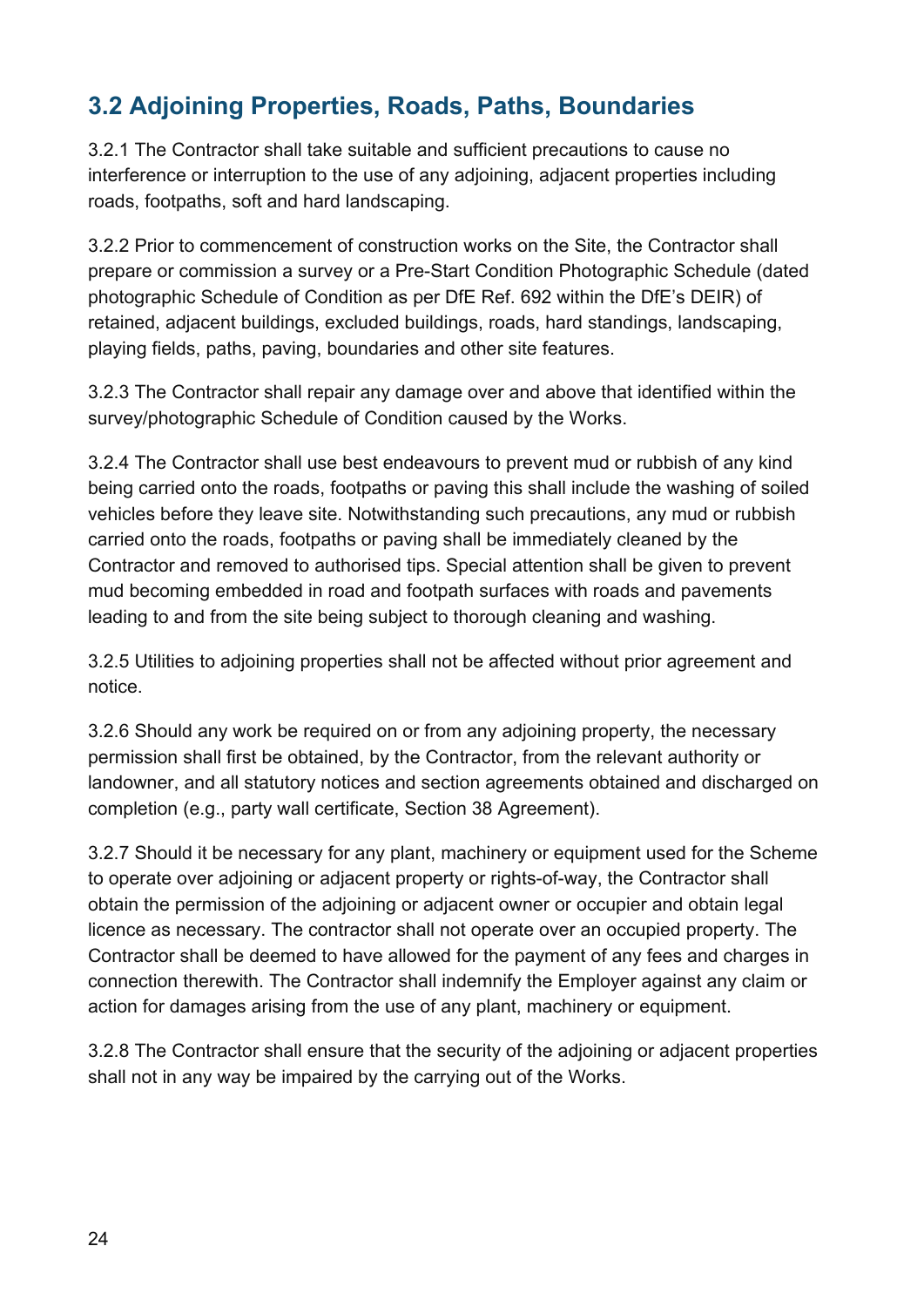## 3.2 Adjoining Properties, Roads, Paths, Boundaries

3.2.1 The Contractor shall take suitable and sufficient precautions to cause no interference or interruption to the use of any adjoining, adjacent properties including roads, footpaths, soft and hard landscaping.

3.2.2 Prior to commencement of construction works on the Site, the Contractor shall prepare or commission a survey or a Pre-Start Condition Photographic Schedule (dated photographic Schedule of Condition as per DfE Ref. 692 within the DfE's DEIR) of retained, adjacent buildings, excluded buildings, roads, hard standings, landscaping, playing fields, paths, paving, boundaries and other site features.

3.2.3 The Contractor shall repair any damage over and above that identified within the survey/photographic Schedule of Condition caused by the Works.

3.2.4 The Contractor shall use best endeavours to prevent mud or rubbish of any kind being carried onto the roads, footpaths or paving this shall include the washing of soiled vehicles before they leave site. Notwithstanding such precautions, any mud or rubbish carried onto the roads, footpaths or paving shall be immediately cleaned by the Contractor and removed to authorised tips. Special attention shall be given to prevent mud becoming embedded in road and footpath surfaces with roads and pavements leading to and from the site being subject to thorough cleaning and washing.

3.2.5 Utilities to adjoining properties shall not be affected without prior agreement and notice.

3.2.6 Should any work be required on or from any adjoining property, the necessary permission shall first be obtained, by the Contractor, from the relevant authority or landowner, and all statutory notices and section agreements obtained and discharged on completion (e.g., party wall certificate, Section 38 Agreement).

3.2.7 Should it be necessary for any plant, machinery or equipment used for the Scheme to operate over adjoining or adjacent property or rights-of-way, the Contractor shall obtain the permission of the adjoining or adjacent owner or occupier and obtain legal licence as necessary. The contractor shall not operate over an occupied property. The Contractor shall be deemed to have allowed for the payment of any fees and charges in connection therewith. The Contractor shall indemnify the Employer against any claim or action for damages arising from the use of any plant, machinery or equipment.

3.2.8 The Contractor shall ensure that the security of the adjoining or adjacent properties shall not in any way be impaired by the carrying out of the Works.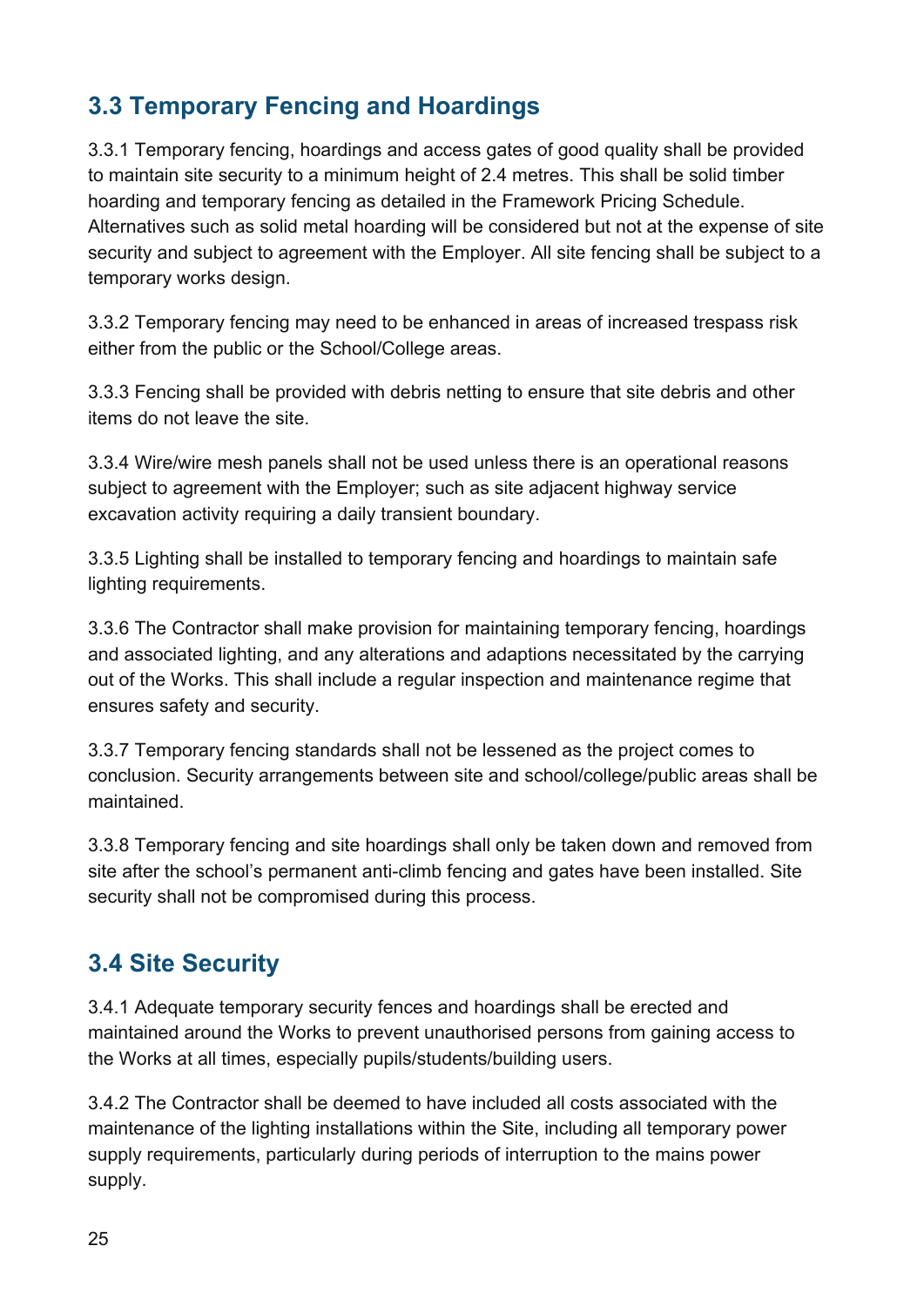## 3.3 Temporary Fencing and Hoardings

3.3.1 Temporary fencing, hoardings and access gates of good quality shall be provided to maintain site security to a minimum height of 2.4 metres. This shall be solid timber hoarding and temporary fencing as detailed in the Framework Pricing Schedule. Alternatives such as solid metal hoarding will be considered but not at the expense of site security and subject to agreement with the Employer. All site fencing shall be subject to a temporary works design.

3.3.2 Temporary fencing may need to be enhanced in areas of increased trespass risk either from the public or the School/College areas.

3.3.3 Fencing shall be provided with debris netting to ensure that site debris and other items do not leave the site.

3.3.4 Wire/wire mesh panels shall not be used unless there is an operational reasons subject to agreement with the Employer; such as site adjacent highway service excavation activity requiring a daily transient boundary.

3.3.5 Lighting shall be installed to temporary fencing and hoardings to maintain safe lighting requirements.

3.3.6 The Contractor shall make provision for maintaining temporary fencing, hoardings and associated lighting, and any alterations and adaptions necessitated by the carrying out of the Works. This shall include a regular inspection and maintenance regime that ensures safety and security.

3.3.7 Temporary fencing standards shall not be lessened as the project comes to conclusion. Security arrangements between site and school/college/public areas shall be maintained.

3.3.8 Temporary fencing and site hoardings shall only be taken down and removed from site after the school's permanent anti-climb fencing and gates have been installed. Site security shall not be compromised during this process.

## 3.4 Site Security

3.4.1 Adequate temporary security fences and hoardings shall be erected and maintained around the Works to prevent unauthorised persons from gaining access to the Works at all times, especially pupils/students/building users.

3.4.2 The Contractor shall be deemed to have included all costs associated with the maintenance of the lighting installations within the Site, including all temporary power supply requirements, particularly during periods of interruption to the mains power supply.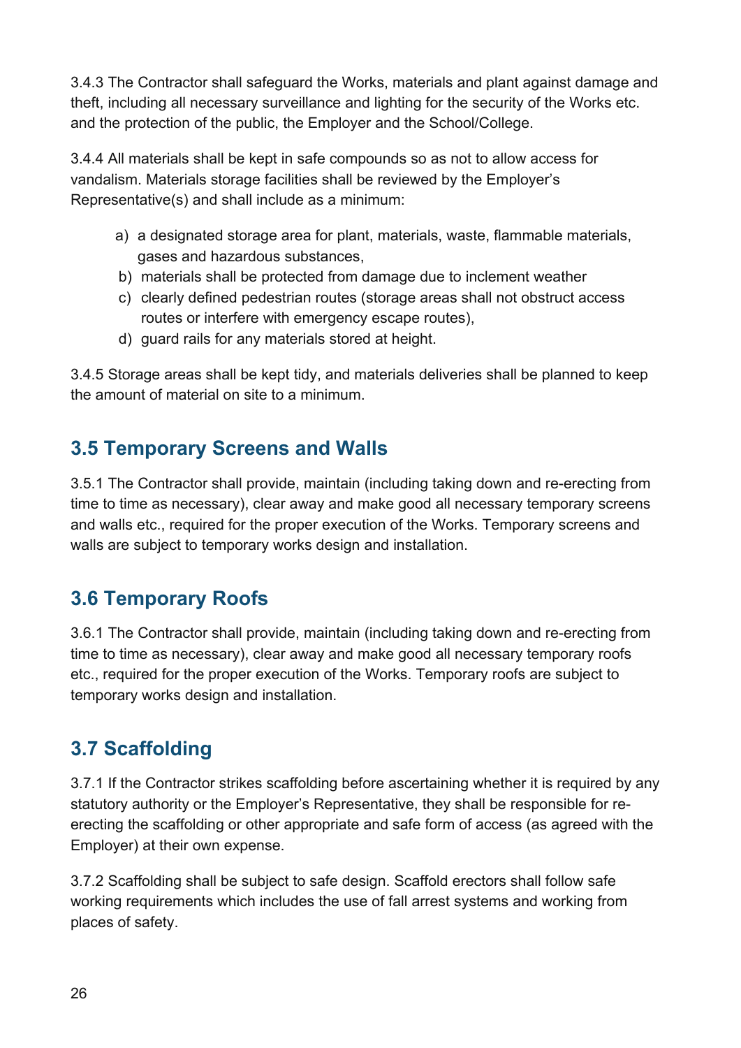3.4.3 The Contractor shall safeguard the Works, materials and plant against damage and theft, including all necessary surveillance and lighting for the security of the Works etc. and the protection of the public, the Employer and the School/College.

3.4.4 All materials shall be kept in safe compounds so as not to allow access for vandalism. Materials storage facilities shall be reviewed by the Employer's Representative(s) and shall include as a minimum:

a) a designated storage area for plant, materials, waste, flammable materials, gases and hazardous substances,
b) materials shall be protected from damage due to inclement weather
c) clearly defined pedestrian routes (storage areas shall not obstruct access routes or interfere with emergency escape routes),
d) guard rails for any materials stored at height.

3.4.5 Storage areas shall be kept tidy, and materials deliveries shall be planned to keep the amount of material on site to a minimum.

## 3.5 Temporary Screens and Walls

3.5.1 The Contractor shall provide, maintain (including taking down and re-erecting from time to time as necessary), clear away and make good all necessary temporary screens and walls etc., required for the proper execution of the Works. Temporary screens and walls are subject to temporary works design and installation.

## 3.6 Temporary Roofs

3.6.1 The Contractor shall provide, maintain (including taking down and re-erecting from time to time as necessary), clear away and make good all necessary temporary roofs etc., required for the proper execution of the Works. Temporary roofs are subject to temporary works design and installation.

## 3.7 Scaffolding

3.7.1 If the Contractor strikes scaffolding before ascertaining whether it is required by any statutory authority or the Employer's Representative, they shall be responsible for re-erecting the scaffolding or other appropriate and safe form of access (as agreed with the Employer) at their own expense.

3.7.2 Scaffolding shall be subject to safe design. Scaffold erectors shall follow safe working requirements which includes the use of fall arrest systems and working from places of safety.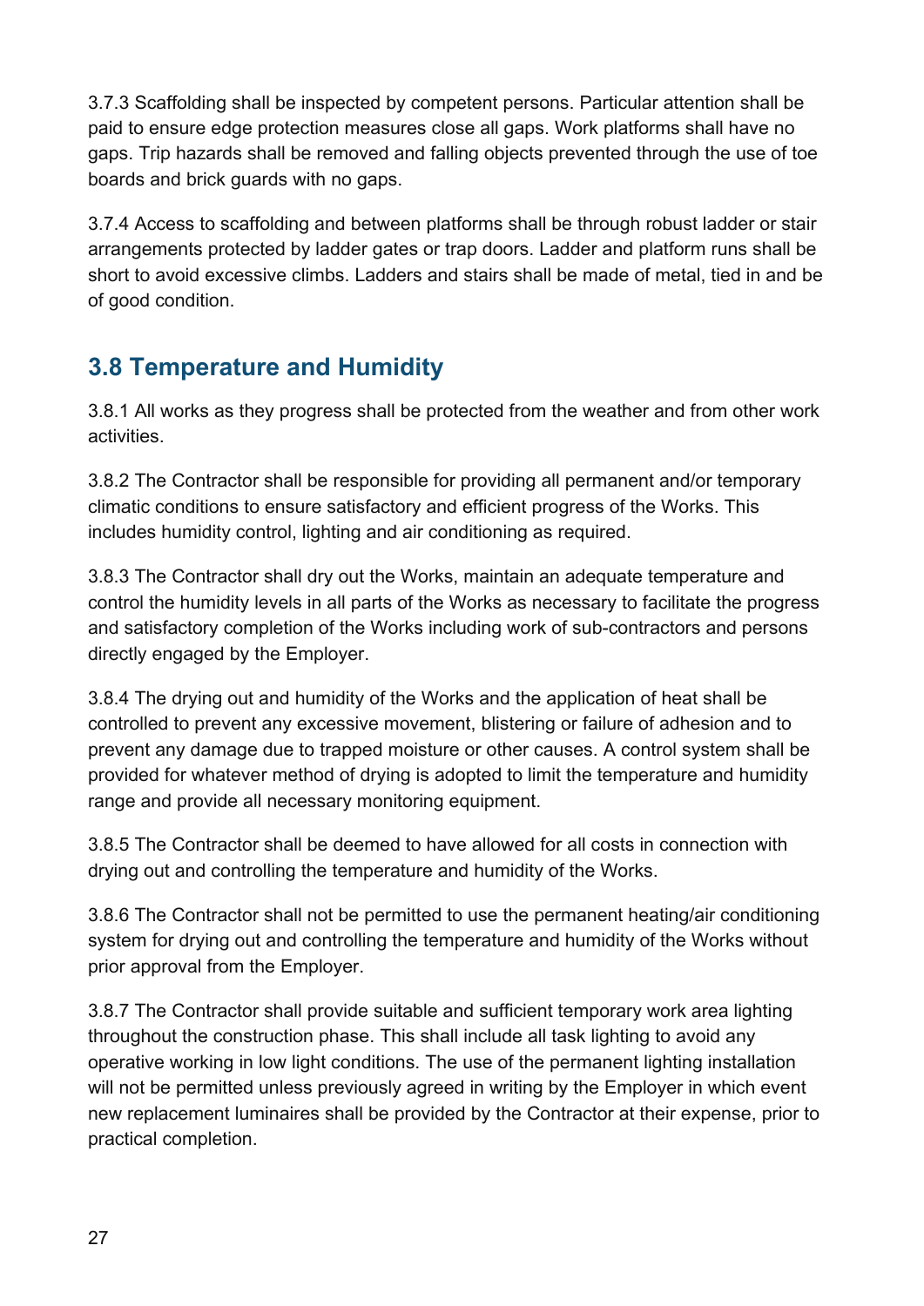3.7.3 Scaffolding shall be inspected by competent persons. Particular attention shall be paid to ensure edge protection measures close all gaps. Work platforms shall have no gaps. Trip hazards shall be removed and falling objects prevented through the use of toe boards and brick guards with no gaps.

3.7.4 Access to scaffolding and between platforms shall be through robust ladder or stair arrangements protected by ladder gates or trap doors. Ladder and platform runs shall be short to avoid excessive climbs. Ladders and stairs shall be made of metal, tied in and be of good condition.

## 3.8 Temperature and Humidity

3.8.1 All works as they progress shall be protected from the weather and from other work activities.

3.8.2 The Contractor shall be responsible for providing all permanent and/or temporary climatic conditions to ensure satisfactory and efficient progress of the Works. This includes humidity control, lighting and air conditioning as required.

3.8.3 The Contractor shall dry out the Works, maintain an adequate temperature and control the humidity levels in all parts of the Works as necessary to facilitate the progress and satisfactory completion of the Works including work of sub-contractors and persons directly engaged by the Employer.

3.8.4 The drying out and humidity of the Works and the application of heat shall be controlled to prevent any excessive movement, blistering or failure of adhesion and to prevent any damage due to trapped moisture or other causes. A control system shall be provided for whatever method of drying is adopted to limit the temperature and humidity range and provide all necessary monitoring equipment.

3.8.5 The Contractor shall be deemed to have allowed for all costs in connection with drying out and controlling the temperature and humidity of the Works.

3.8.6 The Contractor shall not be permitted to use the permanent heating/air conditioning system for drying out and controlling the temperature and humidity of the Works without prior approval from the Employer.

3.8.7 The Contractor shall provide suitable and sufficient temporary work area lighting throughout the construction phase. This shall include all task lighting to avoid any operative working in low light conditions. The use of the permanent lighting installation will not be permitted unless previously agreed in writing by the Employer in which event new replacement luminaires shall be provided by the Contractor at their expense, prior to practical completion.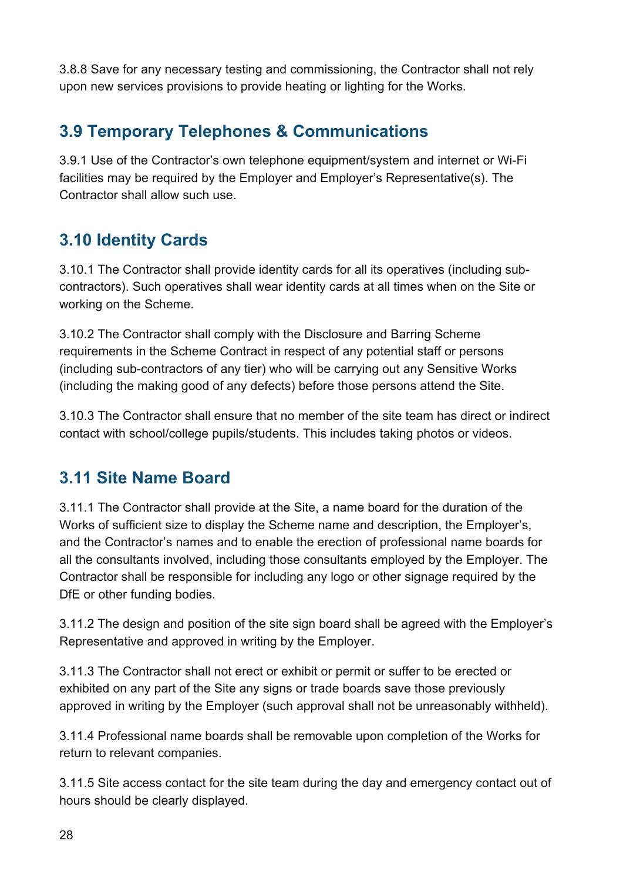3.8.8 Save for any necessary testing and commissioning, the Contractor shall not rely upon new services provisions to provide heating or lighting for the Works.

## 3.9 Temporary Telephones & Communications

3.9.1 Use of the Contractor's own telephone equipment/system and internet or Wi-Fi facilities may be required by the Employer and Employer's Representative(s). The Contractor shall allow such use.

## 3.10 Identity Cards

3.10.1 The Contractor shall provide identity cards for all its operatives (including sub-contractors). Such operatives shall wear identity cards at all times when on the Site or working on the Scheme.

3.10.2 The Contractor shall comply with the Disclosure and Barring Scheme requirements in the Scheme Contract in respect of any potential staff or persons (including sub-contractors of any tier) who will be carrying out any Sensitive Works (including the making good of any defects) before those persons attend the Site.

3.10.3 The Contractor shall ensure that no member of the site team has direct or indirect contact with school/college pupils/students. This includes taking photos or videos.

## 3.11 Site Name Board

3.11.1 The Contractor shall provide at the Site, a name board for the duration of the Works of sufficient size to display the Scheme name and description, the Employer's, and the Contractor's names and to enable the erection of professional name boards for all the consultants involved, including those consultants employed by the Employer. The Contractor shall be responsible for including any logo or other signage required by the DfE or other funding bodies.

3.11.2 The design and position of the site sign board shall be agreed with the Employer's Representative and approved in writing by the Employer.

3.11.3 The Contractor shall not erect or exhibit or permit or suffer to be erected or exhibited on any part of the Site any signs or trade boards save those previously approved in writing by the Employer (such approval shall not be unreasonably withheld).

3.11.4 Professional name boards shall be removable upon completion of the Works for return to relevant companies.

3.11.5 Site access contact for the site team during the day and emergency contact out of hours should be clearly displayed.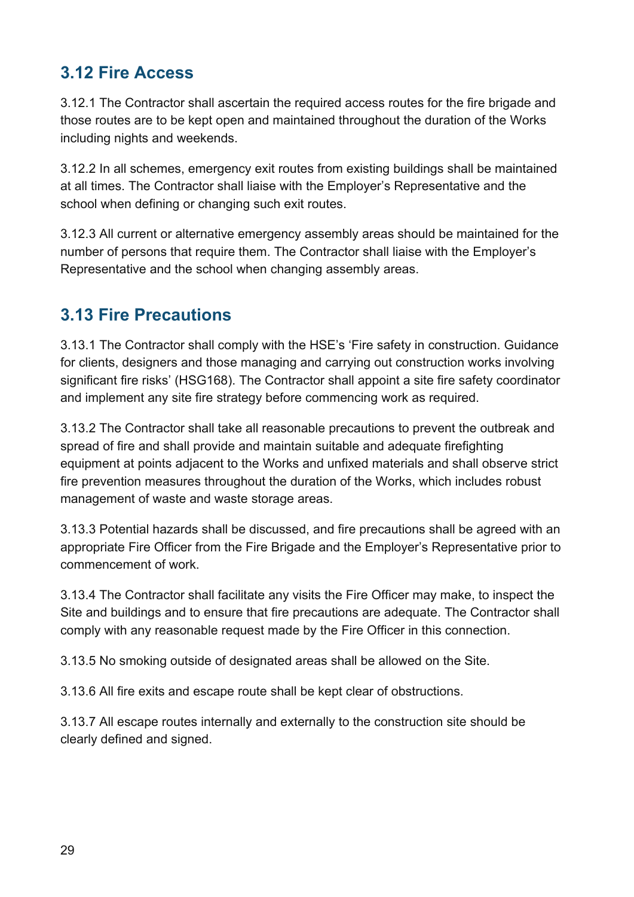## 3.12 Fire Access

3.12.1 The Contractor shall ascertain the required access routes for the fire brigade and those routes are to be kept open and maintained throughout the duration of the Works including nights and weekends.

3.12.2 In all schemes, emergency exit routes from existing buildings shall be maintained at all times. The Contractor shall liaise with the Employer's Representative and the school when defining or changing such exit routes.

3.12.3 All current or alternative emergency assembly areas should be maintained for the number of persons that require them. The Contractor shall liaise with the Employer's Representative and the school when changing assembly areas.

## 3.13 Fire Precautions

3.13.1 The Contractor shall comply with the HSE's 'Fire safety in construction. Guidance for clients, designers and those managing and carrying out construction works involving significant fire risks' (HSG168). The Contractor shall appoint a site fire safety coordinator and implement any site fire strategy before commencing work as required.

3.13.2 The Contractor shall take all reasonable precautions to prevent the outbreak and spread of fire and shall provide and maintain suitable and adequate firefighting equipment at points adjacent to the Works and unfixed materials and shall observe strict fire prevention measures throughout the duration of the Works, which includes robust management of waste and waste storage areas.

3.13.3 Potential hazards shall be discussed, and fire precautions shall be agreed with an appropriate Fire Officer from the Fire Brigade and the Employer's Representative prior to commencement of work.

3.13.4 The Contractor shall facilitate any visits the Fire Officer may make, to inspect the Site and buildings and to ensure that fire precautions are adequate. The Contractor shall comply with any reasonable request made by the Fire Officer in this connection.

3.13.5 No smoking outside of designated areas shall be allowed on the Site.

3.13.6 All fire exits and escape route shall be kept clear of obstructions.

3.13.7 All escape routes internally and externally to the construction site should be clearly defined and signed.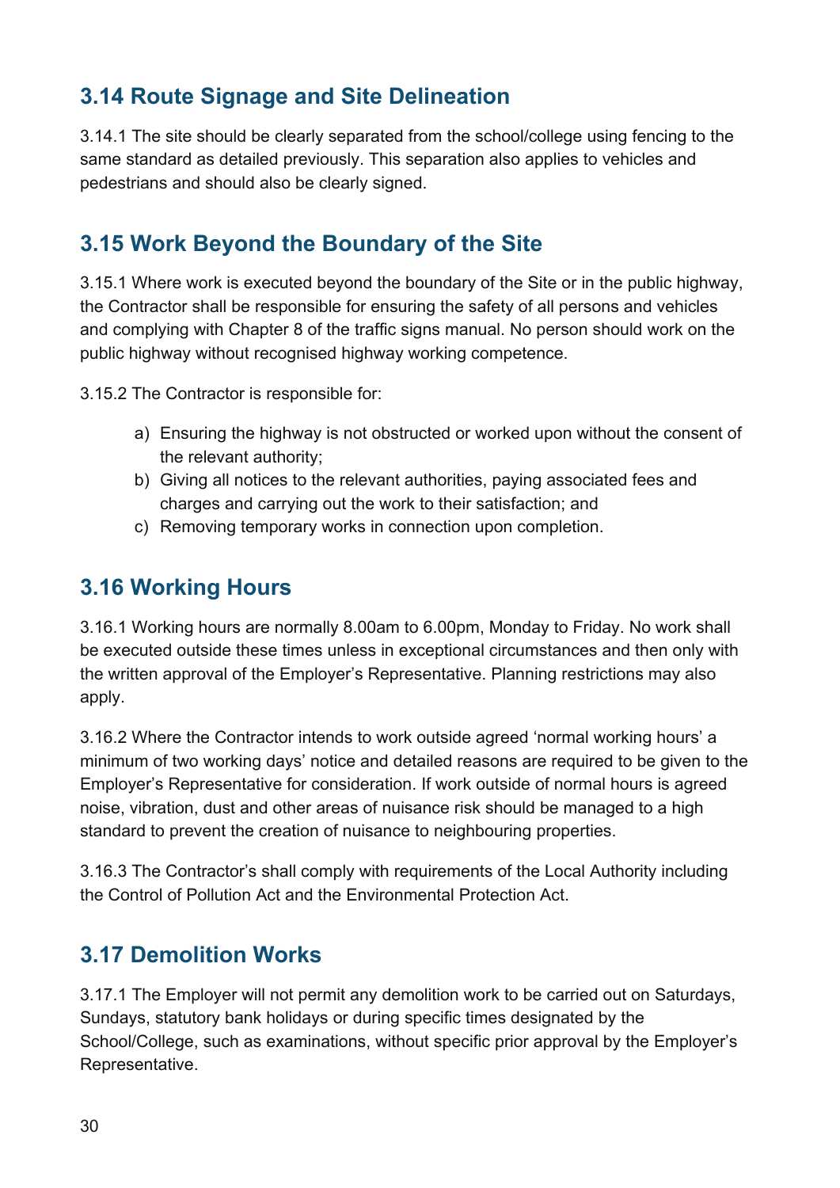## 3.14 Route Signage and Site Delineation

3.14.1 The site should be clearly separated from the school/college using fencing to the same standard as detailed previously. This separation also applies to vehicles and pedestrians and should also be clearly signed.

## 3.15 Work Beyond the Boundary of the Site

3.15.1 Where work is executed beyond the boundary of the Site or in the public highway, the Contractor shall be responsible for ensuring the safety of all persons and vehicles and complying with Chapter 8 of the traffic signs manual. No person should work on the public highway without recognised highway working competence.

3.15.2 The Contractor is responsible for:

a) Ensuring the highway is not obstructed or worked upon without the consent of the relevant authority;
b) Giving all notices to the relevant authorities, paying associated fees and charges and carrying out the work to their satisfaction; and
c) Removing temporary works in connection upon completion.

## 3.16 Working Hours

3.16.1 Working hours are normally 8.00am to 6.00pm, Monday to Friday. No work shall be executed outside these times unless in exceptional circumstances and then only with the written approval of the Employer's Representative. Planning restrictions may also apply.

3.16.2 Where the Contractor intends to work outside agreed 'normal working hours' a minimum of two working days' notice and detailed reasons are required to be given to the Employer's Representative for consideration. If work outside of normal hours is agreed noise, vibration, dust and other areas of nuisance risk should be managed to a high standard to prevent the creation of nuisance to neighbouring properties.

3.16.3 The Contractor's shall comply with requirements of the Local Authority including the Control of Pollution Act and the Environmental Protection Act.

## 3.17 Demolition Works

3.17.1 The Employer will not permit any demolition work to be carried out on Saturdays, Sundays, statutory bank holidays or during specific times designated by the School/College, such as examinations, without specific prior approval by the Employer's Representative.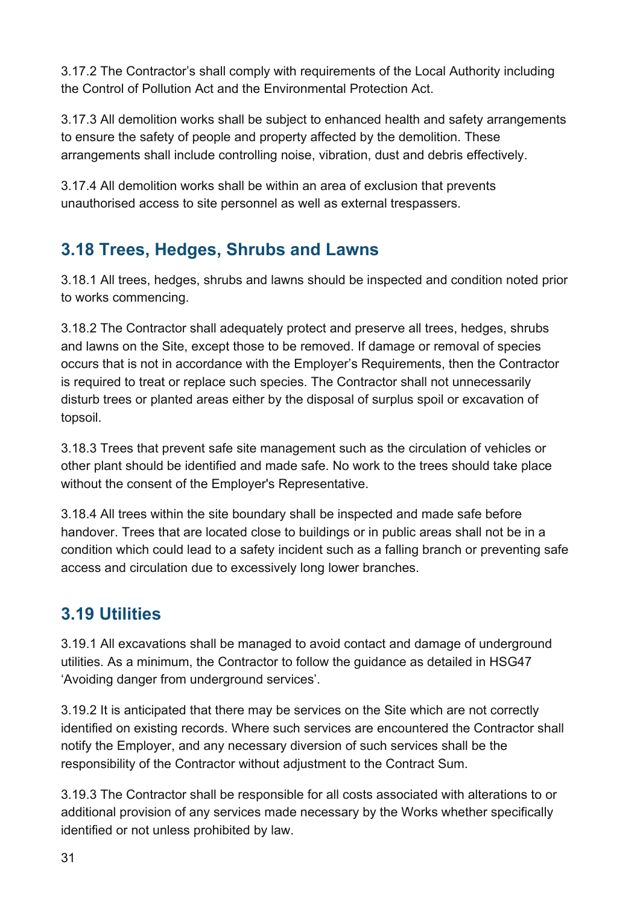3.17.2 The Contractor's shall comply with requirements of the Local Authority including the Control of Pollution Act and the Environmental Protection Act.

3.17.3 All demolition works shall be subject to enhanced health and safety arrangements to ensure the safety of people and property affected by the demolition. These arrangements shall include controlling noise, vibration, dust and debris effectively.

3.17.4 All demolition works shall be within an area of exclusion that prevents unauthorised access to site personnel as well as external trespassers.

## 3.18 Trees, Hedges, Shrubs and Lawns

3.18.1 All trees, hedges, shrubs and lawns should be inspected and condition noted prior to works commencing.

3.18.2 The Contractor shall adequately protect and preserve all trees, hedges, shrubs and lawns on the Site, except those to be removed. If damage or removal of species occurs that is not in accordance with the Employer's Requirements, then the Contractor is required to treat or replace such species. The Contractor shall not unnecessarily disturb trees or planted areas either by the disposal of surplus spoil or excavation of topsoil.

3.18.3 Trees that prevent safe site management such as the circulation of vehicles or other plant should be identified and made safe. No work to the trees should take place without the consent of the Employer's Representative.

3.18.4 All trees within the site boundary shall be inspected and made safe before handover. Trees that are located close to buildings or in public areas shall not be in a condition which could lead to a safety incident such as a falling branch or preventing safe access and circulation due to excessively long lower branches.

## 3.19 Utilities

3.19.1 All excavations shall be managed to avoid contact and damage of underground utilities. As a minimum, the Contractor to follow the guidance as detailed in HSG47 'Avoiding danger from underground services'.

3.19.2 It is anticipated that there may be services on the Site which are not correctly identified on existing records. Where such services are encountered the Contractor shall notify the Employer, and any necessary diversion of such services shall be the responsibility of the Contractor without adjustment to the Contract Sum.

3.19.3 The Contractor shall be responsible for all costs associated with alterations to or additional provision of any services made necessary by the Works whether specifically identified or not unless prohibited by law.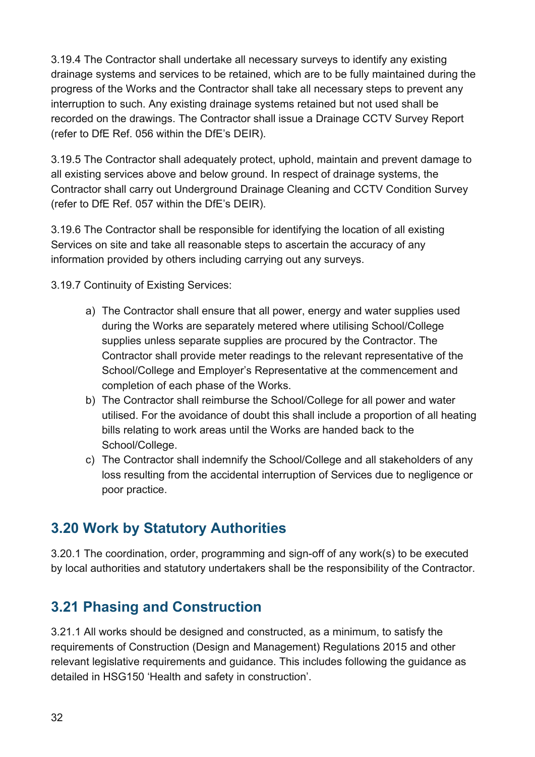3.19.4 The Contractor shall undertake all necessary surveys to identify any existing drainage systems and services to be retained, which are to be fully maintained during the progress of the Works and the Contractor shall take all necessary steps to prevent any interruption to such. Any existing drainage systems retained but not used shall be recorded on the drawings. The Contractor shall issue a Drainage CCTV Survey Report (refer to DfE Ref. 056 within the DfE's DEIR).

3.19.5 The Contractor shall adequately protect, uphold, maintain and prevent damage to all existing services above and below ground. In respect of drainage systems, the Contractor shall carry out Underground Drainage Cleaning and CCTV Condition Survey (refer to DfE Ref. 057 within the DfE's DEIR).

3.19.6 The Contractor shall be responsible for identifying the location of all existing Services on site and take all reasonable steps to ascertain the accuracy of any information provided by others including carrying out any surveys.

3.19.7 Continuity of Existing Services:

a) The Contractor shall ensure that all power, energy and water supplies used during the Works are separately metered where utilising School/College supplies unless separate supplies are procured by the Contractor. The Contractor shall provide meter readings to the relevant representative of the School/College and Employer's Representative at the commencement and completion of each phase of the Works.
b) The Contractor shall reimburse the School/College for all power and water utilised. For the avoidance of doubt this shall include a proportion of all heating bills relating to work areas until the Works are handed back to the School/College.
c) The Contractor shall indemnify the School/College and all stakeholders of any loss resulting from the accidental interruption of Services due to negligence or poor practice.

## 3.20 Work by Statutory Authorities

3.20.1 The coordination, order, programming and sign-off of any work(s) to be executed by local authorities and statutory undertakers shall be the responsibility of the Contractor.

## 3.21 Phasing and Construction

3.21.1 All works should be designed and constructed, as a minimum, to satisfy the requirements of Construction (Design and Management) Regulations 2015 and other relevant legislative requirements and guidance. This includes following the guidance as detailed in HSG150 'Health and safety in construction'.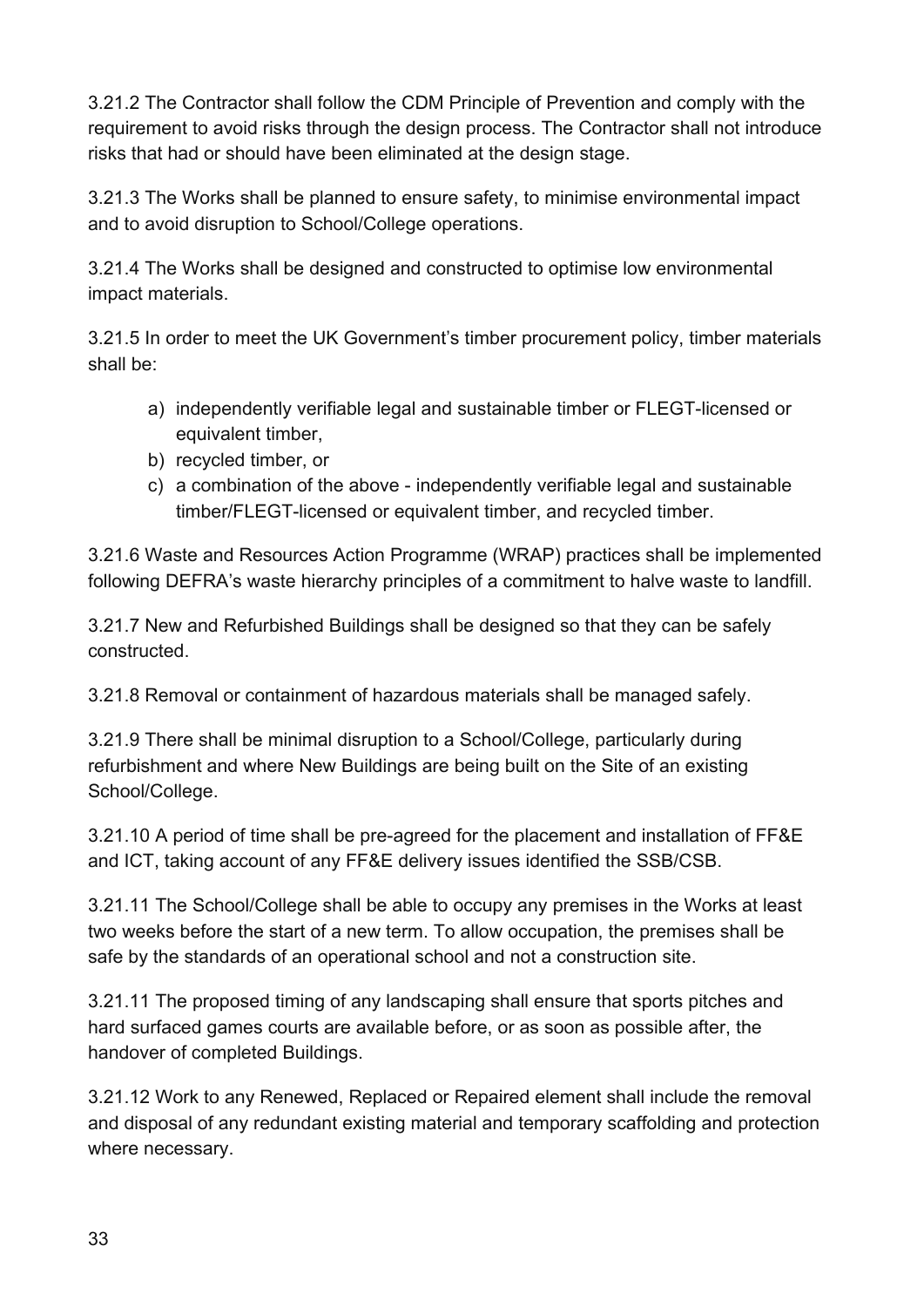3.21.2 The Contractor shall follow the CDM Principle of Prevention and comply with the requirement to avoid risks through the design process. The Contractor shall not introduce risks that had or should have been eliminated at the design stage.

3.21.3 The Works shall be planned to ensure safety, to minimise environmental impact and to avoid disruption to School/College operations.

3.21.4 The Works shall be designed and constructed to optimise low environmental impact materials.

3.21.5 In order to meet the UK Government's timber procurement policy, timber materials shall be:

a) independently verifiable legal and sustainable timber or FLEGT-licensed or equivalent timber,
b) recycled timber, or
c) a combination of the above - independently verifiable legal and sustainable timber/FLEGT-licensed or equivalent timber, and recycled timber.

3.21.6 Waste and Resources Action Programme (WRAP) practices shall be implemented following DEFRA's waste hierarchy principles of a commitment to halve waste to landfill.

3.21.7 New and Refurbished Buildings shall be designed so that they can be safely constructed.

3.21.8 Removal or containment of hazardous materials shall be managed safely.

3.21.9 There shall be minimal disruption to a School/College, particularly during refurbishment and where New Buildings are being built on the Site of an existing School/College.

3.21.10 A period of time shall be pre-agreed for the placement and installation of FF&E and ICT, taking account of any FF&E delivery issues identified the SSB/CSB.

3.21.11 The School/College shall be able to occupy any premises in the Works at least two weeks before the start of a new term. To allow occupation, the premises shall be safe by the standards of an operational school and not a construction site.

3.21.11 The proposed timing of any landscaping shall ensure that sports pitches and hard surfaced games courts are available before, or as soon as possible after, the handover of completed Buildings.

3.21.12 Work to any Renewed, Replaced or Repaired element shall include the removal and disposal of any redundant existing material and temporary scaffolding and protection where necessary.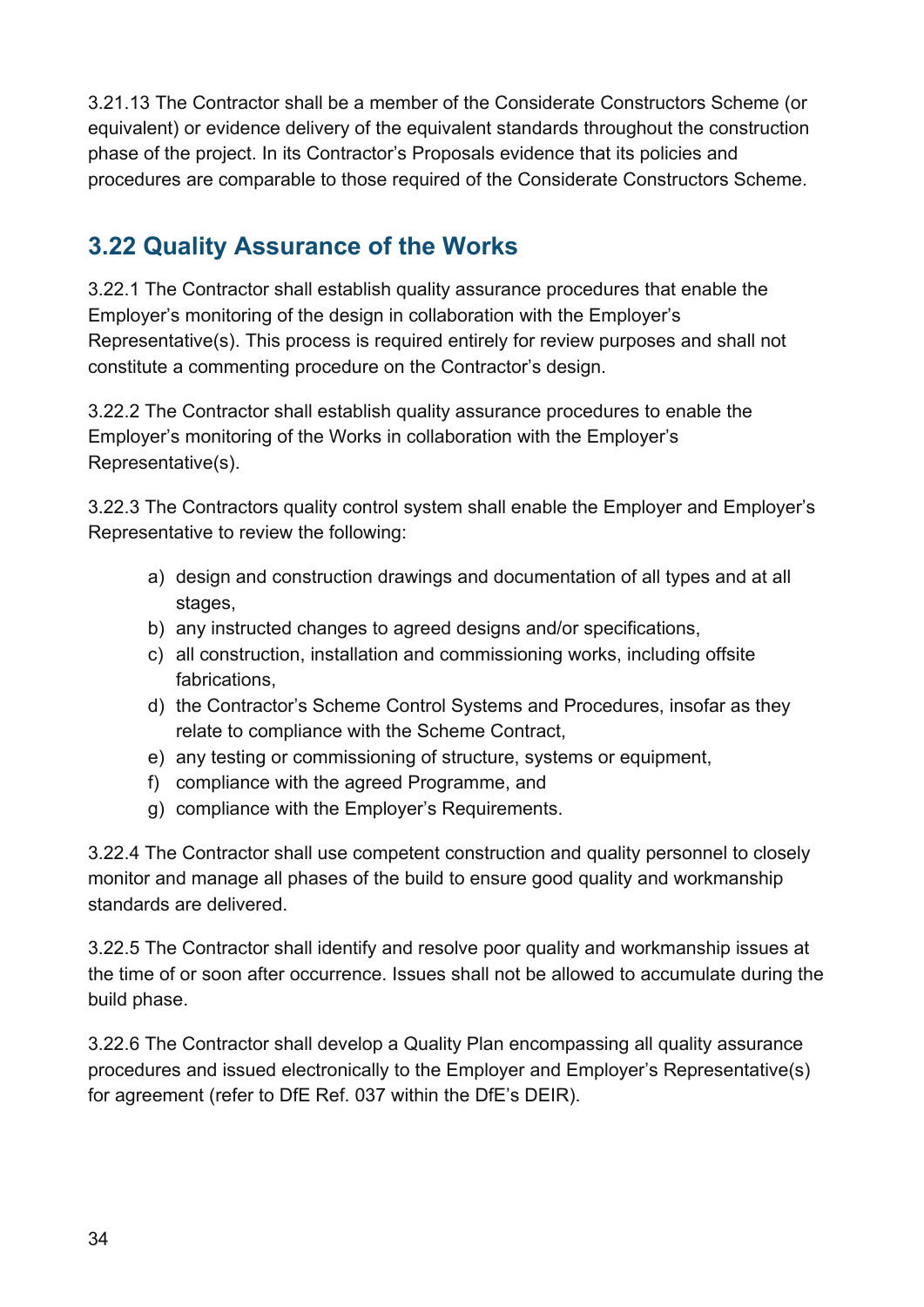3.21.13 The Contractor shall be a member of the Considerate Constructors Scheme (or equivalent) or evidence delivery of the equivalent standards throughout the construction phase of the project. In its Contractor's Proposals evidence that its policies and procedures are comparable to those required of the Considerate Constructors Scheme.

## 3.22 Quality Assurance of the Works

3.22.1 The Contractor shall establish quality assurance procedures that enable the Employer's monitoring of the design in collaboration with the Employer's Representative(s). This process is required entirely for review purposes and shall not constitute a commenting procedure on the Contractor's design.

3.22.2 The Contractor shall establish quality assurance procedures to enable the Employer's monitoring of the Works in collaboration with the Employer's Representative(s).

3.22.3 The Contractors quality control system shall enable the Employer and Employer's Representative to review the following:

a) design and construction drawings and documentation of all types and at all stages,
b) any instructed changes to agreed designs and/or specifications,
c) all construction, installation and commissioning works, including offsite fabrications,
d) the Contractor's Scheme Control Systems and Procedures, insofar as they relate to compliance with the Scheme Contract,
e) any testing or commissioning of structure, systems or equipment,
f) compliance with the agreed Programme, and
g) compliance with the Employer's Requirements.

3.22.4 The Contractor shall use competent construction and quality personnel to closely monitor and manage all phases of the build to ensure good quality and workmanship standards are delivered.

3.22.5 The Contractor shall identify and resolve poor quality and workmanship issues at the time of or soon after occurrence. Issues shall not be allowed to accumulate during the build phase.

3.22.6 The Contractor shall develop a Quality Plan encompassing all quality assurance procedures and issued electronically to the Employer and Employer's Representative(s) for agreement (refer to DfE Ref. 037 within the DfE's DEIR).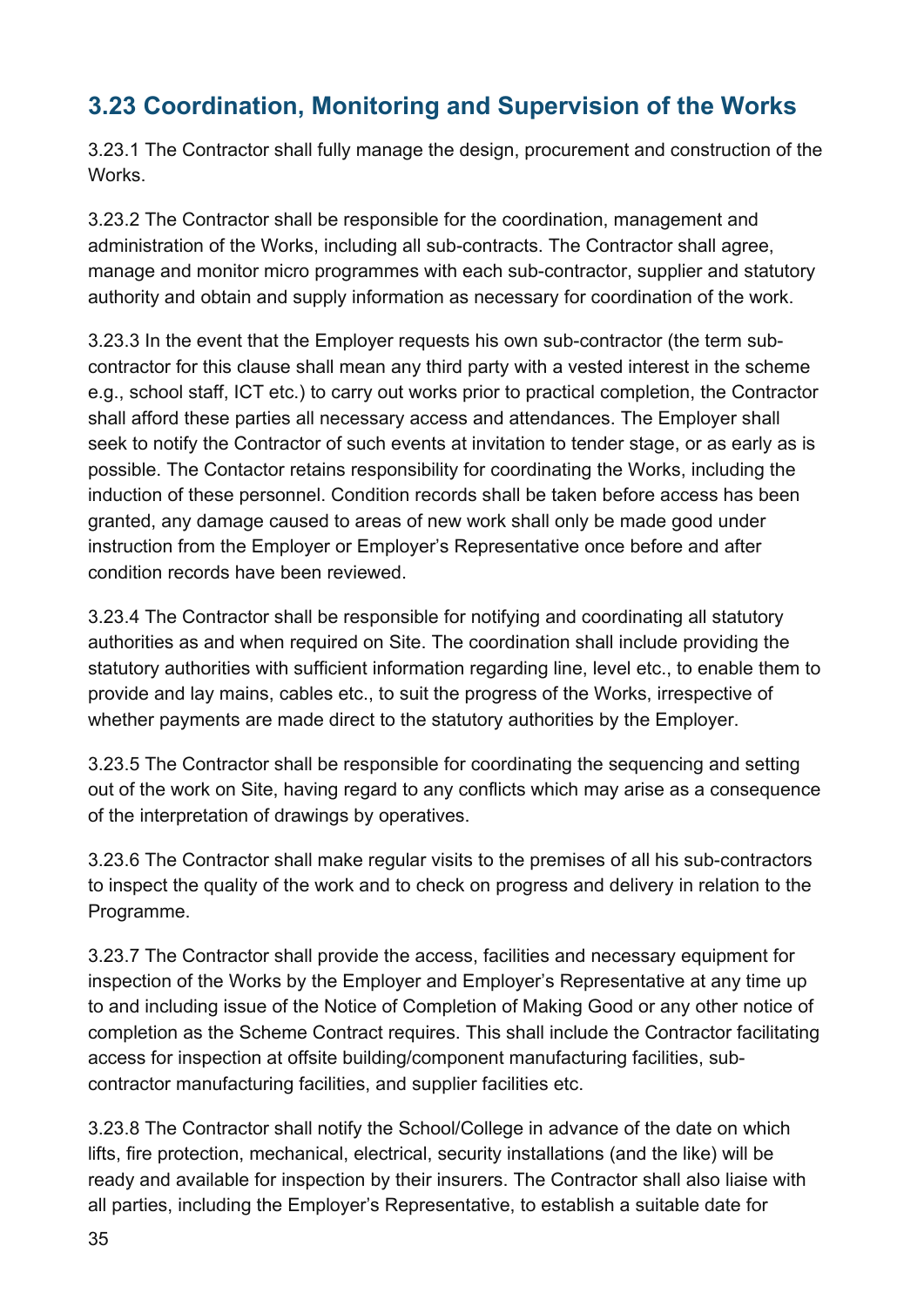## 3.23 Coordination, Monitoring and Supervision of the Works

3.23.1 The Contractor shall fully manage the design, procurement and construction of the Works.

3.23.2 The Contractor shall be responsible for the coordination, management and administration of the Works, including all sub-contracts. The Contractor shall agree, manage and monitor micro programmes with each sub-contractor, supplier and statutory authority and obtain and supply information as necessary for coordination of the work.

3.23.3 In the event that the Employer requests his own sub-contractor (the term sub-contractor for this clause shall mean any third party with a vested interest in the scheme e.g., school staff, ICT etc.) to carry out works prior to practical completion, the Contractor shall afford these parties all necessary access and attendances. The Employer shall seek to notify the Contractor of such events at invitation to tender stage, or as early as is possible. The Contactor retains responsibility for coordinating the Works, including the induction of these personnel. Condition records shall be taken before access has been granted, any damage caused to areas of new work shall only be made good under instruction from the Employer or Employer's Representative once before and after condition records have been reviewed.

3.23.4 The Contractor shall be responsible for notifying and coordinating all statutory authorities as and when required on Site. The coordination shall include providing the statutory authorities with sufficient information regarding line, level etc., to enable them to provide and lay mains, cables etc., to suit the progress of the Works, irrespective of whether payments are made direct to the statutory authorities by the Employer.

3.23.5 The Contractor shall be responsible for coordinating the sequencing and setting out of the work on Site, having regard to any conflicts which may arise as a consequence of the interpretation of drawings by operatives.

3.23.6 The Contractor shall make regular visits to the premises of all his sub-contractors to inspect the quality of the work and to check on progress and delivery in relation to the Programme.

3.23.7 The Contractor shall provide the access, facilities and necessary equipment for inspection of the Works by the Employer and Employer's Representative at any time up to and including issue of the Notice of Completion of Making Good or any other notice of completion as the Scheme Contract requires. This shall include the Contractor facilitating access for inspection at offsite building/component manufacturing facilities, sub-contractor manufacturing facilities, and supplier facilities etc.

3.23.8 The Contractor shall notify the School/College in advance of the date on which lifts, fire protection, mechanical, electrical, security installations (and the like) will be ready and available for inspection by their insurers. The Contractor shall also liaise with all parties, including the Employer's Representative, to establish a suitable date for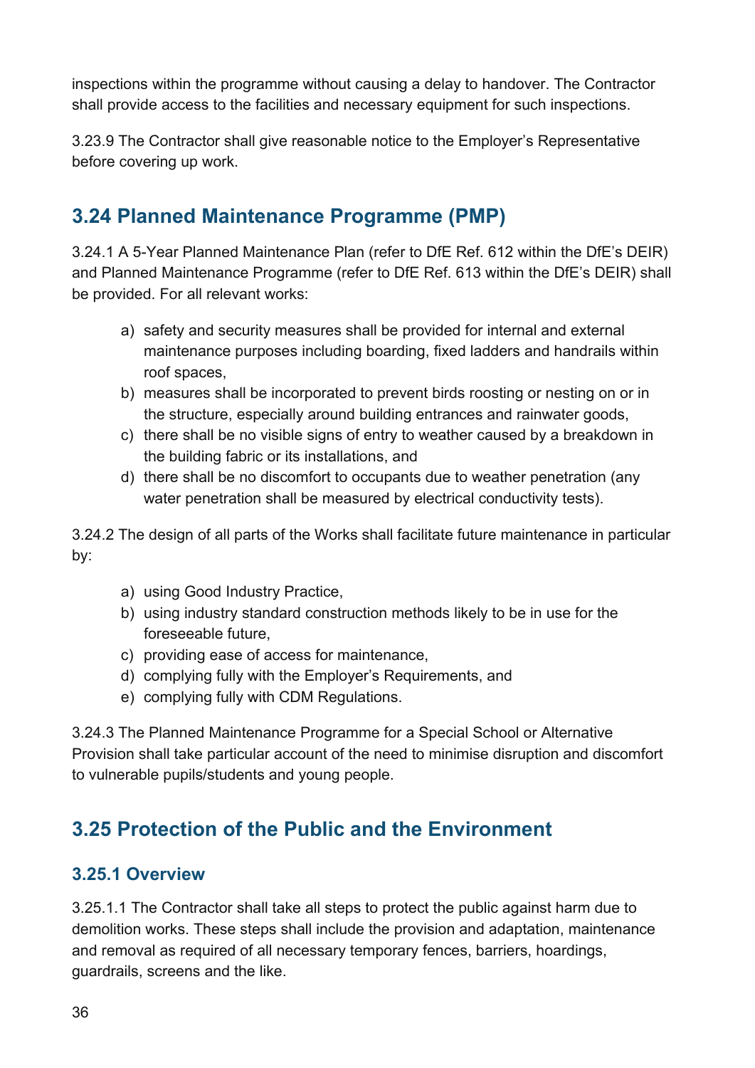inspections within the programme without causing a delay to handover. The Contractor shall provide access to the facilities and necessary equipment for such inspections.

3.23.9 The Contractor shall give reasonable notice to the Employer's Representative before covering up work.

## 3.24 Planned Maintenance Programme (PMP)

3.24.1 A 5-Year Planned Maintenance Plan (refer to DfE Ref. 612 within the DfE's DEIR) and Planned Maintenance Programme (refer to DfE Ref. 613 within the DfE's DEIR) shall be provided. For all relevant works:

a) safety and security measures shall be provided for internal and external maintenance purposes including boarding, fixed ladders and handrails within roof spaces,
b) measures shall be incorporated to prevent birds roosting or nesting on or in the structure, especially around building entrances and rainwater goods,
c) there shall be no visible signs of entry to weather caused by a breakdown in the building fabric or its installations, and
d) there shall be no discomfort to occupants due to weather penetration (any water penetration shall be measured by electrical conductivity tests).

3.24.2 The design of all parts of the Works shall facilitate future maintenance in particular by:

a) using Good Industry Practice,
b) using industry standard construction methods likely to be in use for the foreseeable future,
c) providing ease of access for maintenance,
d) complying fully with the Employer's Requirements, and
e) complying fully with CDM Regulations.

3.24.3 The Planned Maintenance Programme for a Special School or Alternative Provision shall take particular account of the need to minimise disruption and discomfort to vulnerable pupils/students and young people.

## 3.25 Protection of the Public and the Environment

### 3.25.1 Overview

3.25.1.1 The Contractor shall take all steps to protect the public against harm due to demolition works. These steps shall include the provision and adaptation, maintenance and removal as required of all necessary temporary fences, barriers, hoardings, guardrails, screens and the like.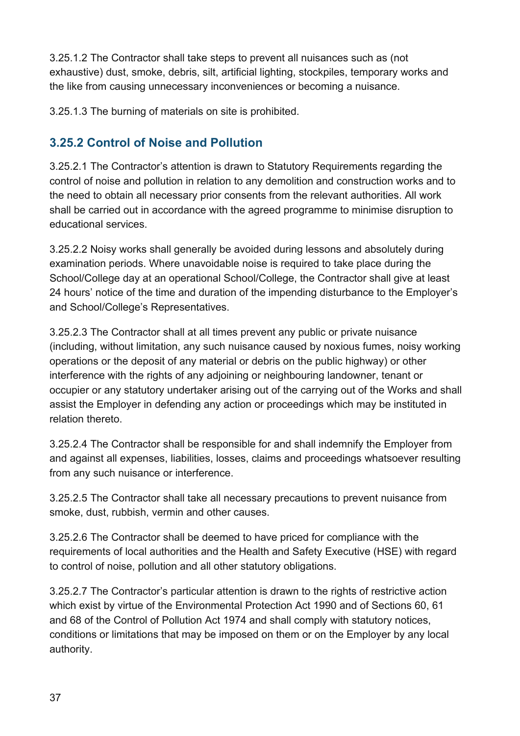3.25.1.2 The Contractor shall take steps to prevent all nuisances such as (not exhaustive) dust, smoke, debris, silt, artificial lighting, stockpiles, temporary works and the like from causing unnecessary inconveniences or becoming a nuisance.

3.25.1.3 The burning of materials on site is prohibited.

### 3.25.2 Control of Noise and Pollution

3.25.2.1 The Contractor's attention is drawn to Statutory Requirements regarding the control of noise and pollution in relation to any demolition and construction works and to the need to obtain all necessary prior consents from the relevant authorities. All work shall be carried out in accordance with the agreed programme to minimise disruption to educational services.

3.25.2.2 Noisy works shall generally be avoided during lessons and absolutely during examination periods. Where unavoidable noise is required to take place during the School/College day at an operational School/College, the Contractor shall give at least 24 hours' notice of the time and duration of the impending disturbance to the Employer's and School/College's Representatives.

3.25.2.3 The Contractor shall at all times prevent any public or private nuisance (including, without limitation, any such nuisance caused by noxious fumes, noisy working operations or the deposit of any material or debris on the public highway) or other interference with the rights of any adjoining or neighbouring landowner, tenant or occupier or any statutory undertaker arising out of the carrying out of the Works and shall assist the Employer in defending any action or proceedings which may be instituted in relation thereto.

3.25.2.4 The Contractor shall be responsible for and shall indemnify the Employer from and against all expenses, liabilities, losses, claims and proceedings whatsoever resulting from any such nuisance or interference.

3.25.2.5 The Contractor shall take all necessary precautions to prevent nuisance from smoke, dust, rubbish, vermin and other causes.

3.25.2.6 The Contractor shall be deemed to have priced for compliance with the requirements of local authorities and the Health and Safety Executive (HSE) with regard to control of noise, pollution and all other statutory obligations.

3.25.2.7 The Contractor's particular attention is drawn to the rights of restrictive action which exist by virtue of the Environmental Protection Act 1990 and of Sections 60, 61 and 68 of the Control of Pollution Act 1974 and shall comply with statutory notices, conditions or limitations that may be imposed on them or on the Employer by any local authority.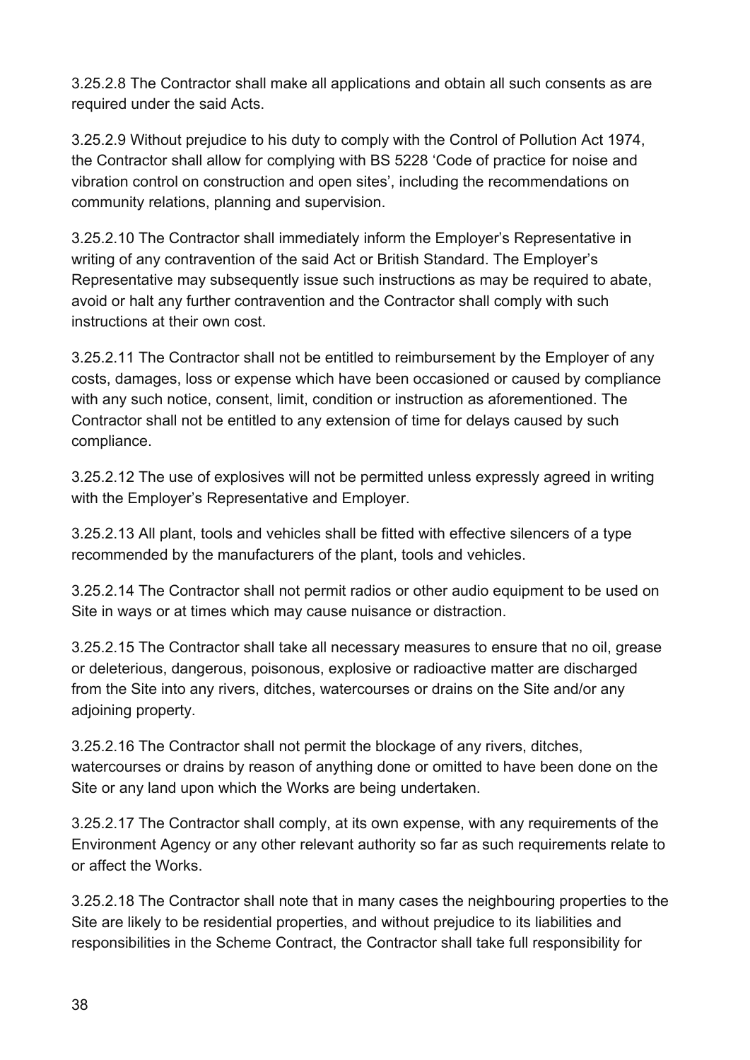3.25.2.8 The Contractor shall make all applications and obtain all such consents as are required under the said Acts.

3.25.2.9 Without prejudice to his duty to comply with the Control of Pollution Act 1974, the Contractor shall allow for complying with BS 5228 'Code of practice for noise and vibration control on construction and open sites', including the recommendations on community relations, planning and supervision.

3.25.2.10 The Contractor shall immediately inform the Employer's Representative in writing of any contravention of the said Act or British Standard. The Employer's Representative may subsequently issue such instructions as may be required to abate, avoid or halt any further contravention and the Contractor shall comply with such instructions at their own cost.

3.25.2.11 The Contractor shall not be entitled to reimbursement by the Employer of any costs, damages, loss or expense which have been occasioned or caused by compliance with any such notice, consent, limit, condition or instruction as aforementioned. The Contractor shall not be entitled to any extension of time for delays caused by such compliance.

3.25.2.12 The use of explosives will not be permitted unless expressly agreed in writing with the Employer's Representative and Employer.

3.25.2.13 All plant, tools and vehicles shall be fitted with effective silencers of a type recommended by the manufacturers of the plant, tools and vehicles.

3.25.2.14 The Contractor shall not permit radios or other audio equipment to be used on Site in ways or at times which may cause nuisance or distraction.

3.25.2.15 The Contractor shall take all necessary measures to ensure that no oil, grease or deleterious, dangerous, poisonous, explosive or radioactive matter are discharged from the Site into any rivers, ditches, watercourses or drains on the Site and/or any adjoining property.

3.25.2.16 The Contractor shall not permit the blockage of any rivers, ditches, watercourses or drains by reason of anything done or omitted to have been done on the Site or any land upon which the Works are being undertaken.

3.25.2.17 The Contractor shall comply, at its own expense, with any requirements of the Environment Agency or any other relevant authority so far as such requirements relate to or affect the Works.

3.25.2.18 The Contractor shall note that in many cases the neighbouring properties to the Site are likely to be residential properties, and without prejudice to its liabilities and responsibilities in the Scheme Contract, the Contractor shall take full responsibility for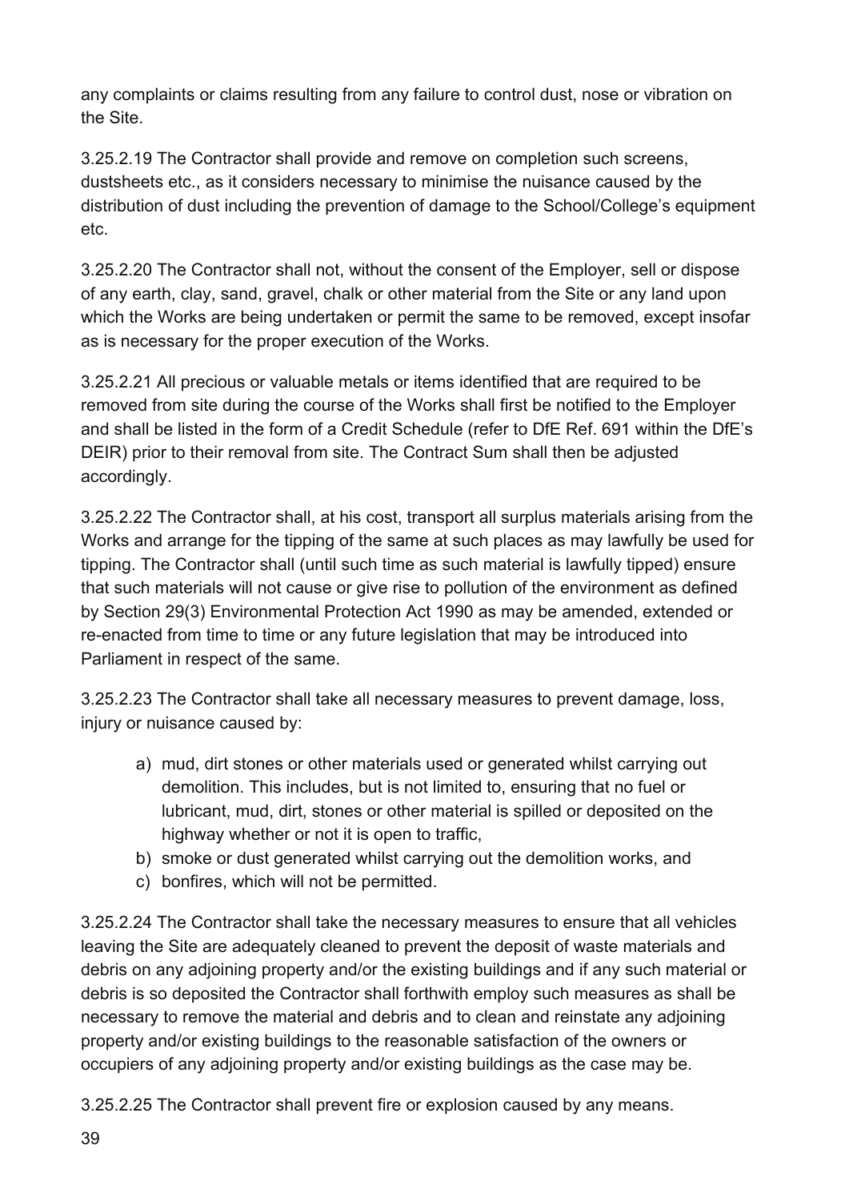any complaints or claims resulting from any failure to control dust, nose or vibration on the Site.

3.25.2.19 The Contractor shall provide and remove on completion such screens, dustsheets etc., as it considers necessary to minimise the nuisance caused by the distribution of dust including the prevention of damage to the School/College's equipment etc.

3.25.2.20 The Contractor shall not, without the consent of the Employer, sell or dispose of any earth, clay, sand, gravel, chalk or other material from the Site or any land upon which the Works are being undertaken or permit the same to be removed, except insofar as is necessary for the proper execution of the Works.

3.25.2.21 All precious or valuable metals or items identified that are required to be removed from site during the course of the Works shall first be notified to the Employer and shall be listed in the form of a Credit Schedule (refer to DfE Ref. 691 within the DfE's DEIR) prior to their removal from site. The Contract Sum shall then be adjusted accordingly.

3.25.2.22 The Contractor shall, at his cost, transport all surplus materials arising from the Works and arrange for the tipping of the same at such places as may lawfully be used for tipping. The Contractor shall (until such time as such material is lawfully tipped) ensure that such materials will not cause or give rise to pollution of the environment as defined by Section 29(3) Environmental Protection Act 1990 as may be amended, extended or re-enacted from time to time or any future legislation that may be introduced into Parliament in respect of the same.

3.25.2.23 The Contractor shall take all necessary measures to prevent damage, loss, injury or nuisance caused by:

a) mud, dirt stones or other materials used or generated whilst carrying out demolition. This includes, but is not limited to, ensuring that no fuel or lubricant, mud, dirt, stones or other material is spilled or deposited on the highway whether or not it is open to traffic,
b) smoke or dust generated whilst carrying out the demolition works, and
c) bonfires, which will not be permitted.

3.25.2.24 The Contractor shall take the necessary measures to ensure that all vehicles leaving the Site are adequately cleaned to prevent the deposit of waste materials and debris on any adjoining property and/or the existing buildings and if any such material or debris is so deposited the Contractor shall forthwith employ such measures as shall be necessary to remove the material and debris and to clean and reinstate any adjoining property and/or existing buildings to the reasonable satisfaction of the owners or occupiers of any adjoining property and/or existing buildings as the case may be.

3.25.2.25 The Contractor shall prevent fire or explosion caused by any means.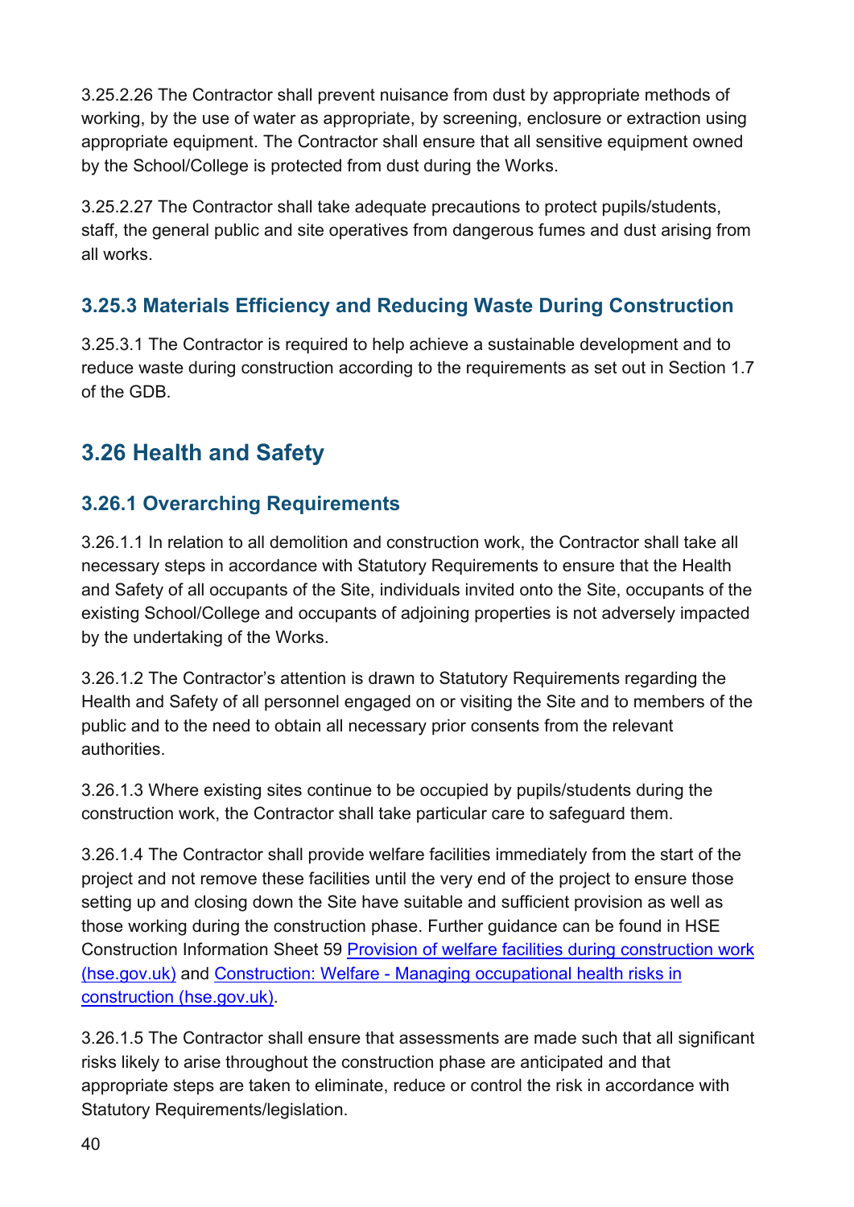3.25.2.26 The Contractor shall prevent nuisance from dust by appropriate methods of working, by the use of water as appropriate, by screening, enclosure or extraction using appropriate equipment. The Contractor shall ensure that all sensitive equipment owned by the School/College is protected from dust during the Works.

3.25.2.27 The Contractor shall take adequate precautions to protect pupils/students, staff, the general public and site operatives from dangerous fumes and dust arising from all works.

### 3.25.3 Materials Efficiency and Reducing Waste During Construction

3.25.3.1 The Contractor is required to help achieve a sustainable development and to reduce waste during construction according to the requirements as set out in Section 1.7 of the GDB.

## 3.26 Health and Safety

### 3.26.1 Overarching Requirements

3.26.1.1 In relation to all demolition and construction work, the Contractor shall take all necessary steps in accordance with Statutory Requirements to ensure that the Health and Safety of all occupants of the Site, individuals invited onto the Site, occupants of the existing School/College and occupants of adjoining properties is not adversely impacted by the undertaking of the Works.

3.26.1.2 The Contractor's attention is drawn to Statutory Requirements regarding the Health and Safety of all personnel engaged on or visiting the Site and to members of the public and to the need to obtain all necessary prior consents from the relevant authorities.

3.26.1.3 Where existing sites continue to be occupied by pupils/students during the construction work, the Contractor shall take particular care to safeguard them.

3.26.1.4 The Contractor shall provide welfare facilities immediately from the start of the project and not remove these facilities until the very end of the project to ensure those setting up and closing down the Site have suitable and sufficient provision as well as those working during the construction phase. Further guidance can be found in HSE Construction Information Sheet 59 [Provision of welfare facilities during construction work (hse.gov.uk)] and [Construction: Welfare - Managing occupational health risks in construction (hse.gov.uk)].

3.26.1.5 The Contractor shall ensure that assessments are made such that all significant risks likely to arise throughout the construction phase are anticipated and that appropriate steps are taken to eliminate, reduce or control the risk in accordance with Statutory Requirements/legislation.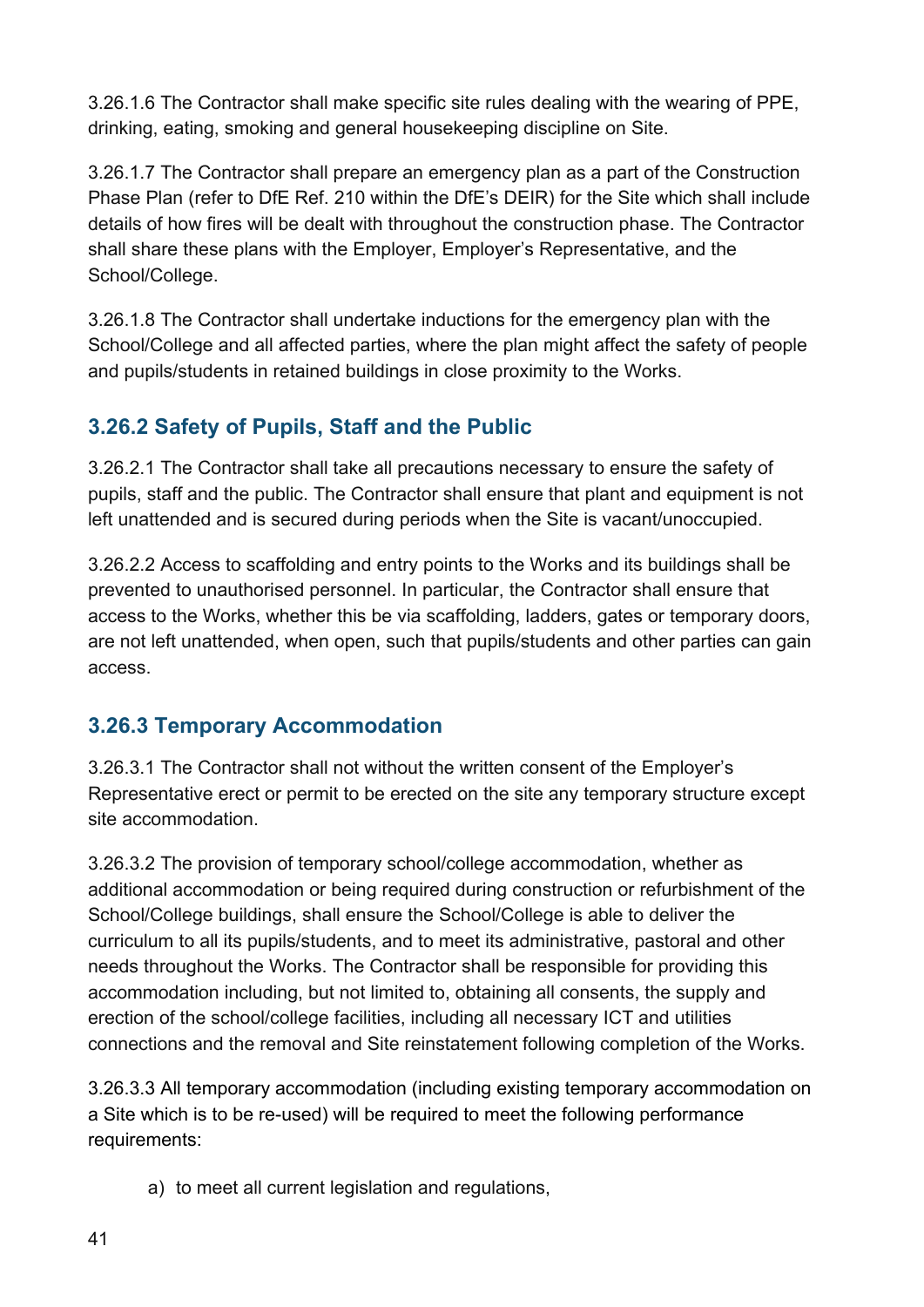3.26.1.6 The Contractor shall make specific site rules dealing with the wearing of PPE, drinking, eating, smoking and general housekeeping discipline on Site.

3.26.1.7 The Contractor shall prepare an emergency plan as a part of the Construction Phase Plan (refer to DfE Ref. 210 within the DfE's DEIR) for the Site which shall include details of how fires will be dealt with throughout the construction phase. The Contractor shall share these plans with the Employer, Employer's Representative, and the School/College.

3.26.1.8 The Contractor shall undertake inductions for the emergency plan with the School/College and all affected parties, where the plan might affect the safety of people and pupils/students in retained buildings in close proximity to the Works.

### 3.26.2 Safety of Pupils, Staff and the Public

3.26.2.1 The Contractor shall take all precautions necessary to ensure the safety of pupils, staff and the public. The Contractor shall ensure that plant and equipment is not left unattended and is secured during periods when the Site is vacant/unoccupied.

3.26.2.2 Access to scaffolding and entry points to the Works and its buildings shall be prevented to unauthorised personnel. In particular, the Contractor shall ensure that access to the Works, whether this be via scaffolding, ladders, gates or temporary doors, are not left unattended, when open, such that pupils/students and other parties can gain access.

### 3.26.3 Temporary Accommodation

3.26.3.1 The Contractor shall not without the written consent of the Employer's Representative erect or permit to be erected on the site any temporary structure except site accommodation.

3.26.3.2 The provision of temporary school/college accommodation, whether as additional accommodation or being required during construction or refurbishment of the School/College buildings, shall ensure the School/College is able to deliver the curriculum to all its pupils/students, and to meet its administrative, pastoral and other needs throughout the Works. The Contractor shall be responsible for providing this accommodation including, but not limited to, obtaining all consents, the supply and erection of the school/college facilities, including all necessary ICT and utilities connections and the removal and Site reinstatement following completion of the Works.

3.26.3.3 All temporary accommodation (including existing temporary accommodation on a Site which is to be re-used) will be required to meet the following performance requirements:

a) to meet all current legislation and regulations,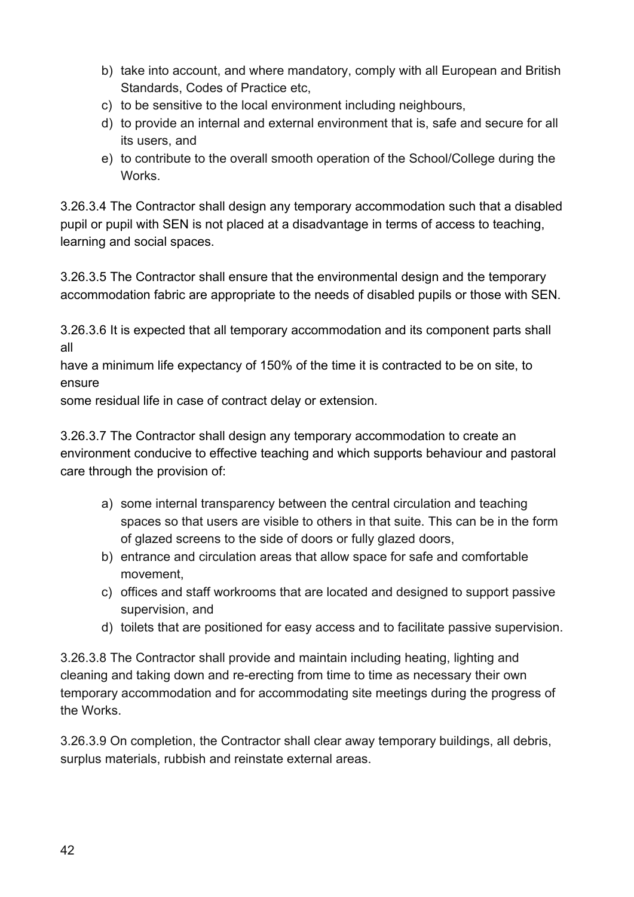b) take into account, and where mandatory, comply with all European and British Standards, Codes of Practice etc,
c) to be sensitive to the local environment including neighbours,
d) to provide an internal and external environment that is, safe and secure for all its users, and
e) to contribute to the overall smooth operation of the School/College during the Works.

3.26.3.4 The Contractor shall design any temporary accommodation such that a disabled pupil or pupil with SEN is not placed at a disadvantage in terms of access to teaching, learning and social spaces.

3.26.3.5 The Contractor shall ensure that the environmental design and the temporary accommodation fabric are appropriate to the needs of disabled pupils or those with SEN.

3.26.3.6 It is expected that all temporary accommodation and its component parts shall all have a minimum life expectancy of 150% of the time it is contracted to be on site, to ensure some residual life in case of contract delay or extension.

3.26.3.7 The Contractor shall design any temporary accommodation to create an environment conducive to effective teaching and which supports behaviour and pastoral care through the provision of:

a) some internal transparency between the central circulation and teaching spaces so that users are visible to others in that suite. This can be in the form of glazed screens to the side of doors or fully glazed doors,
b) entrance and circulation areas that allow space for safe and comfortable movement,
c) offices and staff workrooms that are located and designed to support passive supervision, and
d) toilets that are positioned for easy access and to facilitate passive supervision.

3.26.3.8 The Contractor shall provide and maintain including heating, lighting and cleaning and taking down and re-erecting from time to time as necessary their own temporary accommodation and for accommodating site meetings during the progress of the Works.

3.26.3.9 On completion, the Contractor shall clear away temporary buildings, all debris, surplus materials, rubbish and reinstate external areas.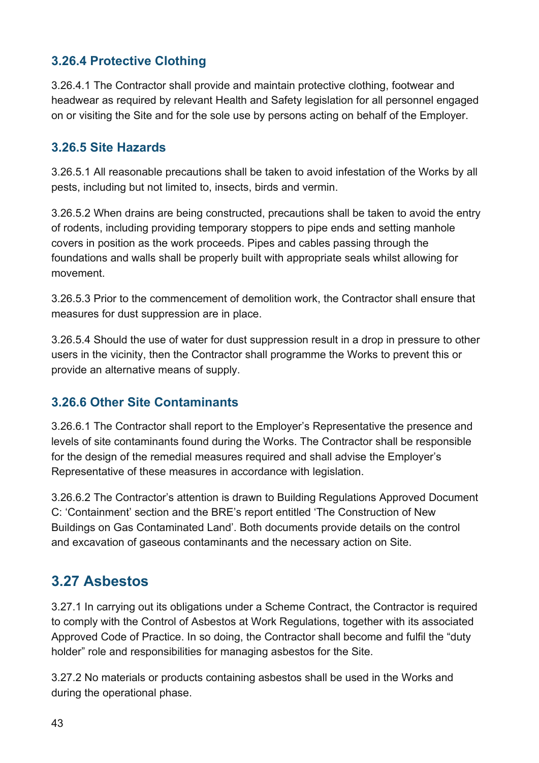### 3.26.4 Protective Clothing

3.26.4.1 The Contractor shall provide and maintain protective clothing, footwear and headwear as required by relevant Health and Safety legislation for all personnel engaged on or visiting the Site and for the sole use by persons acting on behalf of the Employer.

### 3.26.5 Site Hazards

3.26.5.1 All reasonable precautions shall be taken to avoid infestation of the Works by all pests, including but not limited to, insects, birds and vermin.

3.26.5.2 When drains are being constructed, precautions shall be taken to avoid the entry of rodents, including providing temporary stoppers to pipe ends and setting manhole covers in position as the work proceeds. Pipes and cables passing through the foundations and walls shall be properly built with appropriate seals whilst allowing for movement.

3.26.5.3 Prior to the commencement of demolition work, the Contractor shall ensure that measures for dust suppression are in place.

3.26.5.4 Should the use of water for dust suppression result in a drop in pressure to other users in the vicinity, then the Contractor shall programme the Works to prevent this or provide an alternative means of supply.

### 3.26.6 Other Site Contaminants

3.26.6.1 The Contractor shall report to the Employer's Representative the presence and levels of site contaminants found during the Works. The Contractor shall be responsible for the design of the remedial measures required and shall advise the Employer's Representative of these measures in accordance with legislation.

3.26.6.2 The Contractor's attention is drawn to Building Regulations Approved Document C: 'Containment' section and the BRE's report entitled 'The Construction of New Buildings on Gas Contaminated Land'. Both documents provide details on the control and excavation of gaseous contaminants and the necessary action on Site.

## 3.27 Asbestos

3.27.1 In carrying out its obligations under a Scheme Contract, the Contractor is required to comply with the Control of Asbestos at Work Regulations, together with its associated Approved Code of Practice. In so doing, the Contractor shall become and fulfil the "duty holder" role and responsibilities for managing asbestos for the Site.

3.27.2 No materials or products containing asbestos shall be used in the Works and during the operational phase.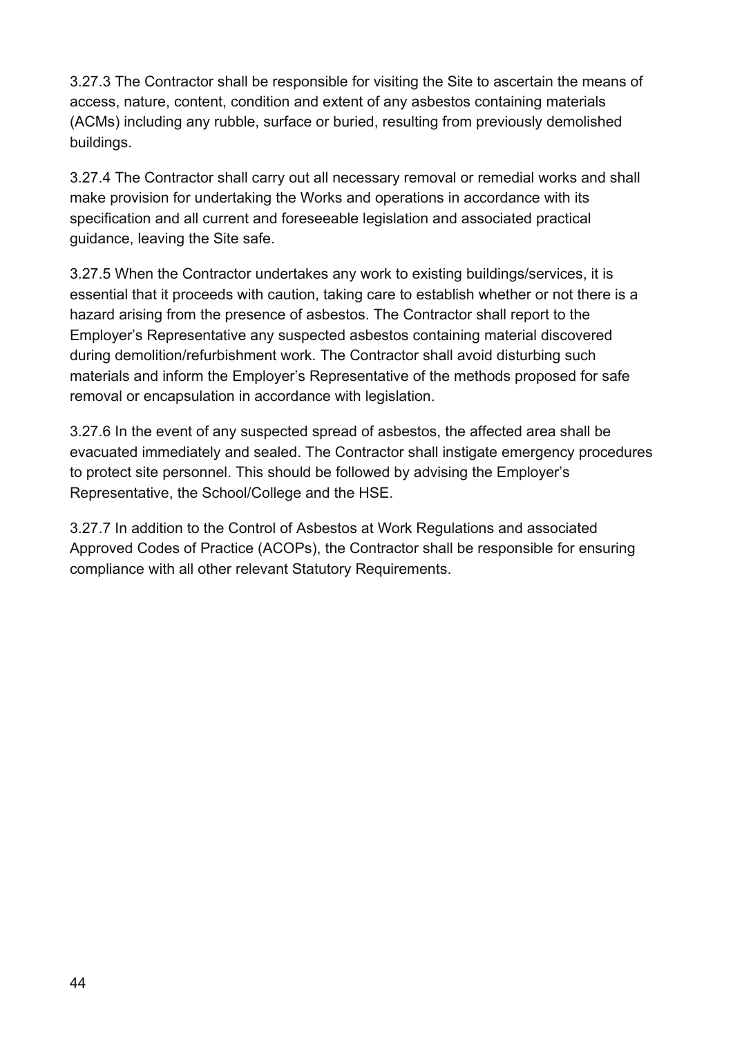3.27.3 The Contractor shall be responsible for visiting the Site to ascertain the means of access, nature, content, condition and extent of any asbestos containing materials (ACMs) including any rubble, surface or buried, resulting from previously demolished buildings.

3.27.4 The Contractor shall carry out all necessary removal or remedial works and shall make provision for undertaking the Works and operations in accordance with its specification and all current and foreseeable legislation and associated practical guidance, leaving the Site safe.

3.27.5 When the Contractor undertakes any work to existing buildings/services, it is essential that it proceeds with caution, taking care to establish whether or not there is a hazard arising from the presence of asbestos. The Contractor shall report to the Employer's Representative any suspected asbestos containing material discovered during demolition/refurbishment work. The Contractor shall avoid disturbing such materials and inform the Employer's Representative of the methods proposed for safe removal or encapsulation in accordance with legislation.

3.27.6 In the event of any suspected spread of asbestos, the affected area shall be evacuated immediately and sealed. The Contractor shall instigate emergency procedures to protect site personnel. This should be followed by advising the Employer's Representative, the School/College and the HSE.

3.27.7 In addition to the Control of Asbestos at Work Regulations and associated Approved Codes of Practice (ACOPs), the Contractor shall be responsible for ensuring compliance with all other relevant Statutory Requirements.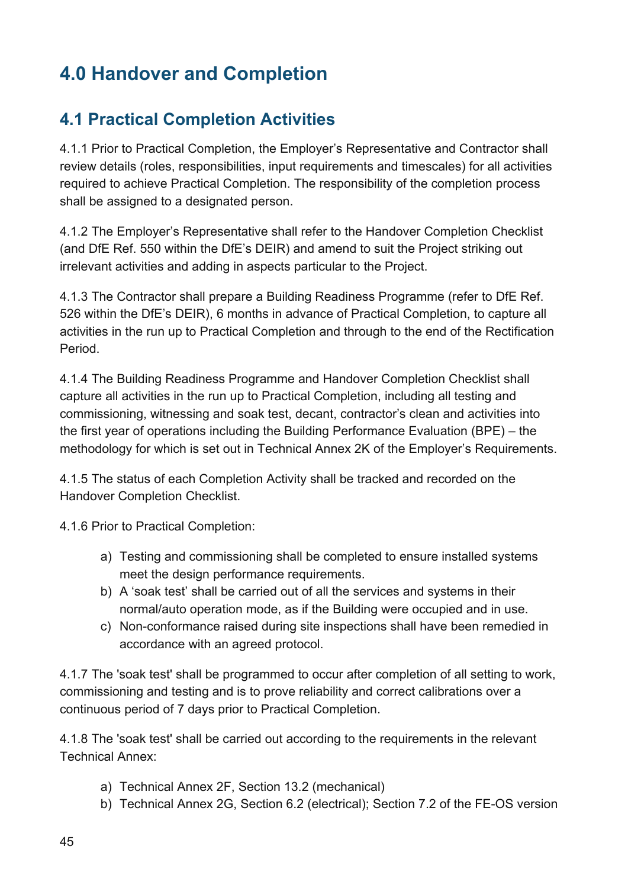# 4.0 Handover and Completion

## 4.1 Practical Completion Activities

4.1.1 Prior to Practical Completion, the Employer's Representative and Contractor shall review details (roles, responsibilities, input requirements and timescales) for all activities required to achieve Practical Completion. The responsibility of the completion process shall be assigned to a designated person.

4.1.2 The Employer's Representative shall refer to the Handover Completion Checklist (and DfE Ref. 550 within the DfE's DEIR) and amend to suit the Project striking out irrelevant activities and adding in aspects particular to the Project.

4.1.3 The Contractor shall prepare a Building Readiness Programme (refer to DfE Ref. 526 within the DfE's DEIR), 6 months in advance of Practical Completion, to capture all activities in the run up to Practical Completion and through to the end of the Rectification Period.

4.1.4 The Building Readiness Programme and Handover Completion Checklist shall capture all activities in the run up to Practical Completion, including all testing and commissioning, witnessing and soak test, decant, contractor's clean and activities into the first year of operations including the Building Performance Evaluation (BPE) – the methodology for which is set out in Technical Annex 2K of the Employer's Requirements.

4.1.5 The status of each Completion Activity shall be tracked and recorded on the Handover Completion Checklist.

4.1.6 Prior to Practical Completion:

a) Testing and commissioning shall be completed to ensure installed systems meet the design performance requirements.
b) A 'soak test' shall be carried out of all the services and systems in their normal/auto operation mode, as if the Building were occupied and in use.
c) Non-conformance raised during site inspections shall have been remedied in accordance with an agreed protocol.

4.1.7 The 'soak test' shall be programmed to occur after completion of all setting to work, commissioning and testing and is to prove reliability and correct calibrations over a continuous period of 7 days prior to Practical Completion.

4.1.8 The 'soak test' shall be carried out according to the requirements in the relevant Technical Annex:

a) Technical Annex 2F, Section 13.2 (mechanical)
b) Technical Annex 2G, Section 6.2 (electrical); Section 7.2 of the FE-OS version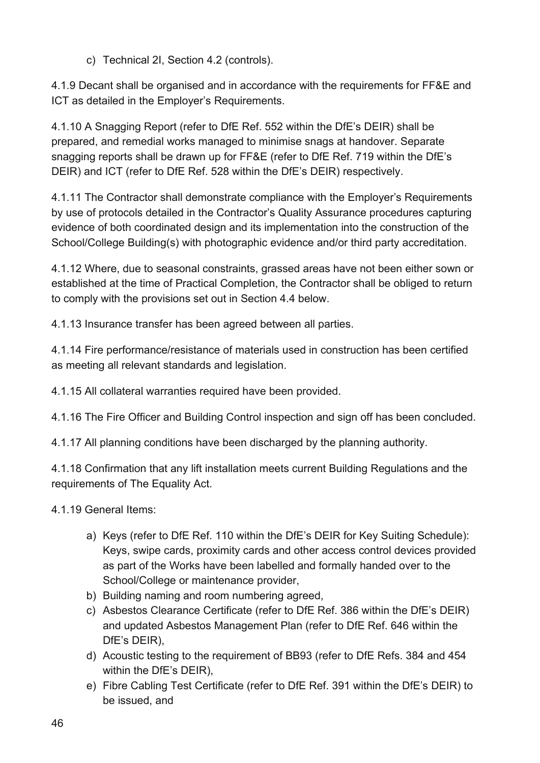c) Technical 2I, Section 4.2 (controls).

4.1.9 Decant shall be organised and in accordance with the requirements for FF&E and ICT as detailed in the Employer's Requirements.

4.1.10 A Snagging Report (refer to DfE Ref. 552 within the DfE's DEIR) shall be prepared, and remedial works managed to minimise snags at handover. Separate snagging reports shall be drawn up for FF&E (refer to DfE Ref. 719 within the DfE's DEIR) and ICT (refer to DfE Ref. 528 within the DfE's DEIR) respectively.

4.1.11 The Contractor shall demonstrate compliance with the Employer's Requirements by use of protocols detailed in the Contractor's Quality Assurance procedures capturing evidence of both coordinated design and its implementation into the construction of the School/College Building(s) with photographic evidence and/or third party accreditation.

4.1.12 Where, due to seasonal constraints, grassed areas have not been either sown or established at the time of Practical Completion, the Contractor shall be obliged to return to comply with the provisions set out in Section 4.4 below.

4.1.13 Insurance transfer has been agreed between all parties.

4.1.14 Fire performance/resistance of materials used in construction has been certified as meeting all relevant standards and legislation.

4.1.15 All collateral warranties required have been provided.

4.1.16 The Fire Officer and Building Control inspection and sign off has been concluded.

4.1.17 All planning conditions have been discharged by the planning authority.

4.1.18 Confirmation that any lift installation meets current Building Regulations and the requirements of The Equality Act.

4.1.19 General Items:

a) Keys (refer to DfE Ref. 110 within the DfE's DEIR for Key Suiting Schedule): Keys, swipe cards, proximity cards and other access control devices provided as part of the Works have been labelled and formally handed over to the School/College or maintenance provider,
b) Building naming and room numbering agreed,
c) Asbestos Clearance Certificate (refer to DfE Ref. 386 within the DfE's DEIR) and updated Asbestos Management Plan (refer to DfE Ref. 646 within the DfE's DEIR),
d) Acoustic testing to the requirement of BB93 (refer to DfE Refs. 384 and 454 within the DfE's DEIR),
e) Fibre Cabling Test Certificate (refer to DfE Ref. 391 within the DfE's DEIR) to be issued, and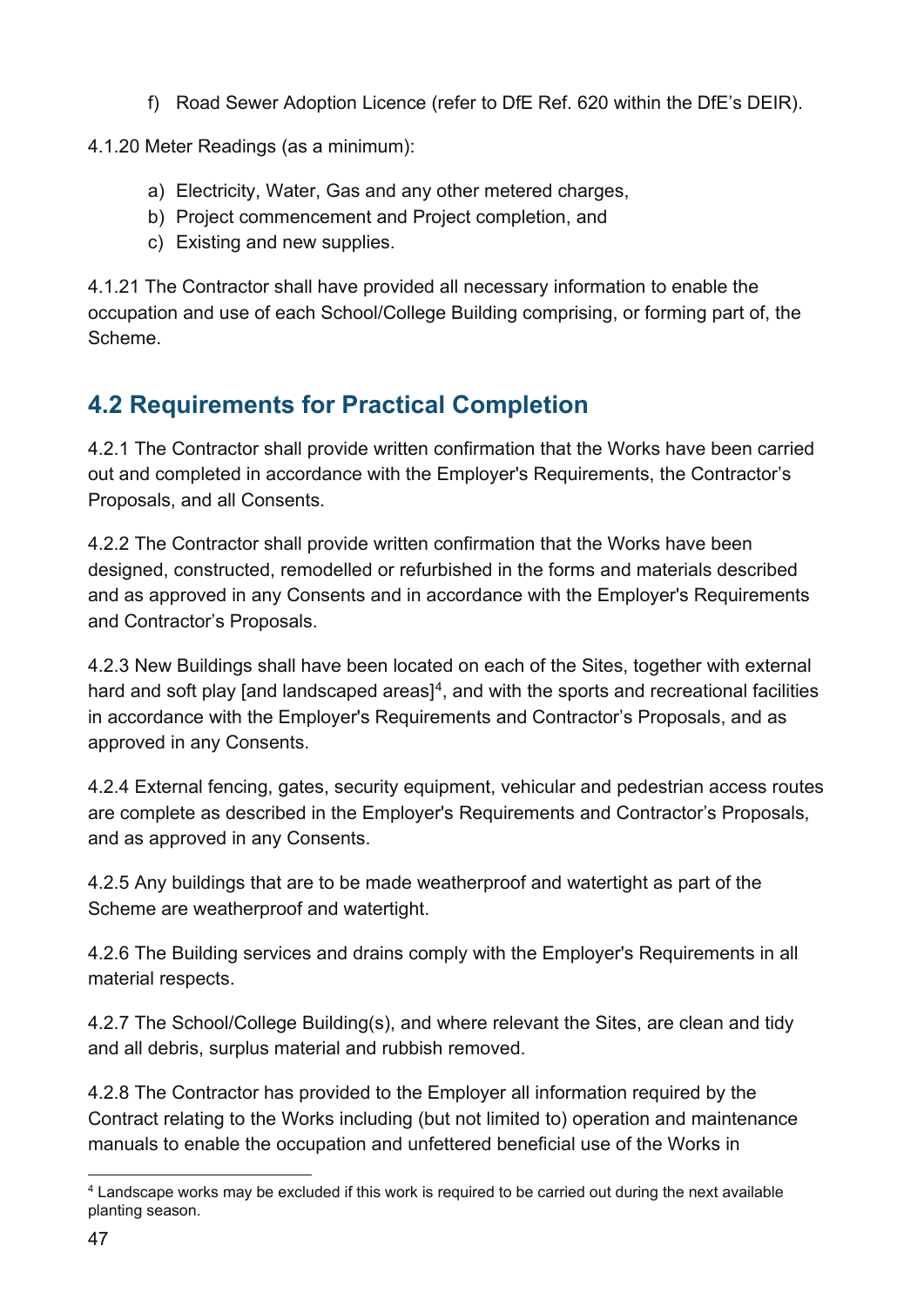f) Road Sewer Adoption Licence (refer to DfE Ref. 620 within the DfE's DEIR).

4.1.20 Meter Readings (as a minimum):

a) Electricity, Water, Gas and any other metered charges,
b) Project commencement and Project completion, and
c) Existing and new supplies.

4.1.21 The Contractor shall have provided all necessary information to enable the occupation and use of each School/College Building comprising, or forming part of, the Scheme.

## 4.2 Requirements for Practical Completion

4.2.1 The Contractor shall provide written confirmation that the Works have been carried out and completed in accordance with the Employer's Requirements, the Contractor's Proposals, and all Consents.

4.2.2 The Contractor shall provide written confirmation that the Works have been designed, constructed, remodelled or refurbished in the forms and materials described and as approved in any Consents and in accordance with the Employer's Requirements and Contractor's Proposals.

4.2.3 New Buildings shall have been located on each of the Sites, together with external hard and soft play [and landscaped areas][4], and with the sports and recreational facilities in accordance with the Employer's Requirements and Contractor's Proposals, and as approved in any Consents.

4.2.4 External fencing, gates, security equipment, vehicular and pedestrian access routes are complete as described in the Employer's Requirements and Contractor's Proposals, and as approved in any Consents.

4.2.5 Any buildings that are to be made weatherproof and watertight as part of the Scheme are weatherproof and watertight.

4.2.6 The Building services and drains comply with the Employer's Requirements in all material respects.

4.2.7 The School/College Building(s), and where relevant the Sites, are clean and tidy and all debris, surplus material and rubbish removed.

4.2.8 The Contractor has provided to the Employer all information required by the Contract relating to the Works including (but not limited to) operation and maintenance manuals to enable the occupation and unfettered beneficial use of the Works in

[4] Landscape works may be excluded if this work is required to be carried out during the next available planting season.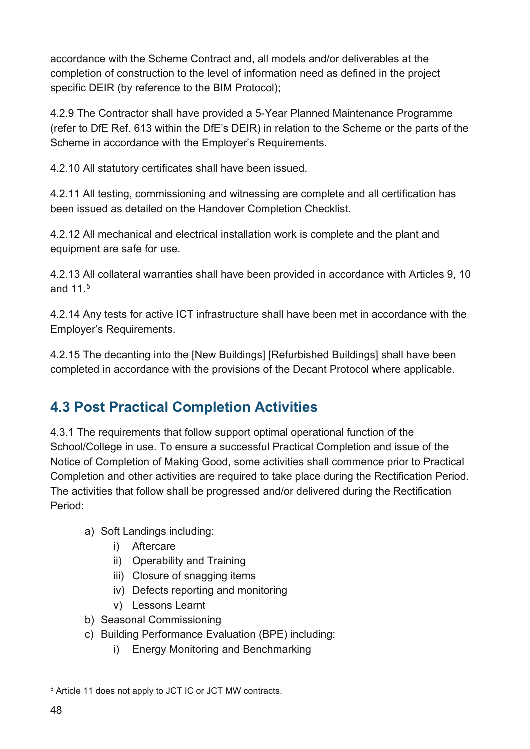accordance with the Scheme Contract and, all models and/or deliverables at the completion of construction to the level of information need as defined in the project specific DEIR (by reference to the BIM Protocol);

4.2.9 The Contractor shall have provided a 5-Year Planned Maintenance Programme (refer to DfE Ref. 613 within the DfE's DEIR) in relation to the Scheme or the parts of the Scheme in accordance with the Employer's Requirements.

4.2.10 All statutory certificates shall have been issued.

4.2.11 All testing, commissioning and witnessing are complete and all certification has been issued as detailed on the Handover Completion Checklist.

4.2.12 All mechanical and electrical installation work is complete and the plant and equipment are safe for use.

4.2.13 All collateral warranties shall have been provided in accordance with Articles 9, 10 and 11.[5]

4.2.14 Any tests for active ICT infrastructure shall have been met in accordance with the Employer's Requirements.

4.2.15 The decanting into the [New Buildings] [Refurbished Buildings] shall have been completed in accordance with the provisions of the Decant Protocol where applicable.

## 4.3 Post Practical Completion Activities

4.3.1 The requirements that follow support optimal operational function of the School/College in use. To ensure a successful Practical Completion and issue of the Notice of Completion of Making Good, some activities shall commence prior to Practical Completion and other activities are required to take place during the Rectification Period. The activities that follow shall be progressed and/or delivered during the Rectification Period:

a) Soft Landings including:
    i) Aftercare
    ii) Operability and Training
    iii) Closure of snagging items
    iv) Defects reporting and monitoring
    v) Lessons Learnt
b) Seasonal Commissioning
c) Building Performance Evaluation (BPE) including:
    i) Energy Monitoring and Benchmarking

[5] Article 11 does not apply to JCT IC or JCT MW contracts.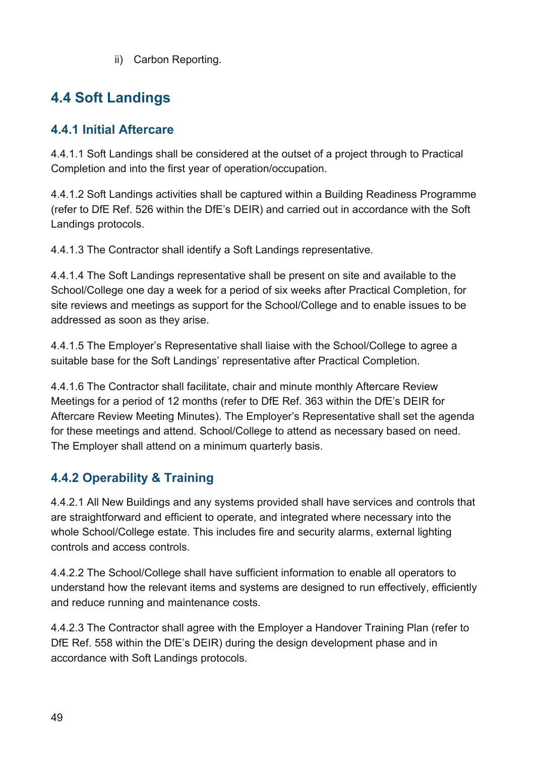ii) Carbon Reporting.

## 4.4 Soft Landings

### 4.4.1 Initial Aftercare

4.4.1.1 Soft Landings shall be considered at the outset of a project through to Practical Completion and into the first year of operation/occupation.

4.4.1.2 Soft Landings activities shall be captured within a Building Readiness Programme (refer to DfE Ref. 526 within the DfE's DEIR) and carried out in accordance with the Soft Landings protocols.

4.4.1.3 The Contractor shall identify a Soft Landings representative.

4.4.1.4 The Soft Landings representative shall be present on site and available to the School/College one day a week for a period of six weeks after Practical Completion, for site reviews and meetings as support for the School/College and to enable issues to be addressed as soon as they arise.

4.4.1.5 The Employer's Representative shall liaise with the School/College to agree a suitable base for the Soft Landings' representative after Practical Completion.

4.4.1.6 The Contractor shall facilitate, chair and minute monthly Aftercare Review Meetings for a period of 12 months (refer to DfE Ref. 363 within the DfE's DEIR for Aftercare Review Meeting Minutes). The Employer's Representative shall set the agenda for these meetings and attend. School/College to attend as necessary based on need. The Employer shall attend on a minimum quarterly basis.

### 4.4.2 Operability & Training

4.4.2.1 All New Buildings and any systems provided shall have services and controls that are straightforward and efficient to operate, and integrated where necessary into the whole School/College estate. This includes fire and security alarms, external lighting controls and access controls.

4.4.2.2 The School/College shall have sufficient information to enable all operators to understand how the relevant items and systems are designed to run effectively, efficiently and reduce running and maintenance costs.

4.4.2.3 The Contractor shall agree with the Employer a Handover Training Plan (refer to DfE Ref. 558 within the DfE's DEIR) during the design development phase and in accordance with Soft Landings protocols.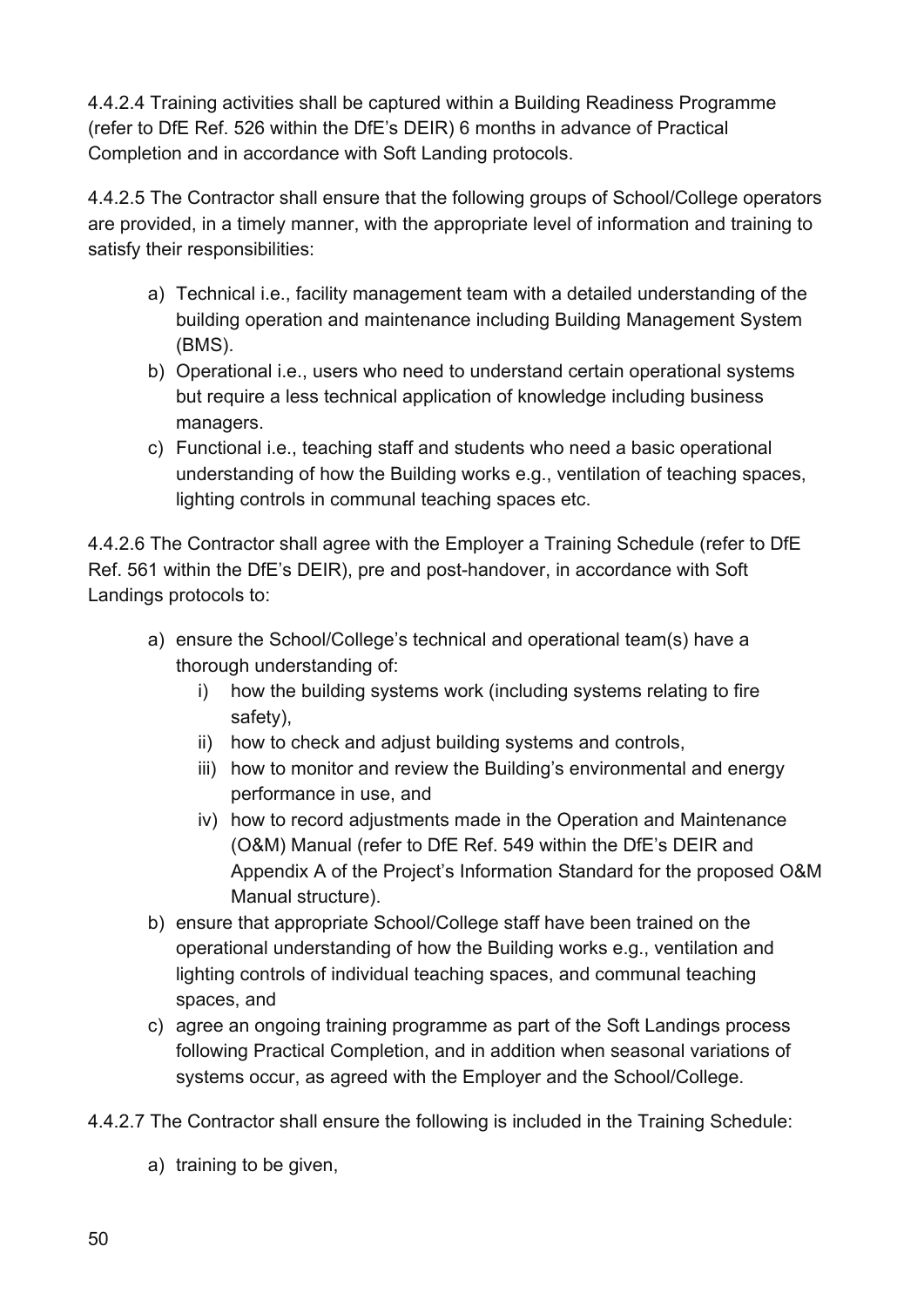4.4.2.4 Training activities shall be captured within a Building Readiness Programme (refer to DfE Ref. 526 within the DfE's DEIR) 6 months in advance of Practical Completion and in accordance with Soft Landing protocols.

4.4.2.5 The Contractor shall ensure that the following groups of School/College operators are provided, in a timely manner, with the appropriate level of information and training to satisfy their responsibilities:

a) Technical i.e., facility management team with a detailed understanding of the building operation and maintenance including Building Management System (BMS).
b) Operational i.e., users who need to understand certain operational systems but require a less technical application of knowledge including business managers.
c) Functional i.e., teaching staff and students who need a basic operational understanding of how the Building works e.g., ventilation of teaching spaces, lighting controls in communal teaching spaces etc.

4.4.2.6 The Contractor shall agree with the Employer a Training Schedule (refer to DfE Ref. 561 within the DfE's DEIR), pre and post-handover, in accordance with Soft Landings protocols to:

a) ensure the School/College's technical and operational team(s) have a thorough understanding of:
    i) how the building systems work (including systems relating to fire safety),
    ii) how to check and adjust building systems and controls,
    iii) how to monitor and review the Building's environmental and energy performance in use, and
    iv) how to record adjustments made in the Operation and Maintenance (O&M) Manual (refer to DfE Ref. 549 within the DfE's DEIR and Appendix A of the Project's Information Standard for the proposed O&M Manual structure).
b) ensure that appropriate School/College staff have been trained on the operational understanding of how the Building works e.g., ventilation and lighting controls of individual teaching spaces, and communal teaching spaces, and
c) agree an ongoing training programme as part of the Soft Landings process following Practical Completion, and in addition when seasonal variations of systems occur, as agreed with the Employer and the School/College.

4.4.2.7 The Contractor shall ensure the following is included in the Training Schedule:

a) training to be given,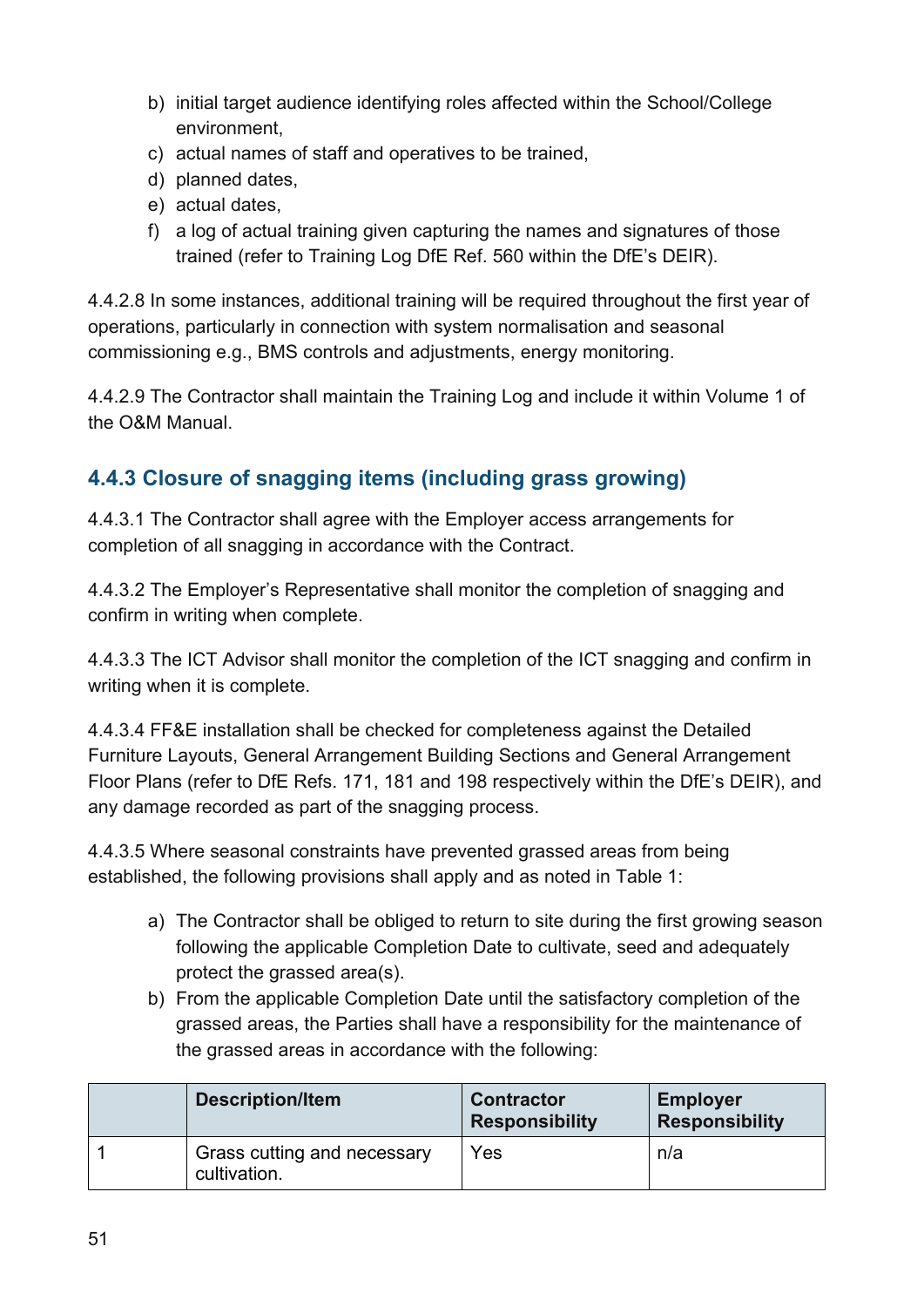b) initial target audience identifying roles affected within the School/College environment,
c) actual names of staff and operatives to be trained,
d) planned dates,
e) actual dates,
f) a log of actual training given capturing the names and signatures of those trained (refer to Training Log DfE Ref. 560 within the DfE's DEIR).

4.4.2.8 In some instances, additional training will be required throughout the first year of operations, particularly in connection with system normalisation and seasonal commissioning e.g., BMS controls and adjustments, energy monitoring.

4.4.2.9 The Contractor shall maintain the Training Log and include it within Volume 1 of the O&M Manual.

### 4.4.3 Closure of snagging items (including grass growing)

4.4.3.1 The Contractor shall agree with the Employer access arrangements for completion of all snagging in accordance with the Contract.

4.4.3.2 The Employer's Representative shall monitor the completion of snagging and confirm in writing when complete.

4.4.3.3 The ICT Advisor shall monitor the completion of the ICT snagging and confirm in writing when it is complete.

4.4.3.4 FF&E installation shall be checked for completeness against the Detailed Furniture Layouts, General Arrangement Building Sections and General Arrangement Floor Plans (refer to DfE Refs. 171, 181 and 198 respectively within the DfE's DEIR), and any damage recorded as part of the snagging process.

4.4.3.5 Where seasonal constraints have prevented grassed areas from being established, the following provisions shall apply and as noted in Table 1:

a) The Contractor shall be obliged to return to site during the first growing season following the applicable Completion Date to cultivate, seed and adequately protect the grassed area(s).
b) From the applicable Completion Date until the satisfactory completion of the grassed areas, the Parties shall have a responsibility for the maintenance of the grassed areas in accordance with the following:

| | Description/Item | Contractor Responsibility | Employer Responsibility |
|---|---|---|---|
| 1 | Grass cutting and necessary cultivation. | Yes | n/a |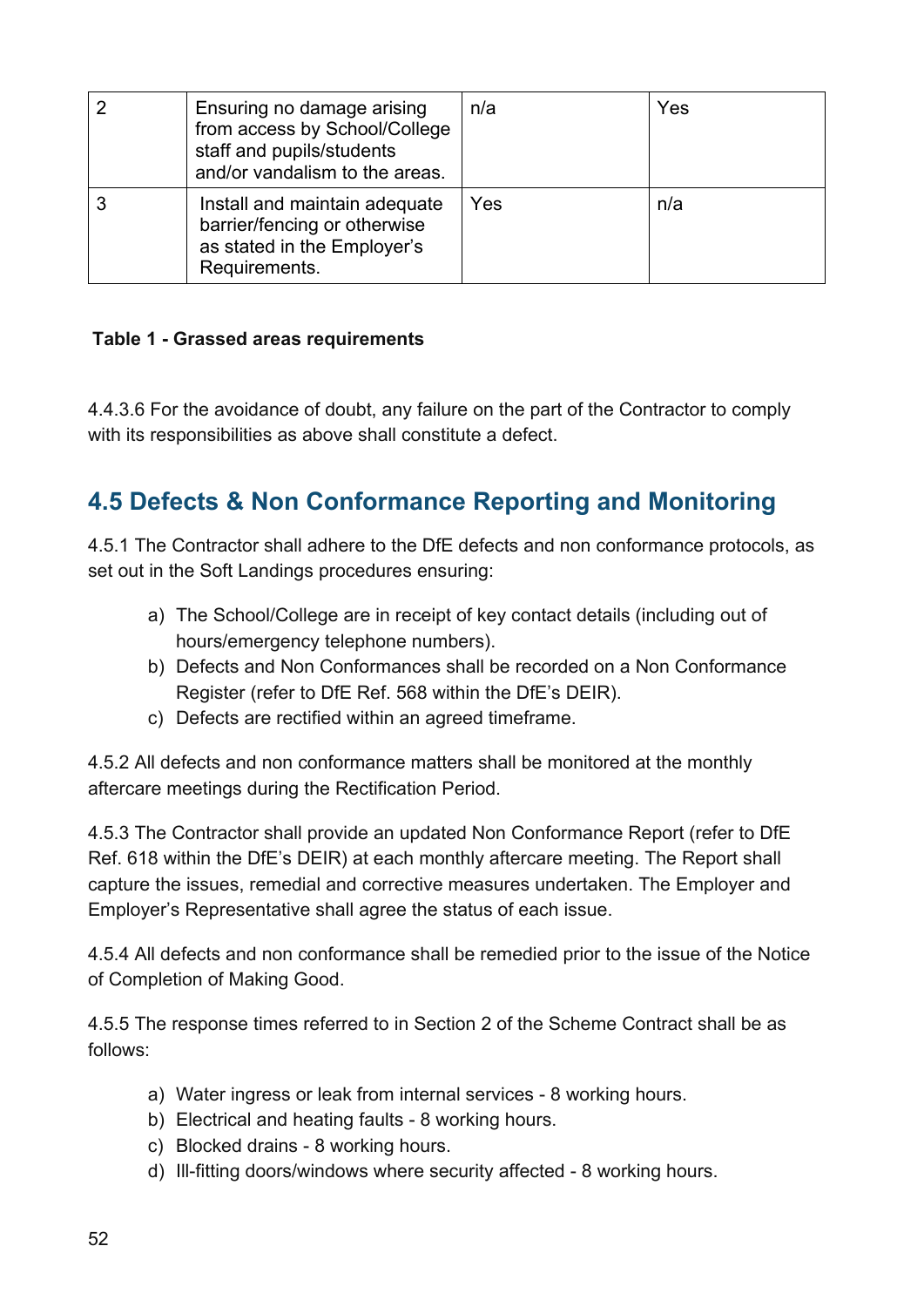| 2 | Ensuring no damage arising from access by School/College staff and pupils/students and/or vandalism to the areas. | n/a | Yes |
|---|---|---|---|
| 3 | Install and maintain adequate barrier/fencing or otherwise as stated in the Employer's Requirements. | Yes | n/a |

**Table 1 - Grassed areas requirements**

4.4.3.6 For the avoidance of doubt, any failure on the part of the Contractor to comply with its responsibilities as above shall constitute a defect.

## 4.5 Defects & Non Conformance Reporting and Monitoring

4.5.1 The Contractor shall adhere to the DfE defects and non conformance protocols, as set out in the Soft Landings procedures ensuring:

a) The School/College are in receipt of key contact details (including out of hours/emergency telephone numbers).
b) Defects and Non Conformances shall be recorded on a Non Conformance Register (refer to DfE Ref. 568 within the DfE's DEIR).
c) Defects are rectified within an agreed timeframe.

4.5.2 All defects and non conformance matters shall be monitored at the monthly aftercare meetings during the Rectification Period.

4.5.3 The Contractor shall provide an updated Non Conformance Report (refer to DfE Ref. 618 within the DfE's DEIR) at each monthly aftercare meeting. The Report shall capture the issues, remedial and corrective measures undertaken. The Employer and Employer's Representative shall agree the status of each issue.

4.5.4 All defects and non conformance shall be remedied prior to the issue of the Notice of Completion of Making Good.

4.5.5 The response times referred to in Section 2 of the Scheme Contract shall be as follows:

a) Water ingress or leak from internal services - 8 working hours.
b) Electrical and heating faults - 8 working hours.
c) Blocked drains - 8 working hours.
d) Ill-fitting doors/windows where security affected - 8 working hours.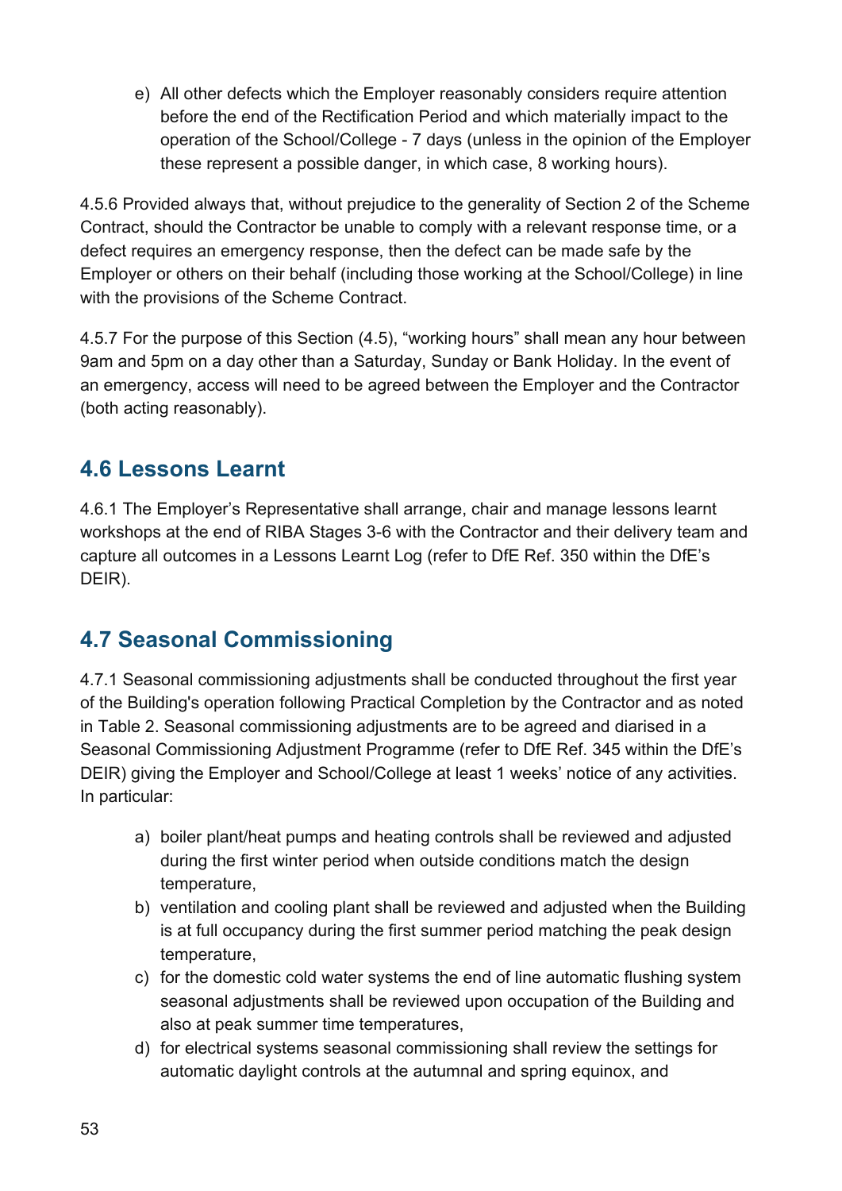e) All other defects which the Employer reasonably considers require attention before the end of the Rectification Period and which materially impact to the operation of the School/College - 7 days (unless in the opinion of the Employer these represent a possible danger, in which case, 8 working hours).

4.5.6 Provided always that, without prejudice to the generality of Section 2 of the Scheme Contract, should the Contractor be unable to comply with a relevant response time, or a defect requires an emergency response, then the defect can be made safe by the Employer or others on their behalf (including those working at the School/College) in line with the provisions of the Scheme Contract.

4.5.7 For the purpose of this Section (4.5), “working hours” shall mean any hour between 9am and 5pm on a day other than a Saturday, Sunday or Bank Holiday. In the event of an emergency, access will need to be agreed between the Employer and the Contractor (both acting reasonably).

## 4.6 Lessons Learnt

4.6.1 The Employer’s Representative shall arrange, chair and manage lessons learnt workshops at the end of RIBA Stages 3-6 with the Contractor and their delivery team and capture all outcomes in a Lessons Learnt Log (refer to DfE Ref. 350 within the DfE’s DEIR).

## 4.7 Seasonal Commissioning

4.7.1 Seasonal commissioning adjustments shall be conducted throughout the first year of the Building's operation following Practical Completion by the Contractor and as noted in Table 2. Seasonal commissioning adjustments are to be agreed and diarised in a Seasonal Commissioning Adjustment Programme (refer to DfE Ref. 345 within the DfE’s DEIR) giving the Employer and School/College at least 1 weeks’ notice of any activities. In particular:

a) boiler plant/heat pumps and heating controls shall be reviewed and adjusted during the first winter period when outside conditions match the design temperature,
b) ventilation and cooling plant shall be reviewed and adjusted when the Building is at full occupancy during the first summer period matching the peak design temperature,
c) for the domestic cold water systems the end of line automatic flushing system seasonal adjustments shall be reviewed upon occupation of the Building and also at peak summer time temperatures,
d) for electrical systems seasonal commissioning shall review the settings for automatic daylight controls at the autumnal and spring equinox, and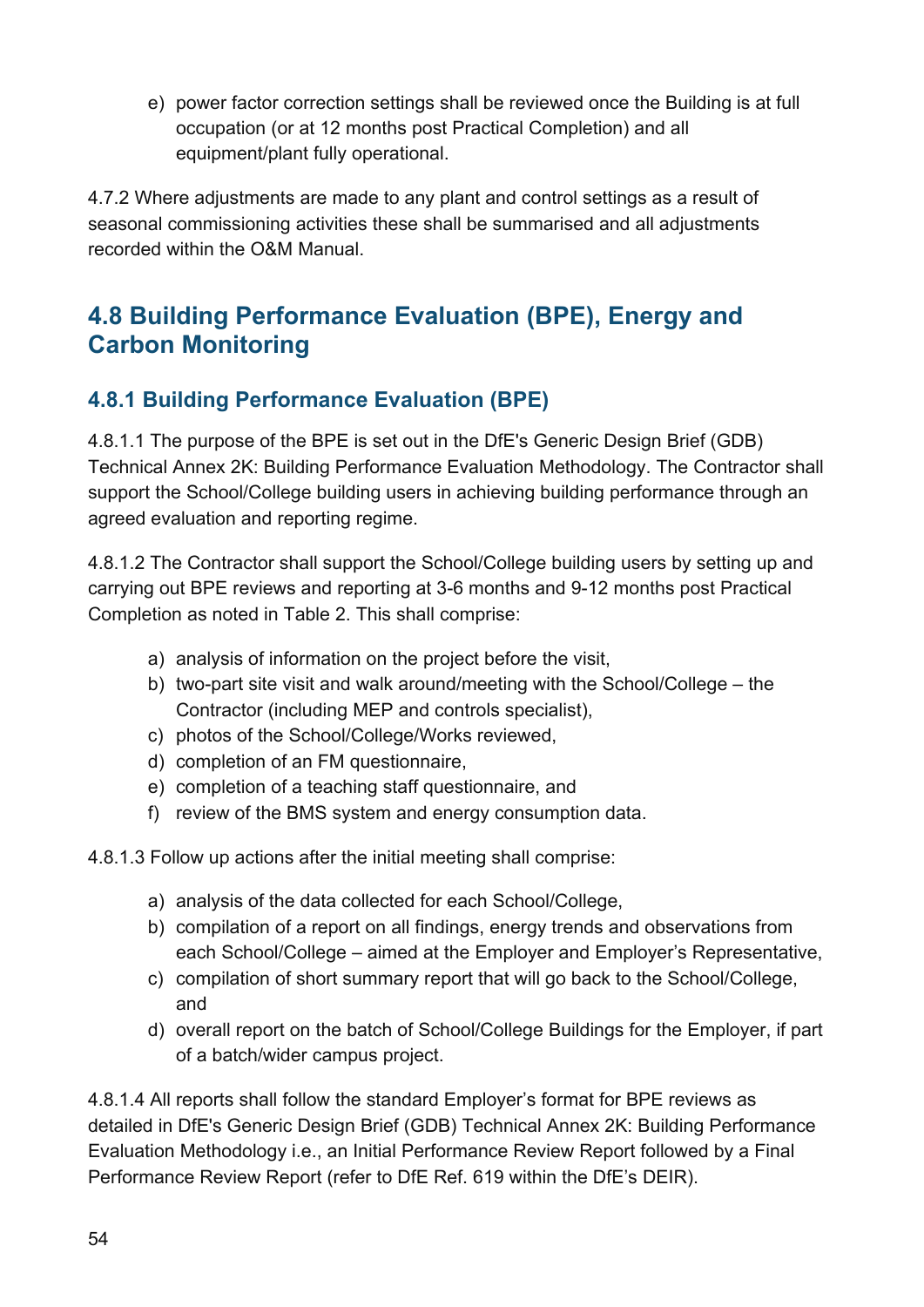e) power factor correction settings shall be reviewed once the Building is at full occupation (or at 12 months post Practical Completion) and all equipment/plant fully operational.

4.7.2 Where adjustments are made to any plant and control settings as a result of seasonal commissioning activities these shall be summarised and all adjustments recorded within the O&M Manual.

## 4.8 Building Performance Evaluation (BPE), Energy and Carbon Monitoring

### 4.8.1 Building Performance Evaluation (BPE)

4.8.1.1 The purpose of the BPE is set out in the DfE's Generic Design Brief (GDB) Technical Annex 2K: Building Performance Evaluation Methodology. The Contractor shall support the School/College building users in achieving building performance through an agreed evaluation and reporting regime.

4.8.1.2 The Contractor shall support the School/College building users by setting up and carrying out BPE reviews and reporting at 3-6 months and 9-12 months post Practical Completion as noted in Table 2. This shall comprise:

a) analysis of information on the project before the visit,
b) two-part site visit and walk around/meeting with the School/College – the Contractor (including MEP and controls specialist),
c) photos of the School/College/Works reviewed,
d) completion of an FM questionnaire,
e) completion of a teaching staff questionnaire, and
f) review of the BMS system and energy consumption data.

4.8.1.3 Follow up actions after the initial meeting shall comprise:

a) analysis of the data collected for each School/College,
b) compilation of a report on all findings, energy trends and observations from each School/College – aimed at the Employer and Employer's Representative,
c) compilation of short summary report that will go back to the School/College, and
d) overall report on the batch of School/College Buildings for the Employer, if part of a batch/wider campus project.

4.8.1.4 All reports shall follow the standard Employer's format for BPE reviews as detailed in DfE's Generic Design Brief (GDB) Technical Annex 2K: Building Performance Evaluation Methodology i.e., an Initial Performance Review Report followed by a Final Performance Review Report (refer to DfE Ref. 619 within the DfE's DEIR).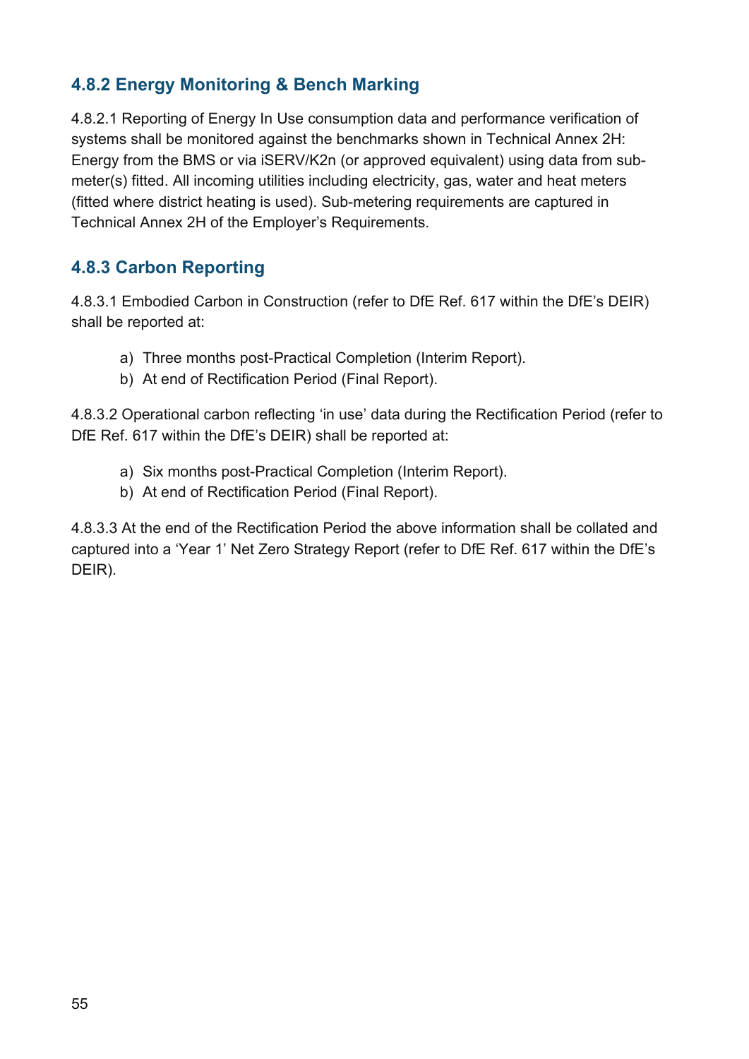### 4.8.2 Energy Monitoring & Bench Marking

4.8.2.1 Reporting of Energy In Use consumption data and performance verification of systems shall be monitored against the benchmarks shown in Technical Annex 2H: Energy from the BMS or via iSERV/K2n (or approved equivalent) using data from sub-meter(s) fitted. All incoming utilities including electricity, gas, water and heat meters (fitted where district heating is used). Sub-metering requirements are captured in Technical Annex 2H of the Employer's Requirements.

### 4.8.3 Carbon Reporting

4.8.3.1 Embodied Carbon in Construction (refer to DfE Ref. 617 within the DfE's DEIR) shall be reported at:

a) Three months post-Practical Completion (Interim Report).
b) At end of Rectification Period (Final Report).

4.8.3.2 Operational carbon reflecting 'in use' data during the Rectification Period (refer to DfE Ref. 617 within the DfE's DEIR) shall be reported at:

a) Six months post-Practical Completion (Interim Report).
b) At end of Rectification Period (Final Report).

4.8.3.3 At the end of the Rectification Period the above information shall be collated and captured into a 'Year 1' Net Zero Strategy Report (refer to DfE Ref. 617 within the DfE's DEIR).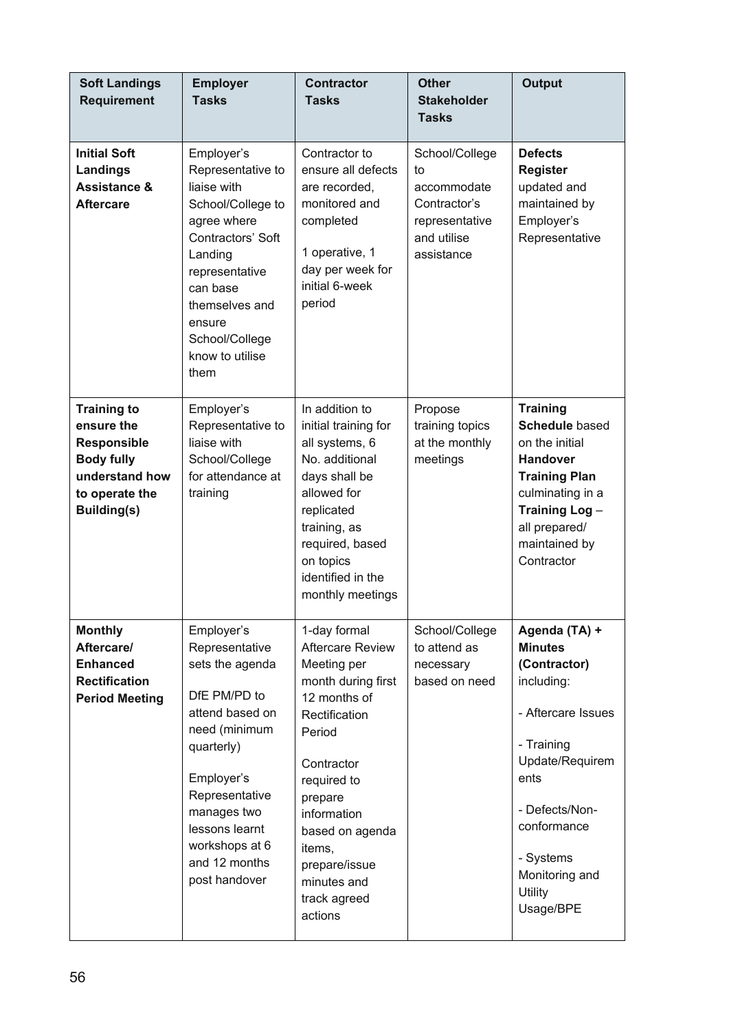| Soft Landings Requirement | Employer Tasks | Contractor Tasks | Other Stakeholder Tasks | Output |
|---|---|---|---|---|
| **Initial Soft Landings Assistance & Aftercare** | Employer's Representative to liaise with School/College to agree where Contractors' Soft Landing representative can base themselves and ensure School/College know to utilise them | Contractor to ensure all defects are recorded, monitored and completed<br><br>1 operative, 1 day per week for initial 6-week period | School/College to accommodate Contractor's representative and utilise assistance | **Defects Register** updated and maintained by Employer's Representative |
| **Training to ensure the Responsible Body fully understand how to operate the Building(s)** | Employer's Representative to liaise with School/College for attendance at training | In addition to initial training for all systems, 6 No. additional days shall be allowed for replicated training, as required, based on topics identified in the monthly meetings | Propose training topics at the monthly meetings | **Training Schedule** based on the initial **Handover Training Plan** culminating in a **Training Log** – all prepared/ maintained by Contractor |
| **Monthly Aftercare/ Enhanced Rectification Period Meeting** | Employer's Representative sets the agenda<br><br>DfE PM/PD to attend based on need (minimum quarterly)<br><br>Employer's Representative manages two lessons learnt workshops at 6 and 12 months post handover | 1-day formal Aftercare Review Meeting per month during first 12 months of Rectification Period<br><br>Contractor required to prepare information based on agenda items, prepare/issue minutes and track agreed actions | School/College to attend as necessary based on need | **Agenda (TA) + Minutes (Contractor)** including:<br><br>- Aftercare Issues<br><br>- Training Update/Requirements<br><br>- Defects/Non-conformance<br><br>- Systems Monitoring and Utility Usage/BPE |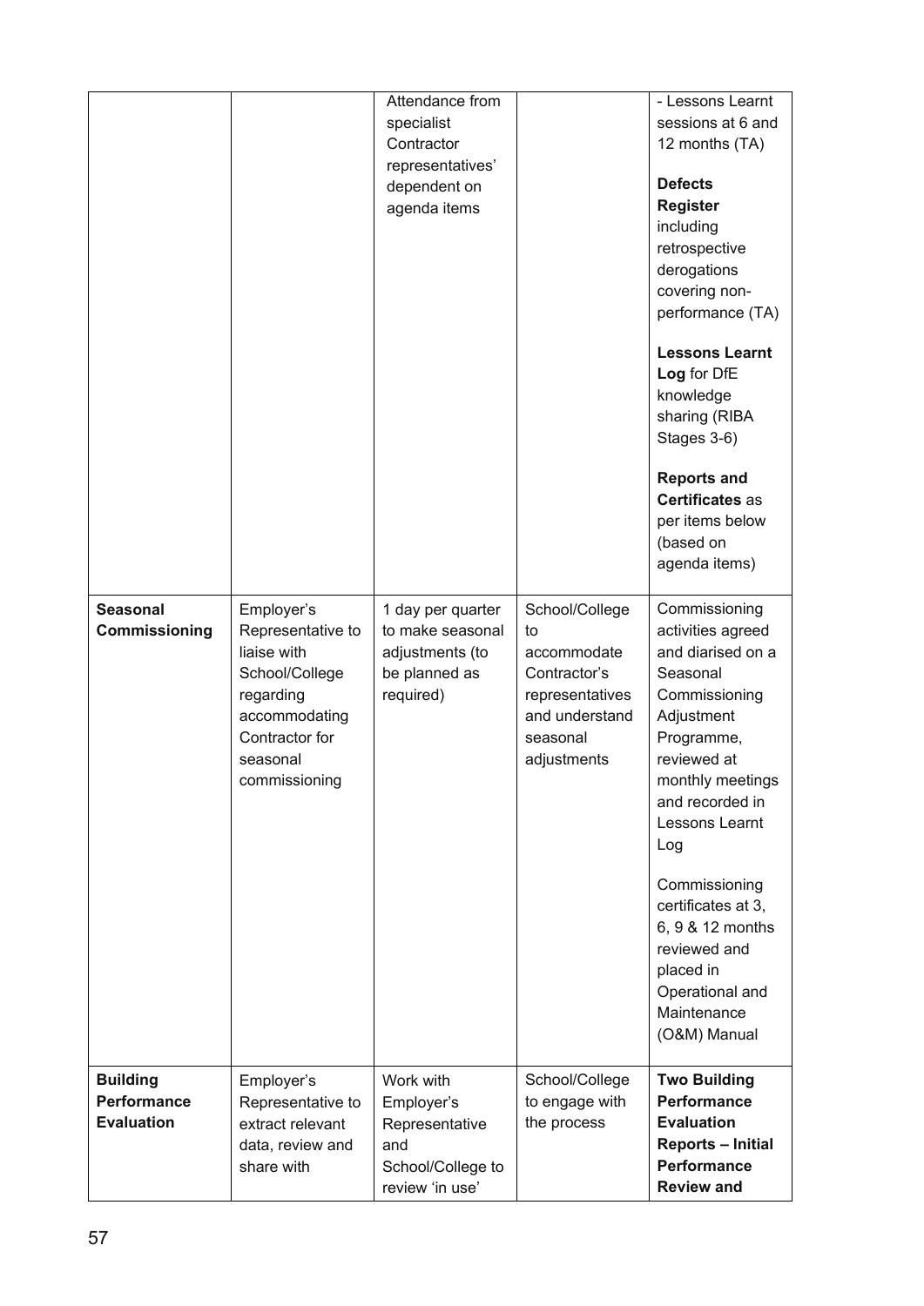| | | | | |
|---|---|---|---|---|
| | | Attendance from specialist Contractor representatives' dependent on agenda items | | - Lessons Learnt sessions at 6 and 12 months (TA)<br><br>**Defects Register** including retrospective derogations covering non-performance (TA)<br><br>**Lessons Learnt Log** for DfE knowledge sharing (RIBA Stages 3-6)<br><br>**Reports and Certificates** as per items below (based on agenda items) |
| **Seasonal Commissioning** | Employer's Representative to liaise with School/College regarding accommodating Contractor for seasonal commissioning | 1 day per quarter to make seasonal adjustments (to be planned as required) | School/College to accommodate Contractor's representatives and understand seasonal adjustments | Commissioning activities agreed and diarised on a Seasonal Commissioning Adjustment Programme, reviewed at monthly meetings and recorded in Lessons Learnt Log<br><br>Commissioning certificates at 3, 6, 9 & 12 months reviewed and placed in Operational and Maintenance (O&M) Manual |
| **Building Performance Evaluation** | Employer's Representative to extract relevant data, review and share with | Work with Employer's Representative and School/College to review 'in use' | School/College to engage with the process | **Two Building Performance Evaluation Reports – Initial Performance Review and** |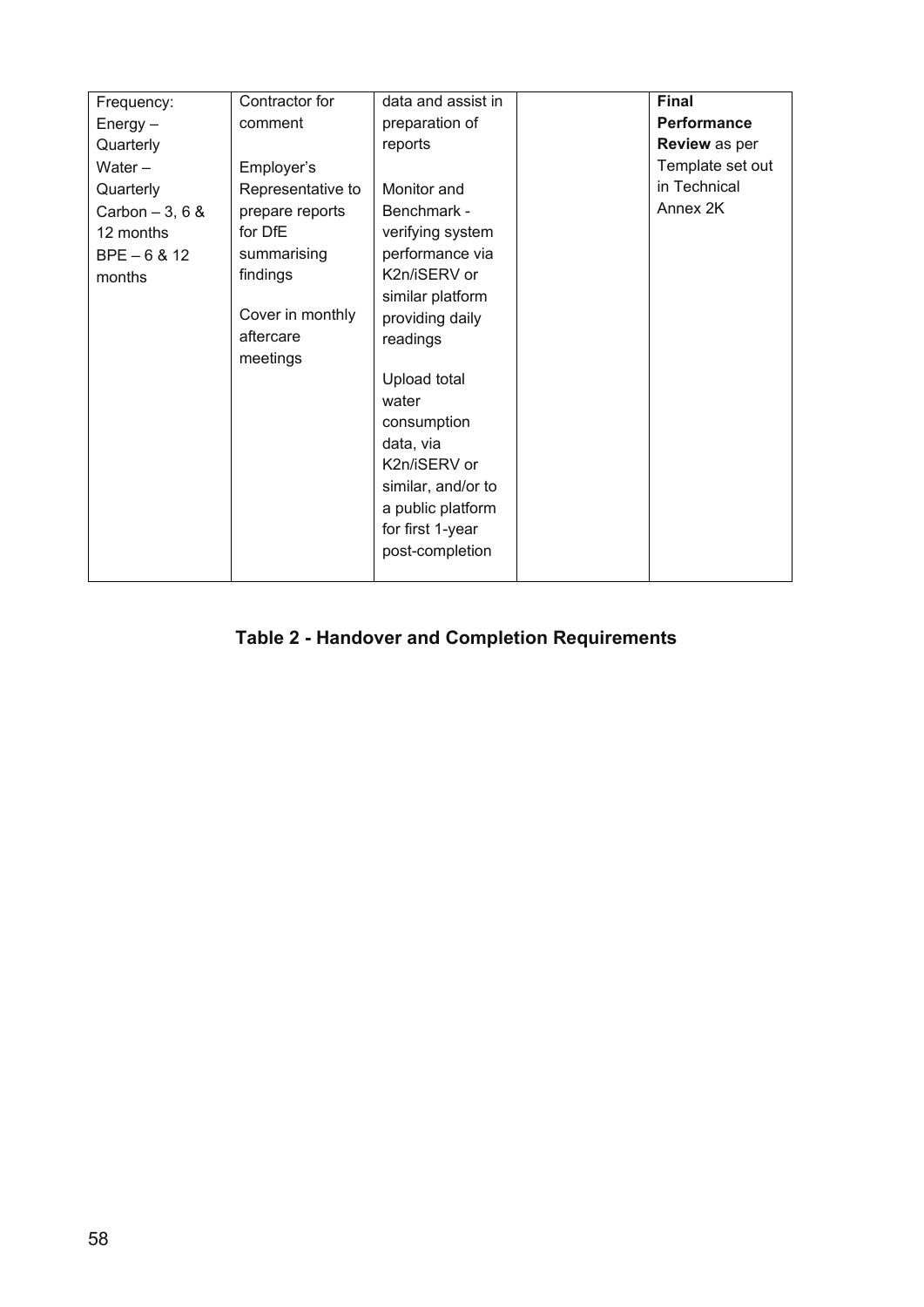| | | | | |
|---|---|---|---|---|
| Frequency:<br>Energy – Quarterly<br>Water – Quarterly<br>Carbon – 3, 6 & 12 months<br>BPE – 6 & 12 months | Contractor for comment<br><br>Employer's Representative to prepare reports for DfE summarising findings<br><br>Cover in monthly aftercare meetings | data and assist in preparation of reports<br><br>Monitor and Benchmark - verifying system performance via K2n/iSERV or similar platform providing daily readings<br><br>Upload total water consumption data, via K2n/iSERV or similar, and/or to a public platform for first 1-year post-completion | | **Final Performance Review** as per Template set out in Technical Annex 2K |

**Table 2 - Handover and Completion Requirements**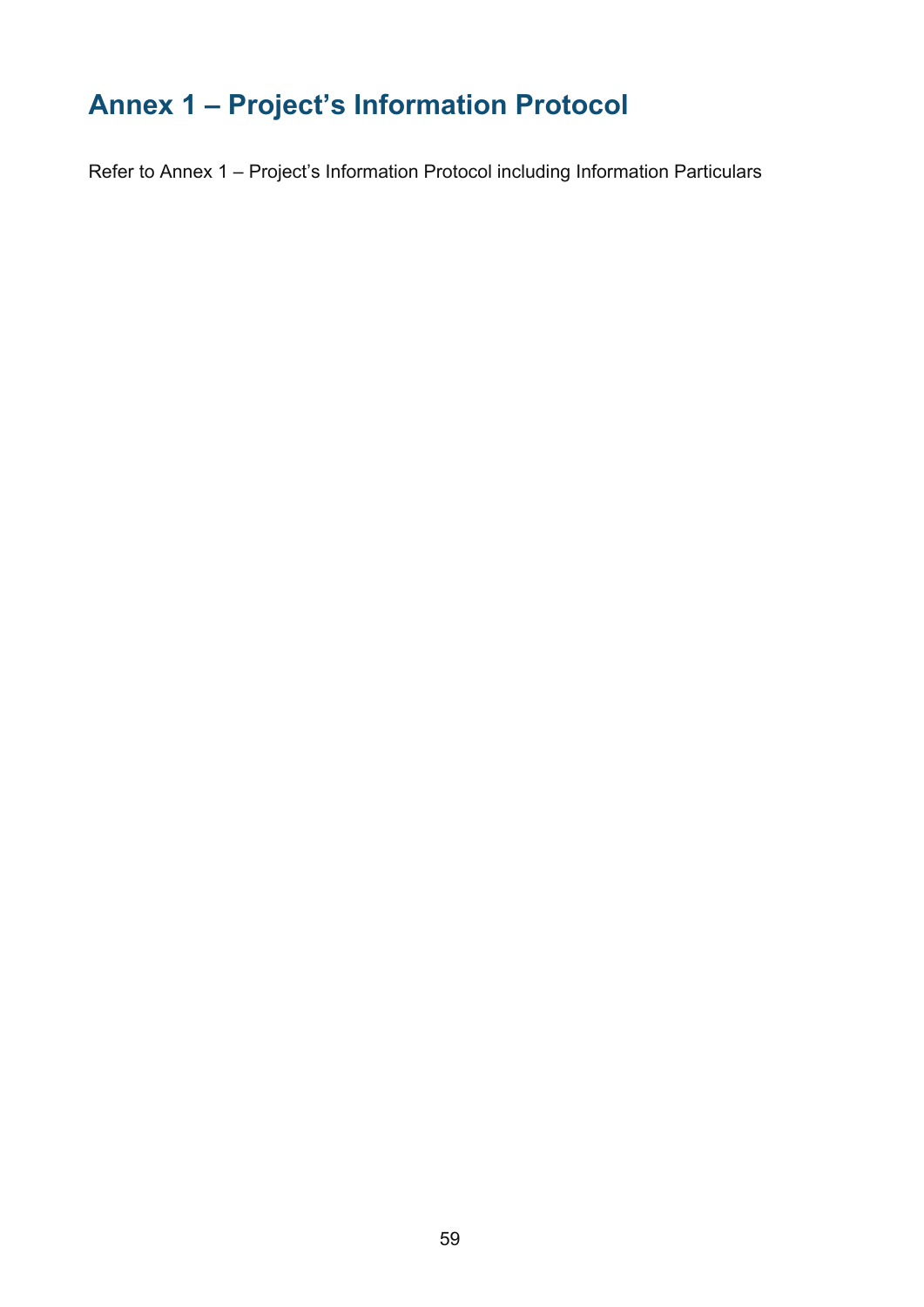# Annex 1 – Project's Information Protocol

Refer to Annex 1 – Project's Information Protocol including Information Particulars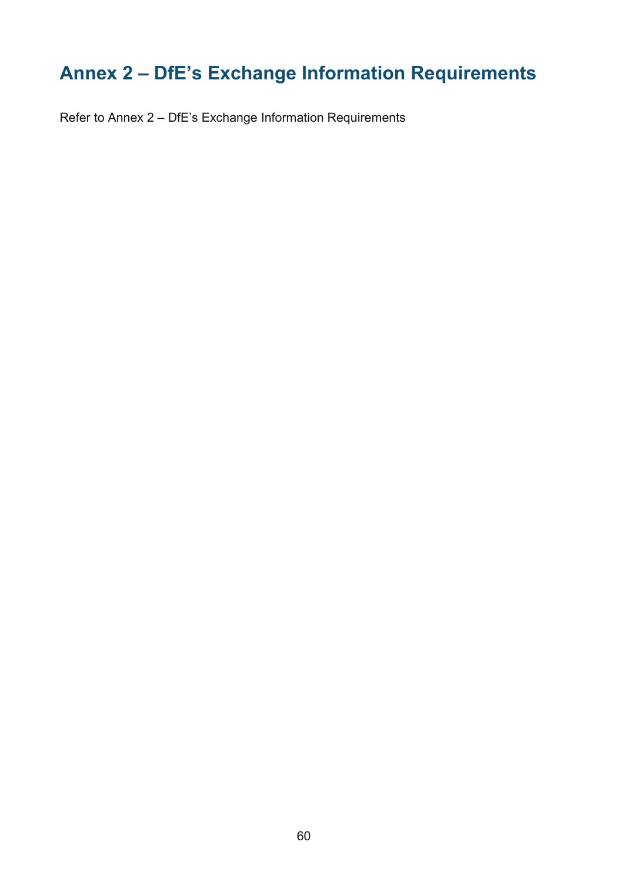# Annex 2 – DfE’s Exchange Information Requirements

Refer to Annex 2 – DfE’s Exchange Information Requirements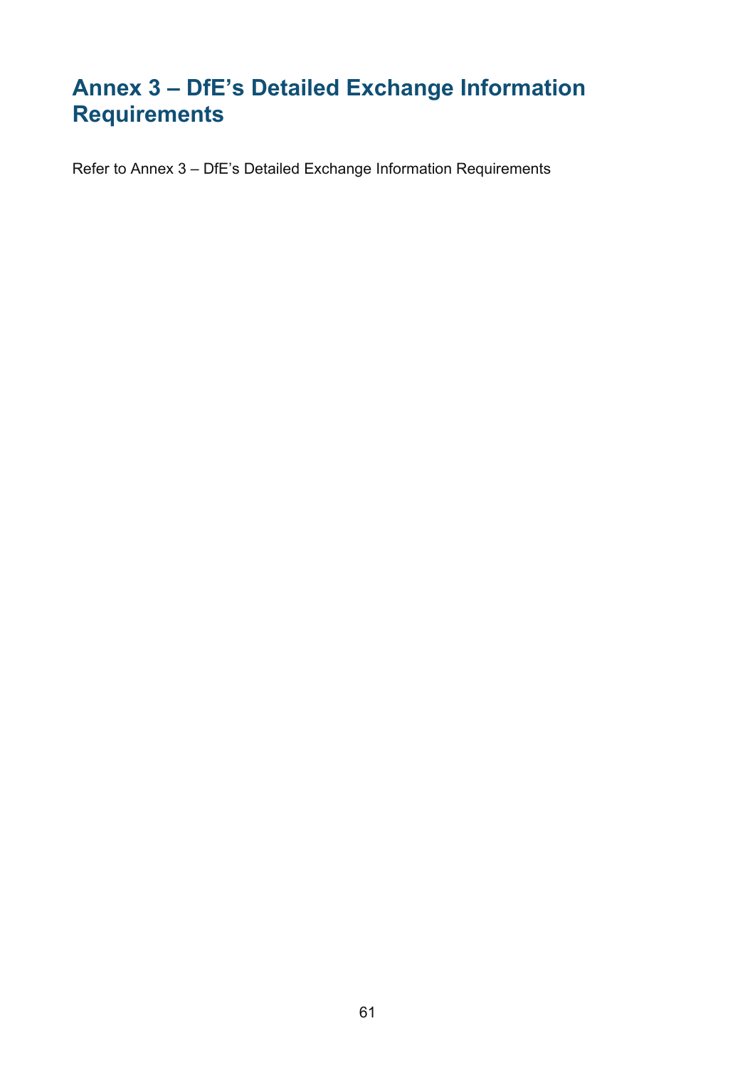# Annex 3 – DfE's Detailed Exchange Information Requirements

Refer to Annex 3 – DfE's Detailed Exchange Information Requirements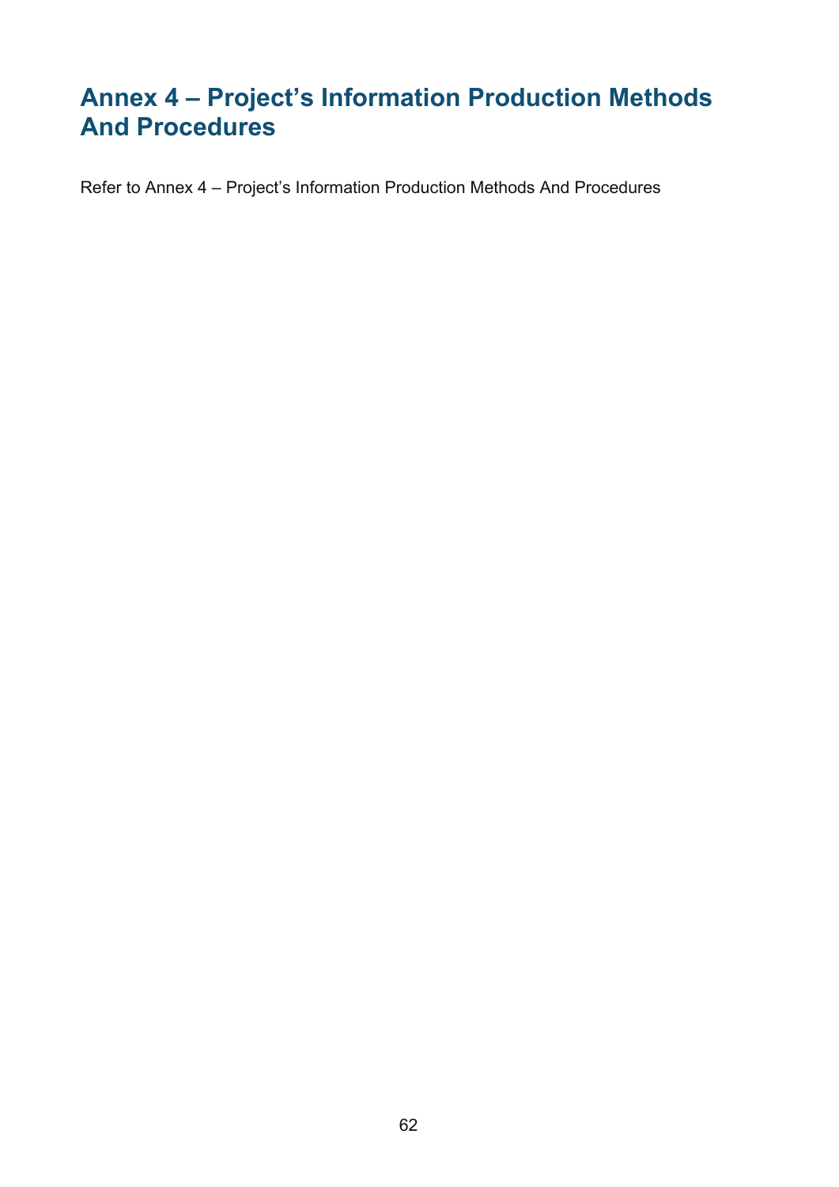# Annex 4 – Project's Information Production Methods And Procedures

Refer to Annex 4 – Project's Information Production Methods And Procedures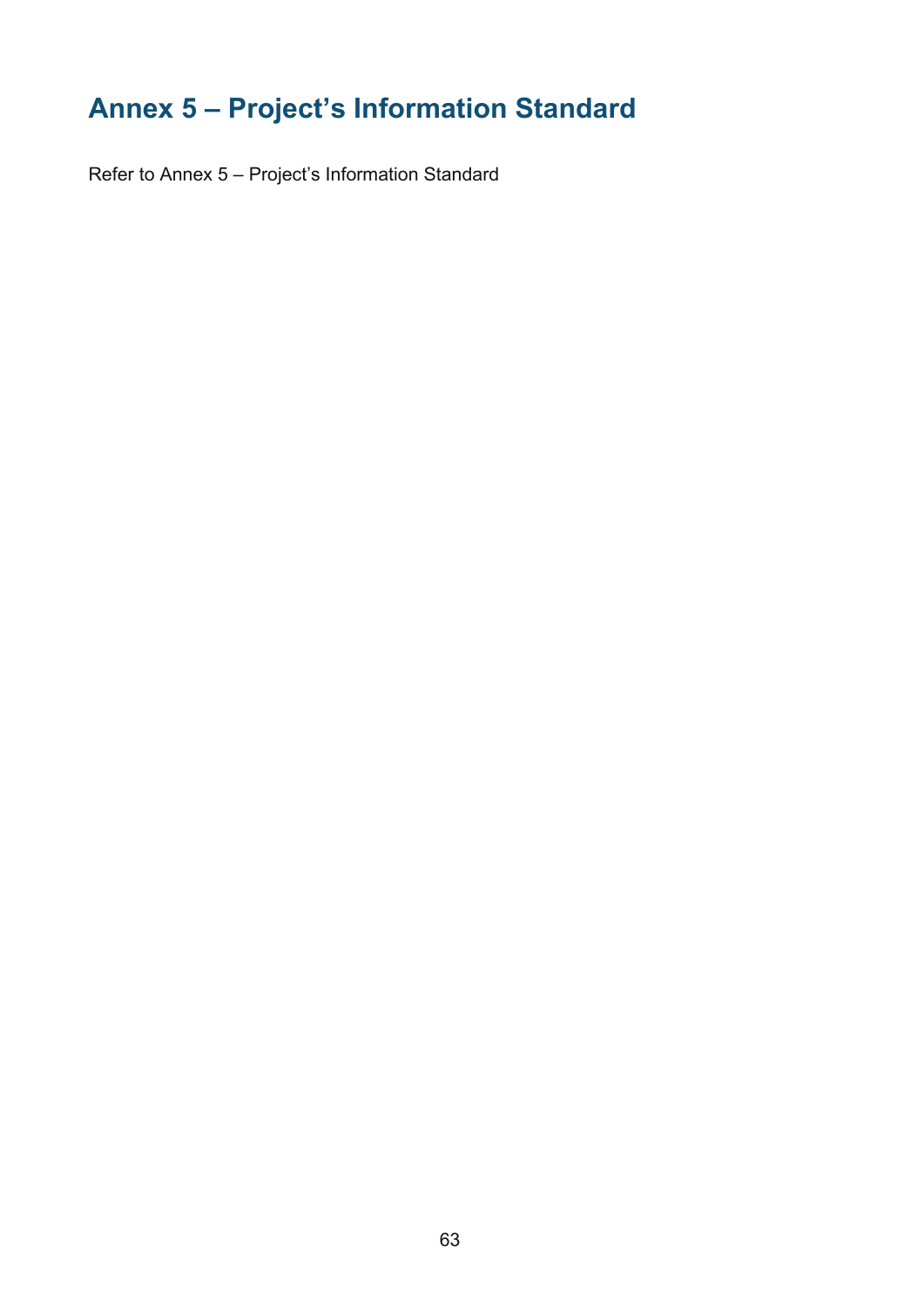# Annex 5 – Project's Information Standard

Refer to Annex 5 – Project's Information Standard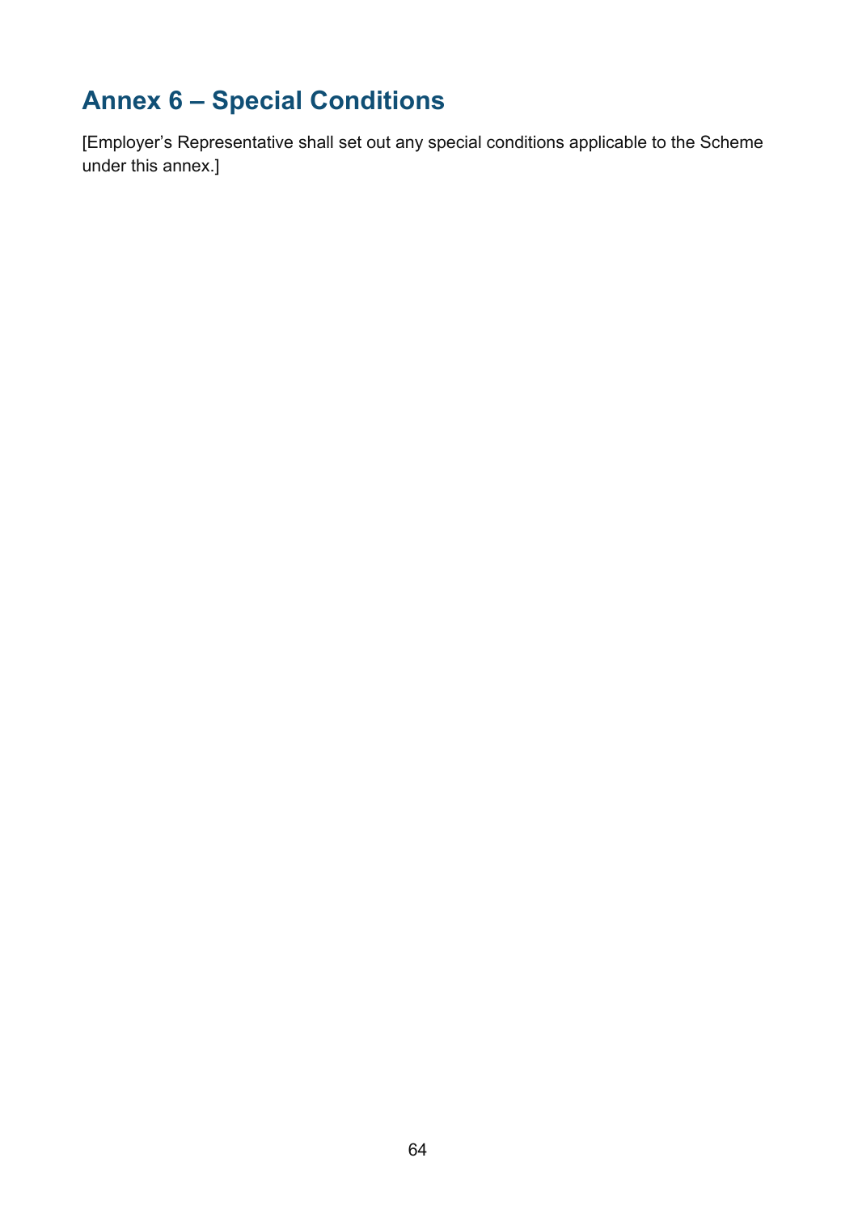# Annex 6 – Special Conditions

[Employer's Representative shall set out any special conditions applicable to the Scheme under this annex.]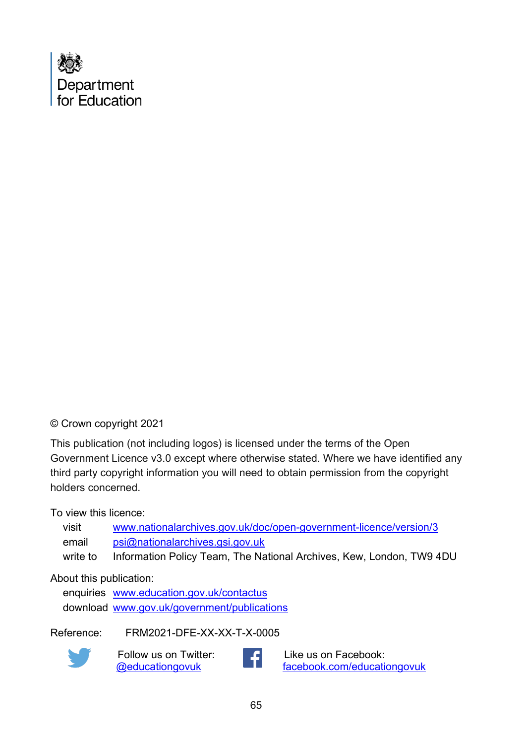Department for Education

© Crown copyright 2021

This publication (not including logos) is licensed under the terms of the Open Government Licence v3.0 except where otherwise stated. Where we have identified any third party copyright information you will need to obtain permission from the copyright holders concerned.

To view this licence:

visit www.nationalarchives.gov.uk/doc/open-government-licence/version/3
email psi@nationalarchives.gsi.gov.uk
write to Information Policy Team, The National Archives, Kew, London, TW9 4DU

About this publication:

enquiries www.education.gov.uk/contactus
download www.gov.uk/government/publications

Reference: FRM2021-DFE-XX-XX-T-X-0005

Follow us on Twitter: @educationgovuk

Like us on Facebook: facebook.com/educationgovuk